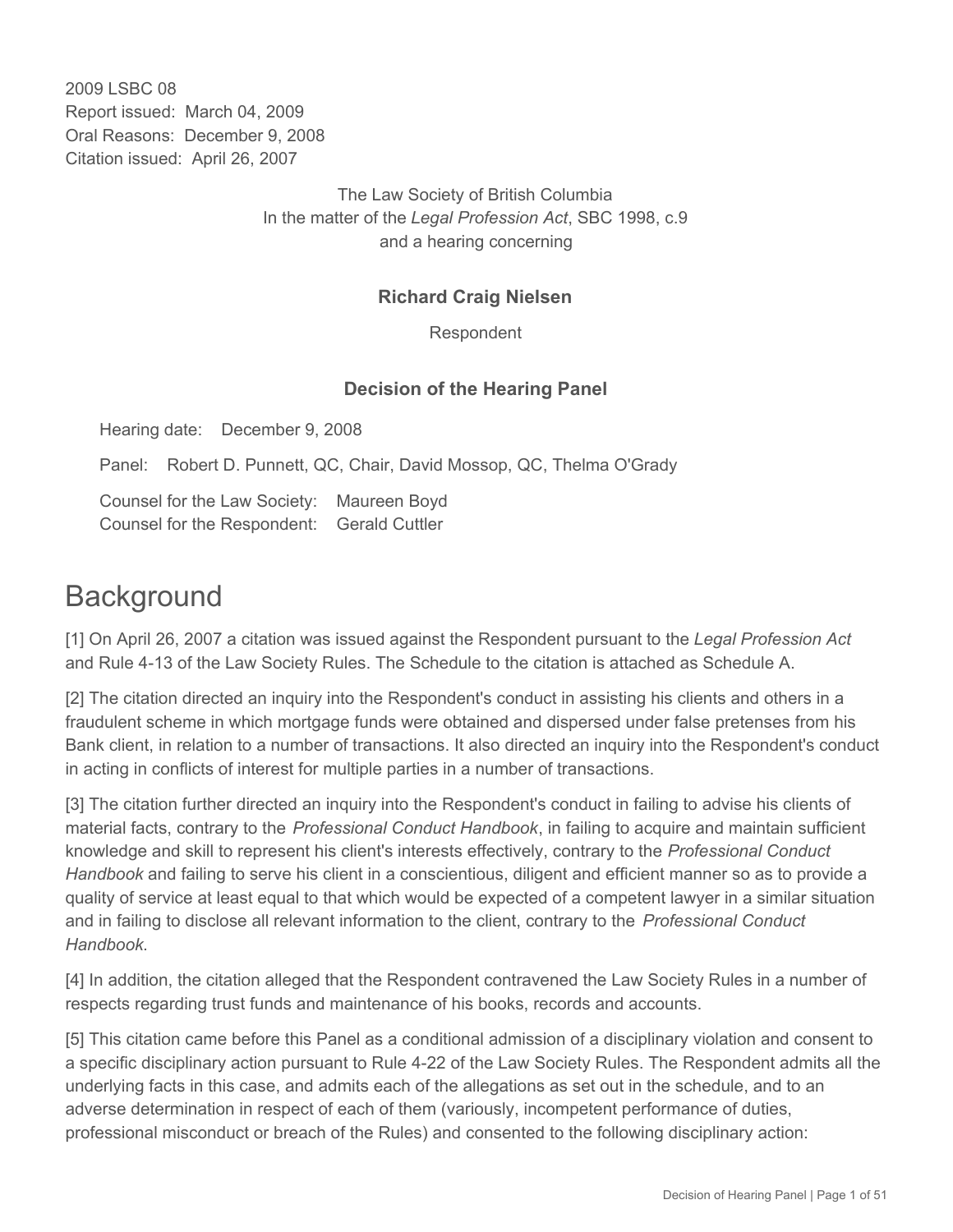2009 LSBC 08
Report issued: March 04, 2009
Oral Reasons: December 9, 2008
Citation issued: April 26, 2007

The Law Society of British Columbia
In the matter of the *Legal Profession Act*, SBC 1998, c.9
and a hearing concerning

**Richard Craig Nielsen**

Respondent

**Decision of the Hearing Panel**

Hearing date: December 9, 2008

Panel: Robert D. Punnett, QC, Chair, David Mossop, QC, Thelma O'Grady

Counsel for the Law Society: Maureen Boyd
Counsel for the Respondent: Gerald Cuttler

# Background

[1] On April 26, 2007 a citation was issued against the Respondent pursuant to the *Legal Profession Act* and Rule 4-13 of the Law Society Rules. The Schedule to the citation is attached as Schedule A.

[2] The citation directed an inquiry into the Respondent's conduct in assisting his clients and others in a fraudulent scheme in which mortgage funds were obtained and dispersed under false pretenses from his Bank client, in relation to a number of transactions. It also directed an inquiry into the Respondent's conduct in acting in conflicts of interest for multiple parties in a number of transactions.

[3] The citation further directed an inquiry into the Respondent's conduct in failing to advise his clients of material facts, contrary to the *Professional Conduct Handbook*, in failing to acquire and maintain sufficient knowledge and skill to represent his client's interests effectively, contrary to the *Professional Conduct Handbook* and failing to serve his client in a conscientious, diligent and efficient manner so as to provide a quality of service at least equal to that which would be expected of a competent lawyer in a similar situation and in failing to disclose all relevant information to the client, contrary to the *Professional Conduct Handbook*.

[4] In addition, the citation alleged that the Respondent contravened the Law Society Rules in a number of respects regarding trust funds and maintenance of his books, records and accounts.

[5] This citation came before this Panel as a conditional admission of a disciplinary violation and consent to a specific disciplinary action pursuant to Rule 4-22 of the Law Society Rules. The Respondent admits all the underlying facts in this case, and admits each of the allegations as set out in the schedule, and to an adverse determination in respect of each of them (variously, incompetent performance of duties, professional misconduct or breach of the Rules) and consented to the following disciplinary action: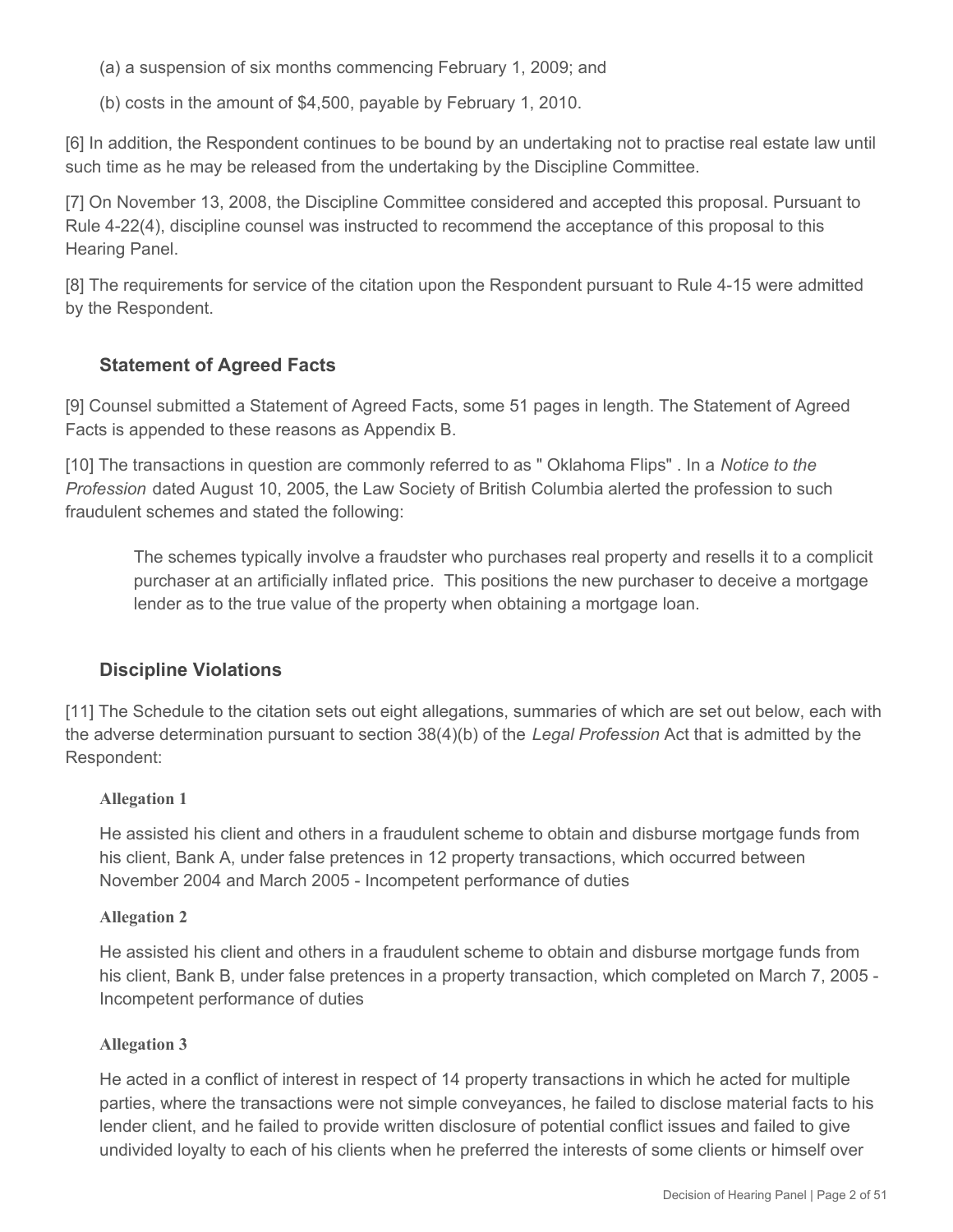(a) a suspension of six months commencing February 1, 2009; and

(b) costs in the amount of $4,500, payable by February 1, 2010.

[6] In addition, the Respondent continues to be bound by an undertaking not to practise real estate law until such time as he may be released from the undertaking by the Discipline Committee.

[7] On November 13, 2008, the Discipline Committee considered and accepted this proposal. Pursuant to Rule 4-22(4), discipline counsel was instructed to recommend the acceptance of this proposal to this Hearing Panel.

[8] The requirements for service of the citation upon the Respondent pursuant to Rule 4-15 were admitted by the Respondent.

### Statement of Agreed Facts

[9] Counsel submitted a Statement of Agreed Facts, some 51 pages in length. The Statement of Agreed Facts is appended to these reasons as Appendix B.

[10] The transactions in question are commonly referred to as " Oklahoma Flips" . In a *Notice to the Profession* dated August 10, 2005, the Law Society of British Columbia alerted the profession to such fraudulent schemes and stated the following:

> The schemes typically involve a fraudster who purchases real property and resells it to a complicit purchaser at an artificially inflated price. This positions the new purchaser to deceive a mortgage lender as to the true value of the property when obtaining a mortgage loan.

### Discipline Violations

[11] The Schedule to the citation sets out eight allegations, summaries of which are set out below, each with the adverse determination pursuant to section 38(4)(b) of the *Legal Profession* Act that is admitted by the Respondent:

#### Allegation 1

He assisted his client and others in a fraudulent scheme to obtain and disburse mortgage funds from his client, Bank A, under false pretences in 12 property transactions, which occurred between November 2004 and March 2005 - Incompetent performance of duties

#### Allegation 2

He assisted his client and others in a fraudulent scheme to obtain and disburse mortgage funds from his client, Bank B, under false pretences in a property transaction, which completed on March 7, 2005 - Incompetent performance of duties

#### Allegation 3

He acted in a conflict of interest in respect of 14 property transactions in which he acted for multiple parties, where the transactions were not simple conveyances, he failed to disclose material facts to his lender client, and he failed to provide written disclosure of potential conflict issues and failed to give undivided loyalty to each of his clients when he preferred the interests of some clients or himself over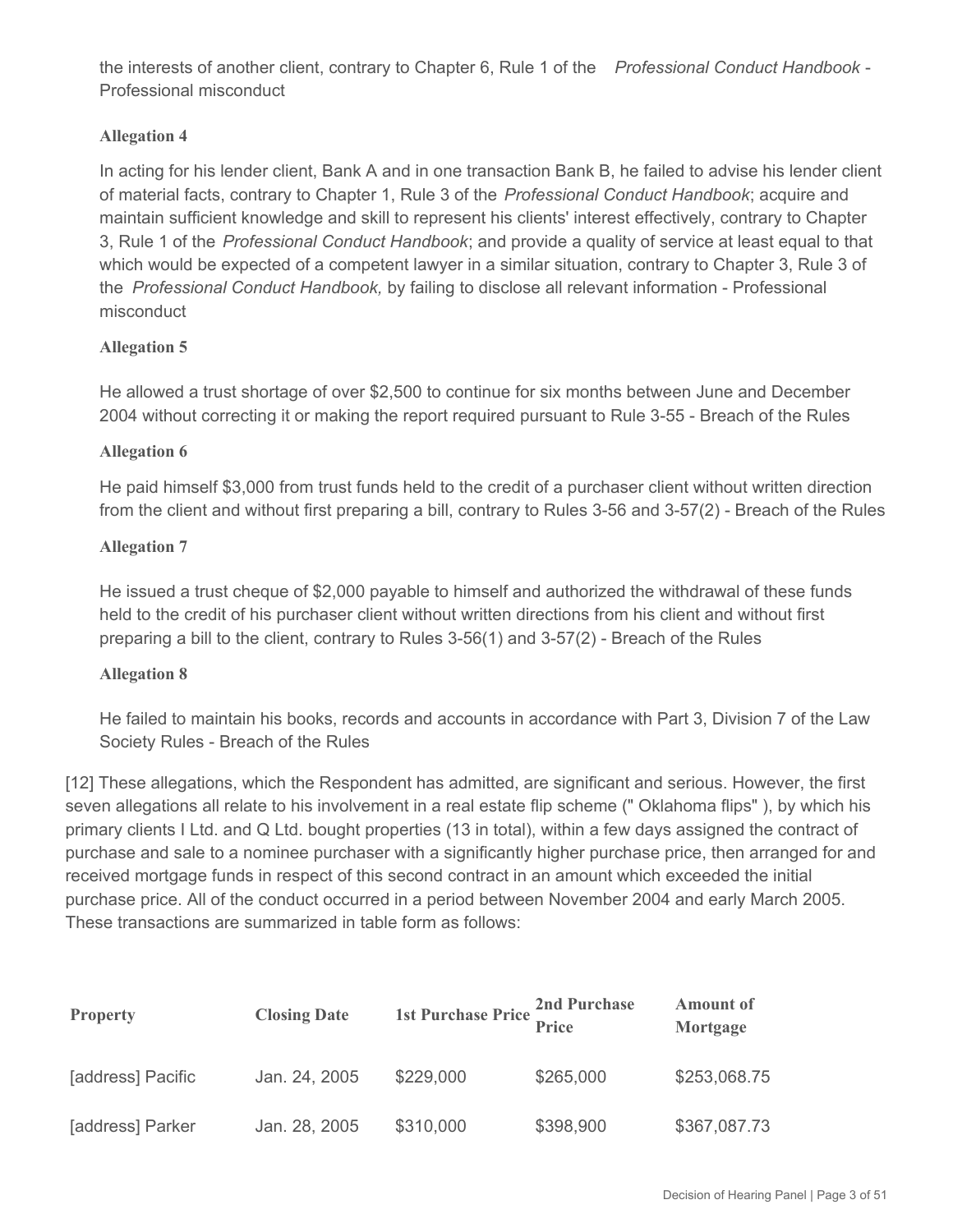the interests of another client, contrary to Chapter 6, Rule 1 of the *Professional Conduct Handbook* - Professional misconduct

**Allegation 4**

In acting for his lender client, Bank A and in one transaction Bank B, he failed to advise his lender client of material facts, contrary to Chapter 1, Rule 3 of the *Professional Conduct Handbook*; acquire and maintain sufficient knowledge and skill to represent his clients' interest effectively, contrary to Chapter 3, Rule 1 of the *Professional Conduct Handbook*; and provide a quality of service at least equal to that which would be expected of a competent lawyer in a similar situation, contrary to Chapter 3, Rule 3 of the *Professional Conduct Handbook,* by failing to disclose all relevant information - Professional misconduct

**Allegation 5**

He allowed a trust shortage of over $2,500 to continue for six months between June and December 2004 without correcting it or making the report required pursuant to Rule 3-55 - Breach of the Rules

**Allegation 6**

He paid himself $3,000 from trust funds held to the credit of a purchaser client without written direction from the client and without first preparing a bill, contrary to Rules 3-56 and 3-57(2) - Breach of the Rules

**Allegation 7**

He issued a trust cheque of $2,000 payable to himself and authorized the withdrawal of these funds held to the credit of his purchaser client without written directions from his client and without first preparing a bill to the client, contrary to Rules 3-56(1) and 3-57(2) - Breach of the Rules

**Allegation 8**

He failed to maintain his books, records and accounts in accordance with Part 3, Division 7 of the Law Society Rules - Breach of the Rules

[12] These allegations, which the Respondent has admitted, are significant and serious. However, the first seven allegations all relate to his involvement in a real estate flip scheme (" Oklahoma flips" ), by which his primary clients I Ltd. and Q Ltd. bought properties (13 in total), within a few days assigned the contract of purchase and sale to a nominee purchaser with a significantly higher purchase price, then arranged for and received mortgage funds in respect of this second contract in an amount which exceeded the initial purchase price. All of the conduct occurred in a period between November 2004 and early March 2005. These transactions are summarized in table form as follows:

| Property | Closing Date | 1st Purchase Price | 2nd Purchase Price | Amount of Mortgage |
|---|---|---|---|---|
| [address] Pacific | Jan. 24, 2005 | $229,000 | $265,000 | $253,068.75 |
| [address] Parker | Jan. 28, 2005 | $310,000 | $398,900 | $367,087.73 |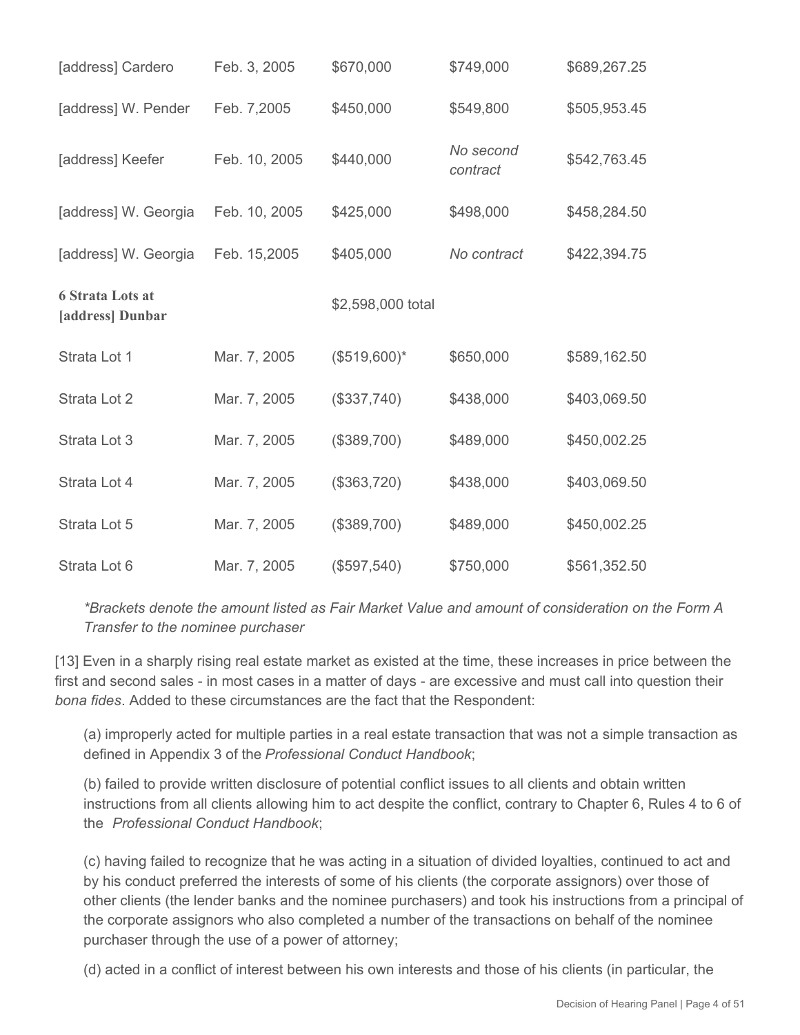| | | | | |
|---|---|---|---|---|
| [address] Cardero | Feb. 3, 2005 | $670,000 | $749,000 | $689,267.25 |
| [address] W. Pender | Feb. 7,2005 | $450,000 | $549,800 | $505,953.45 |
| [address] Keefer | Feb. 10, 2005 | $440,000 | *No second contract* | $542,763.45 |
| [address] W. Georgia | Feb. 10, 2005 | $425,000 | $498,000 | $458,284.50 |
| [address] W. Georgia | Feb. 15,2005 | $405,000 | *No contract* | $422,394.75 |
| **6 Strata Lots at [address] Dunbar** | | $2,598,000 total | | |
| Strata Lot 1 | Mar. 7, 2005 | ($519,600)* | $650,000 | $589,162.50 |
| Strata Lot 2 | Mar. 7, 2005 | ($337,740) | $438,000 | $403,069.50 |
| Strata Lot 3 | Mar. 7, 2005 | ($389,700) | $489,000 | $450,002.25 |
| Strata Lot 4 | Mar. 7, 2005 | ($363,720) | $438,000 | $403,069.50 |
| Strata Lot 5 | Mar. 7, 2005 | ($389,700) | $489,000 | $450,002.25 |
| Strata Lot 6 | Mar. 7, 2005 | ($597,540) | $750,000 | $561,352.50 |

*\*Brackets denote the amount listed as Fair Market Value and amount of consideration on the Form A Transfer to the nominee purchaser*

[13] Even in a sharply rising real estate market as existed at the time, these increases in price between the first and second sales - in most cases in a matter of days - are excessive and must call into question their *bona fides*. Added to these circumstances are the fact that the Respondent:

(a) improperly acted for multiple parties in a real estate transaction that was not a simple transaction as defined in Appendix 3 of the *Professional Conduct Handbook*;

(b) failed to provide written disclosure of potential conflict issues to all clients and obtain written instructions from all clients allowing him to act despite the conflict, contrary to Chapter 6, Rules 4 to 6 of the *Professional Conduct Handbook*;

(c) having failed to recognize that he was acting in a situation of divided loyalties, continued to act and by his conduct preferred the interests of some of his clients (the corporate assignors) over those of other clients (the lender banks and the nominee purchasers) and took his instructions from a principal of the corporate assignors who also completed a number of the transactions on behalf of the nominee purchaser through the use of a power of attorney;

(d) acted in a conflict of interest between his own interests and those of his clients (in particular, the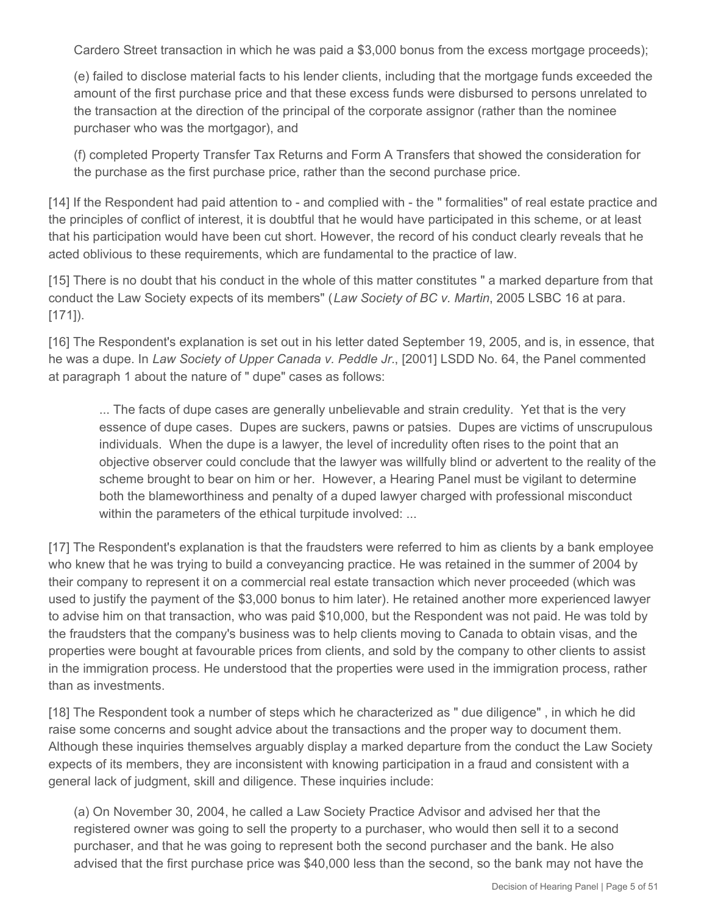Cardero Street transaction in which he was paid a $3,000 bonus from the excess mortgage proceeds);

(e) failed to disclose material facts to his lender clients, including that the mortgage funds exceeded the amount of the first purchase price and that these excess funds were disbursed to persons unrelated to the transaction at the direction of the principal of the corporate assignor (rather than the nominee purchaser who was the mortgagor), and

(f) completed Property Transfer Tax Returns and Form A Transfers that showed the consideration for the purchase as the first purchase price, rather than the second purchase price.

[14] If the Respondent had paid attention to - and complied with - the " formalities" of real estate practice and the principles of conflict of interest, it is doubtful that he would have participated in this scheme, or at least that his participation would have been cut short. However, the record of his conduct clearly reveals that he acted oblivious to these requirements, which are fundamental to the practice of law.

[15] There is no doubt that his conduct in the whole of this matter constitutes " a marked departure from that conduct the Law Society expects of its members" (*Law Society of BC v. Martin*, 2005 LSBC 16 at para. [171]).

[16] The Respondent's explanation is set out in his letter dated September 19, 2005, and is, in essence, that he was a dupe. In *Law Society of Upper Canada v. Peddle Jr.*, [2001] LSDD No. 64, the Panel commented at paragraph 1 about the nature of " dupe" cases as follows:

> ... The facts of dupe cases are generally unbelievable and strain credulity. Yet that is the very essence of dupe cases. Dupes are suckers, pawns or patsies. Dupes are victims of unscrupulous individuals. When the dupe is a lawyer, the level of incredulity often rises to the point that an objective observer could conclude that the lawyer was willfully blind or advertent to the reality of the scheme brought to bear on him or her. However, a Hearing Panel must be vigilant to determine both the blameworthiness and penalty of a duped lawyer charged with professional misconduct within the parameters of the ethical turpitude involved: ...

[17] The Respondent's explanation is that the fraudsters were referred to him as clients by a bank employee who knew that he was trying to build a conveyancing practice. He was retained in the summer of 2004 by their company to represent it on a commercial real estate transaction which never proceeded (which was used to justify the payment of the $3,000 bonus to him later). He retained another more experienced lawyer to advise him on that transaction, who was paid $10,000, but the Respondent was not paid. He was told by the fraudsters that the company's business was to help clients moving to Canada to obtain visas, and the properties were bought at favourable prices from clients, and sold by the company to other clients to assist in the immigration process. He understood that the properties were used in the immigration process, rather than as investments.

[18] The Respondent took a number of steps which he characterized as " due diligence" , in which he did raise some concerns and sought advice about the transactions and the proper way to document them. Although these inquiries themselves arguably display a marked departure from the conduct the Law Society expects of its members, they are inconsistent with knowing participation in a fraud and consistent with a general lack of judgment, skill and diligence. These inquiries include:

(a) On November 30, 2004, he called a Law Society Practice Advisor and advised her that the registered owner was going to sell the property to a purchaser, who would then sell it to a second purchaser, and that he was going to represent both the second purchaser and the bank. He also advised that the first purchase price was $40,000 less than the second, so the bank may not have the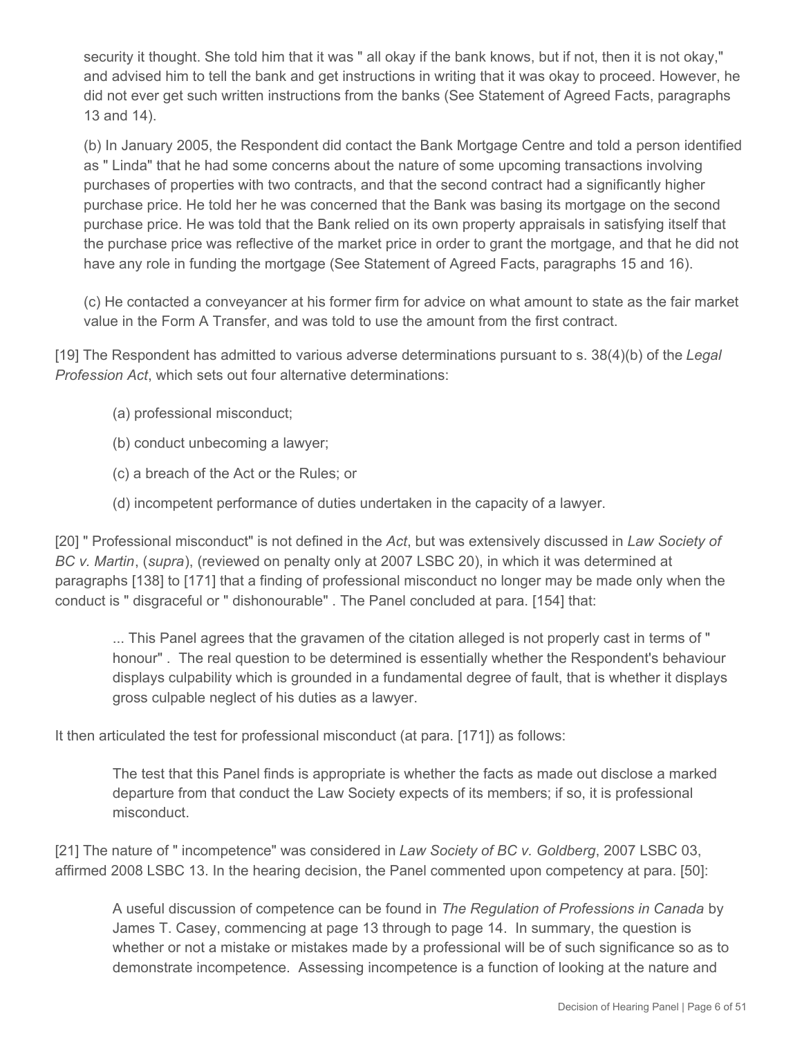security it thought. She told him that it was " all okay if the bank knows, but if not, then it is not okay," and advised him to tell the bank and get instructions in writing that it was okay to proceed. However, he did not ever get such written instructions from the banks (See Statement of Agreed Facts, paragraphs 13 and 14).

(b) In January 2005, the Respondent did contact the Bank Mortgage Centre and told a person identified as " Linda" that he had some concerns about the nature of some upcoming transactions involving purchases of properties with two contracts, and that the second contract had a significantly higher purchase price. He told her he was concerned that the Bank was basing its mortgage on the second purchase price. He was told that the Bank relied on its own property appraisals in satisfying itself that the purchase price was reflective of the market price in order to grant the mortgage, and that he did not have any role in funding the mortgage (See Statement of Agreed Facts, paragraphs 15 and 16).

(c) He contacted a conveyancer at his former firm for advice on what amount to state as the fair market value in the Form A Transfer, and was told to use the amount from the first contract.

[19] The Respondent has admitted to various adverse determinations pursuant to s. 38(4)(b) of the *Legal Profession Act*, which sets out four alternative determinations:

> (a) professional misconduct;
>
> (b) conduct unbecoming a lawyer;
>
> (c) a breach of the Act or the Rules; or
>
> (d) incompetent performance of duties undertaken in the capacity of a lawyer.

[20] " Professional misconduct" is not defined in the *Act*, but was extensively discussed in *Law Society of BC v. Martin*, (*supra*), (reviewed on penalty only at 2007 LSBC 20), in which it was determined at paragraphs [138] to [171] that a finding of professional misconduct no longer may be made only when the conduct is " disgraceful or " dishonourable" . The Panel concluded at para. [154] that:

> ... This Panel agrees that the gravamen of the citation alleged is not properly cast in terms of " honour" . The real question to be determined is essentially whether the Respondent's behaviour displays culpability which is grounded in a fundamental degree of fault, that is whether it displays gross culpable neglect of his duties as a lawyer.

It then articulated the test for professional misconduct (at para. [171]) as follows:

> The test that this Panel finds is appropriate is whether the facts as made out disclose a marked departure from that conduct the Law Society expects of its members; if so, it is professional misconduct.

[21] The nature of " incompetence" was considered in *Law Society of BC v. Goldberg*, 2007 LSBC 03, affirmed 2008 LSBC 13. In the hearing decision, the Panel commented upon competency at para. [50]:

> A useful discussion of competence can be found in *The Regulation of Professions in Canada* by James T. Casey, commencing at page 13 through to page 14. In summary, the question is whether or not a mistake or mistakes made by a professional will be of such significance so as to demonstrate incompetence. Assessing incompetence is a function of looking at the nature and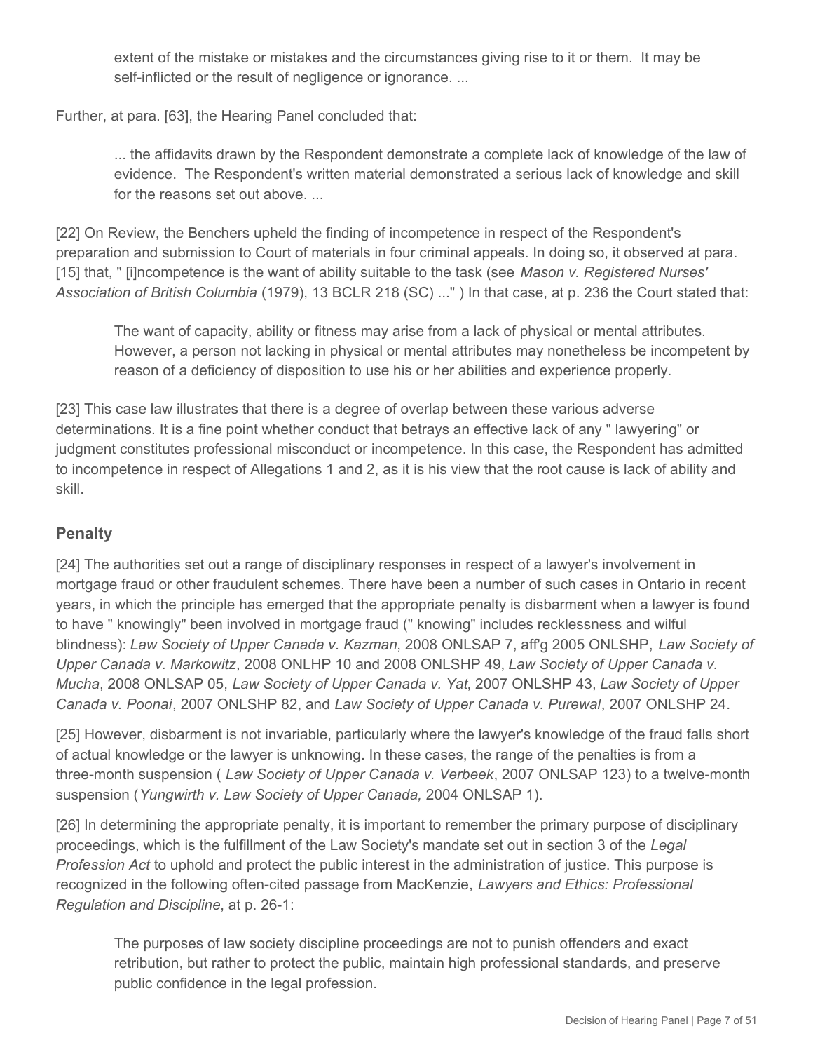> extent of the mistake or mistakes and the circumstances giving rise to it or them. It may be self-inflicted or the result of negligence or ignorance. ...

Further, at para. [63], the Hearing Panel concluded that:

> ... the affidavits drawn by the Respondent demonstrate a complete lack of knowledge of the law of evidence. The Respondent's written material demonstrated a serious lack of knowledge and skill for the reasons set out above. ...

[22] On Review, the Benchers upheld the finding of incompetence in respect of the Respondent's preparation and submission to Court of materials in four criminal appeals. In doing so, it observed at para. [15] that, " [i]ncompetence is the want of ability suitable to the task (see *Mason v. Registered Nurses' Association of British Columbia* (1979), 13 BCLR 218 (SC) ..." ) In that case, at p. 236 the Court stated that:

> The want of capacity, ability or fitness may arise from a lack of physical or mental attributes. However, a person not lacking in physical or mental attributes may nonetheless be incompetent by reason of a deficiency of disposition to use his or her abilities and experience properly.

[23] This case law illustrates that there is a degree of overlap between these various adverse determinations. It is a fine point whether conduct that betrays an effective lack of any " lawyering" or judgment constitutes professional misconduct or incompetence. In this case, the Respondent has admitted to incompetence in respect of Allegations 1 and 2, as it is his view that the root cause is lack of ability and skill.

## Penalty

[24] The authorities set out a range of disciplinary responses in respect of a lawyer's involvement in mortgage fraud or other fraudulent schemes. There have been a number of such cases in Ontario in recent years, in which the principle has emerged that the appropriate penalty is disbarment when a lawyer is found to have " knowingly" been involved in mortgage fraud (" knowing" includes recklessness and wilful blindness): *Law Society of Upper Canada v. Kazman*, 2008 ONLSAP 7, aff'g 2005 ONLSHP, *Law Society of Upper Canada v. Markowitz*, 2008 ONLHP 10 and 2008 ONLSHP 49, *Law Society of Upper Canada v. Mucha*, 2008 ONLSAP 05, *Law Society of Upper Canada v. Yat*, 2007 ONLSHP 43, *Law Society of Upper Canada v. Poonai*, 2007 ONLSHP 82, and *Law Society of Upper Canada v. Purewal*, 2007 ONLSHP 24.

[25] However, disbarment is not invariable, particularly where the lawyer's knowledge of the fraud falls short of actual knowledge or the lawyer is unknowing. In these cases, the range of the penalties is from a three-month suspension ( *Law Society of Upper Canada v. Verbeek*, 2007 ONLSAP 123) to a twelve-month suspension (*Yungwirth v. Law Society of Upper Canada,* 2004 ONLSAP 1).

[26] In determining the appropriate penalty, it is important to remember the primary purpose of disciplinary proceedings, which is the fulfillment of the Law Society's mandate set out in section 3 of the *Legal Profession Act* to uphold and protect the public interest in the administration of justice. This purpose is recognized in the following often-cited passage from MacKenzie, *Lawyers and Ethics: Professional Regulation and Discipline*, at p. 26-1:

> The purposes of law society discipline proceedings are not to punish offenders and exact retribution, but rather to protect the public, maintain high professional standards, and preserve public confidence in the legal profession.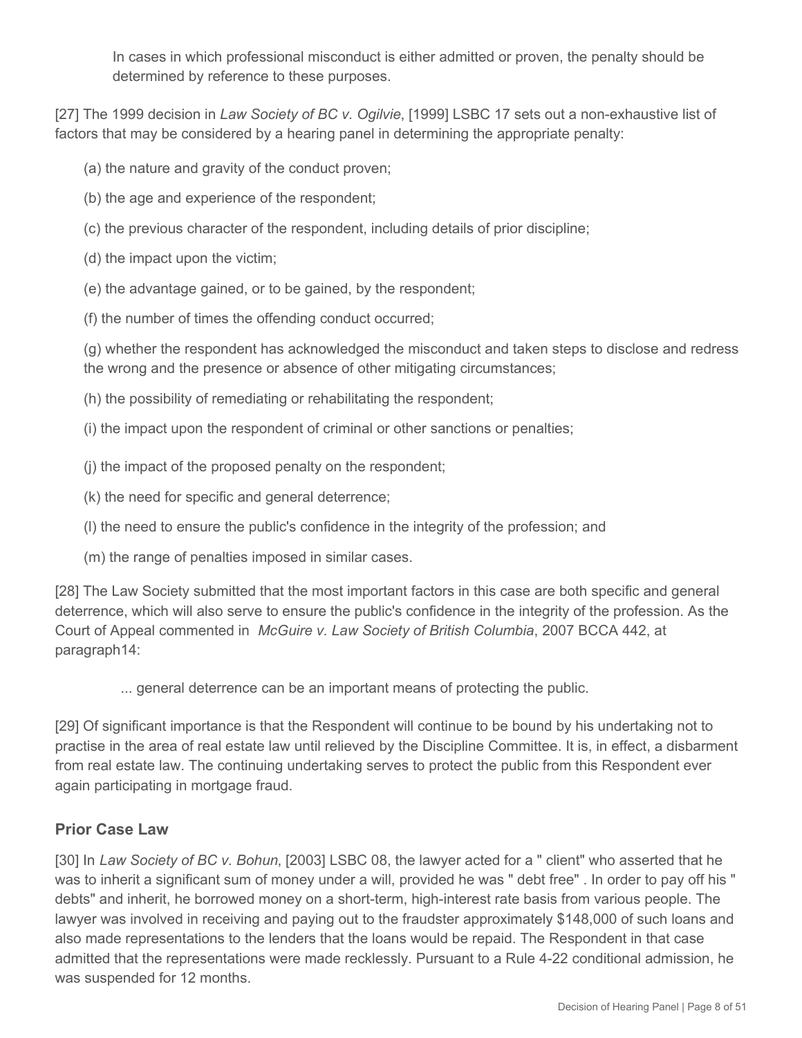In cases in which professional misconduct is either admitted or proven, the penalty should be determined by reference to these purposes.

[27] The 1999 decision in *Law Society of BC v. Ogilvie*, [1999] LSBC 17 sets out a non-exhaustive list of factors that may be considered by a hearing panel in determining the appropriate penalty:

(a) the nature and gravity of the conduct proven;

(b) the age and experience of the respondent;

(c) the previous character of the respondent, including details of prior discipline;

(d) the impact upon the victim;

(e) the advantage gained, or to be gained, by the respondent;

(f) the number of times the offending conduct occurred;

(g) whether the respondent has acknowledged the misconduct and taken steps to disclose and redress the wrong and the presence or absence of other mitigating circumstances;

(h) the possibility of remediating or rehabilitating the respondent;

(i) the impact upon the respondent of criminal or other sanctions or penalties;

(j) the impact of the proposed penalty on the respondent;

(k) the need for specific and general deterrence;

(l) the need to ensure the public's confidence in the integrity of the profession; and

(m) the range of penalties imposed in similar cases.

[28] The Law Society submitted that the most important factors in this case are both specific and general deterrence, which will also serve to ensure the public's confidence in the integrity of the profession. As the Court of Appeal commented in *McGuire v. Law Society of British Columbia*, 2007 BCCA 442, at paragraph14:

> ... general deterrence can be an important means of protecting the public.

[29] Of significant importance is that the Respondent will continue to be bound by his undertaking not to practise in the area of real estate law until relieved by the Discipline Committee. It is, in effect, a disbarment from real estate law. The continuing undertaking serves to protect the public from this Respondent ever again participating in mortgage fraud.

## Prior Case Law

[30] In *Law Society of BC v. Bohun*, [2003] LSBC 08, the lawyer acted for a " client" who asserted that he was to inherit a significant sum of money under a will, provided he was " debt free" . In order to pay off his " debts" and inherit, he borrowed money on a short-term, high-interest rate basis from various people. The lawyer was involved in receiving and paying out to the fraudster approximately $148,000 of such loans and also made representations to the lenders that the loans would be repaid. The Respondent in that case admitted that the representations were made recklessly. Pursuant to a Rule 4-22 conditional admission, he was suspended for 12 months.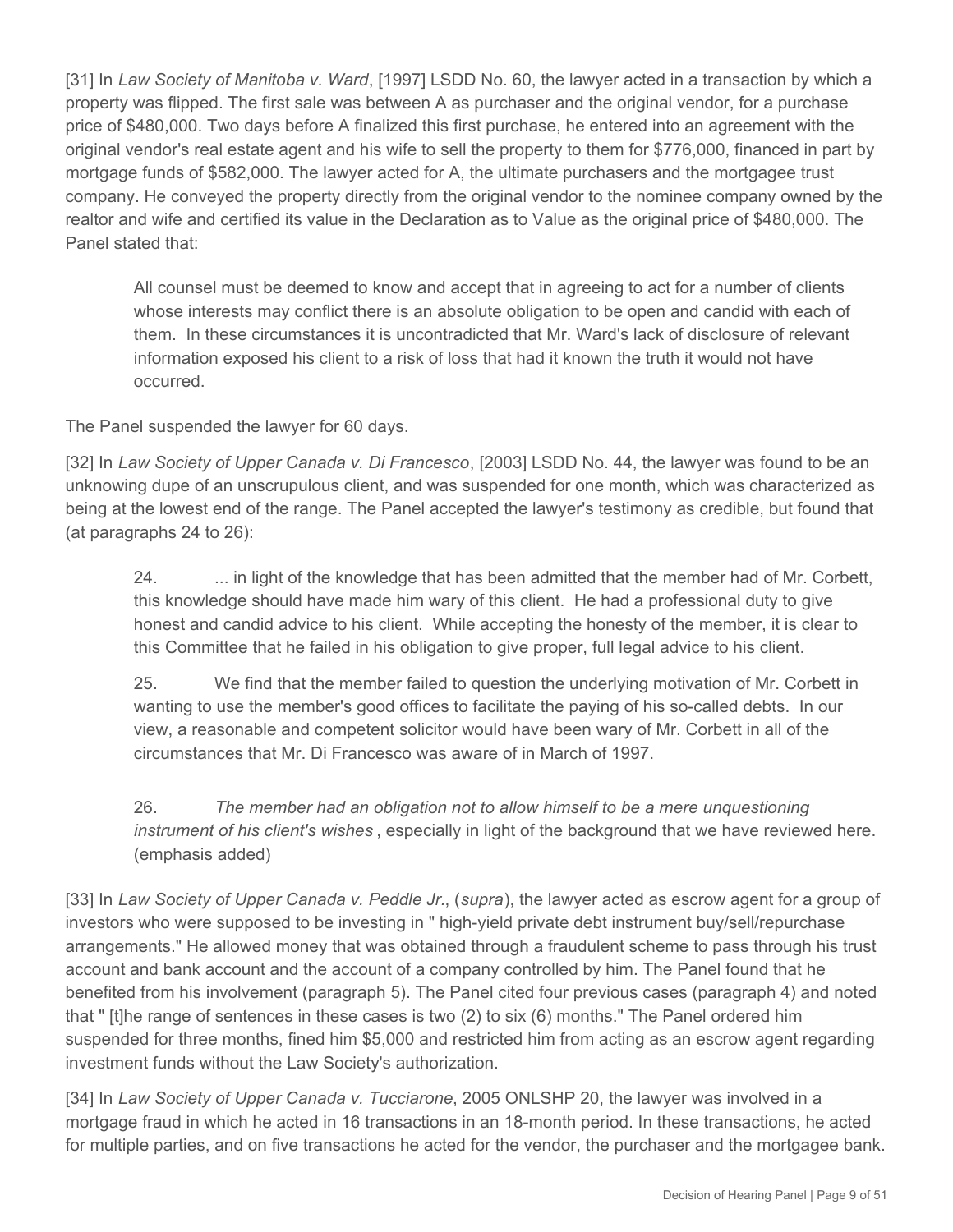[31] In *Law Society of Manitoba v. Ward*, [1997] LSDD No. 60, the lawyer acted in a transaction by which a property was flipped. The first sale was between A as purchaser and the original vendor, for a purchase price of $480,000. Two days before A finalized this first purchase, he entered into an agreement with the original vendor's real estate agent and his wife to sell the property to them for $776,000, financed in part by mortgage funds of $582,000. The lawyer acted for A, the ultimate purchasers and the mortgagee trust company. He conveyed the property directly from the original vendor to the nominee company owned by the realtor and wife and certified its value in the Declaration as to Value as the original price of $480,000. The Panel stated that:

> All counsel must be deemed to know and accept that in agreeing to act for a number of clients whose interests may conflict there is an absolute obligation to be open and candid with each of them. In these circumstances it is uncontradicted that Mr. Ward's lack of disclosure of relevant information exposed his client to a risk of loss that had it known the truth it would not have occurred.

The Panel suspended the lawyer for 60 days.

[32] In *Law Society of Upper Canada v. Di Francesco*, [2003] LSDD No. 44, the lawyer was found to be an unknowing dupe of an unscrupulous client, and was suspended for one month, which was characterized as being at the lowest end of the range. The Panel accepted the lawyer's testimony as credible, but found that (at paragraphs 24 to 26):

> 24. ... in light of the knowledge that has been admitted that the member had of Mr. Corbett, this knowledge should have made him wary of this client. He had a professional duty to give honest and candid advice to his client. While accepting the honesty of the member, it is clear to this Committee that he failed in his obligation to give proper, full legal advice to his client.
>
> 25. We find that the member failed to question the underlying motivation of Mr. Corbett in wanting to use the member's good offices to facilitate the paying of his so-called debts. In our view, a reasonable and competent solicitor would have been wary of Mr. Corbett in all of the circumstances that Mr. Di Francesco was aware of in March of 1997.
>
> 26. *The member had an obligation not to allow himself to be a mere unquestioning instrument of his client's wishes* , especially in light of the background that we have reviewed here. (emphasis added)

[33] In *Law Society of Upper Canada v. Peddle Jr*., (*supra*), the lawyer acted as escrow agent for a group of investors who were supposed to be investing in " high-yield private debt instrument buy/sell/repurchase arrangements." He allowed money that was obtained through a fraudulent scheme to pass through his trust account and bank account and the account of a company controlled by him. The Panel found that he benefited from his involvement (paragraph 5). The Panel cited four previous cases (paragraph 4) and noted that " [t]he range of sentences in these cases is two (2) to six (6) months." The Panel ordered him suspended for three months, fined him $5,000 and restricted him from acting as an escrow agent regarding investment funds without the Law Society's authorization.

[34] In *Law Society of Upper Canada v. Tucciarone*, 2005 ONLSHP 20, the lawyer was involved in a mortgage fraud in which he acted in 16 transactions in an 18-month period. In these transactions, he acted for multiple parties, and on five transactions he acted for the vendor, the purchaser and the mortgagee bank.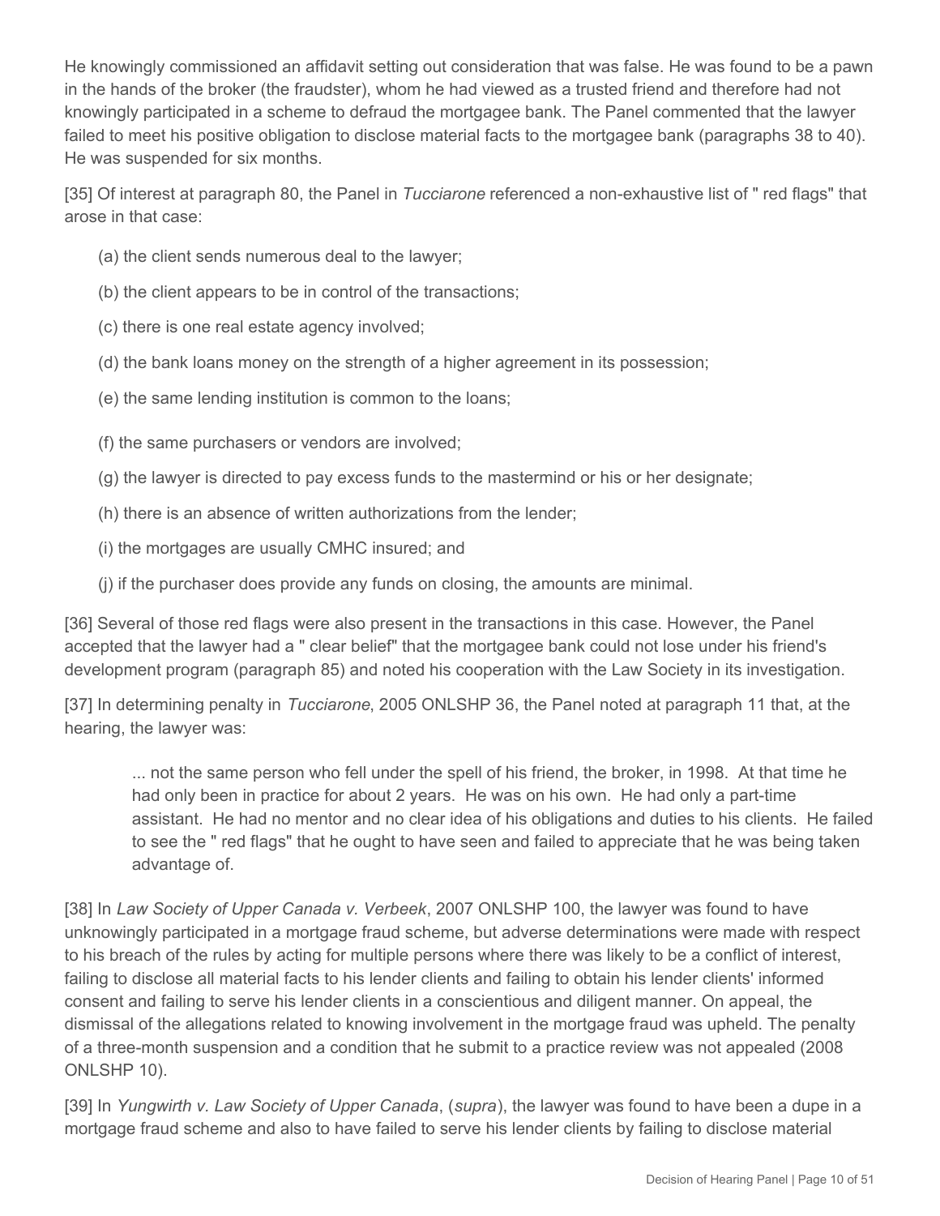He knowingly commissioned an affidavit setting out consideration that was false. He was found to be a pawn in the hands of the broker (the fraudster), whom he had viewed as a trusted friend and therefore had not knowingly participated in a scheme to defraud the mortgagee bank. The Panel commented that the lawyer failed to meet his positive obligation to disclose material facts to the mortgagee bank (paragraphs 38 to 40). He was suspended for six months.

[35] Of interest at paragraph 80, the Panel in *Tucciarone* referenced a non-exhaustive list of " red flags" that arose in that case:

(a) the client sends numerous deal to the lawyer;

(b) the client appears to be in control of the transactions;

(c) there is one real estate agency involved;

(d) the bank loans money on the strength of a higher agreement in its possession;

(e) the same lending institution is common to the loans;

(f) the same purchasers or vendors are involved;

(g) the lawyer is directed to pay excess funds to the mastermind or his or her designate;

(h) there is an absence of written authorizations from the lender;

(i) the mortgages are usually CMHC insured; and

(j) if the purchaser does provide any funds on closing, the amounts are minimal.

[36] Several of those red flags were also present in the transactions in this case. However, the Panel accepted that the lawyer had a " clear belief" that the mortgagee bank could not lose under his friend's development program (paragraph 85) and noted his cooperation with the Law Society in its investigation.

[37] In determining penalty in *Tucciarone*, 2005 ONLSHP 36, the Panel noted at paragraph 11 that, at the hearing, the lawyer was:

> ... not the same person who fell under the spell of his friend, the broker, in 1998. At that time he had only been in practice for about 2 years. He was on his own. He had only a part-time assistant. He had no mentor and no clear idea of his obligations and duties to his clients. He failed to see the " red flags" that he ought to have seen and failed to appreciate that he was being taken advantage of.

[38] In *Law Society of Upper Canada v. Verbeek*, 2007 ONLSHP 100, the lawyer was found to have unknowingly participated in a mortgage fraud scheme, but adverse determinations were made with respect to his breach of the rules by acting for multiple persons where there was likely to be a conflict of interest, failing to disclose all material facts to his lender clients and failing to obtain his lender clients' informed consent and failing to serve his lender clients in a conscientious and diligent manner. On appeal, the dismissal of the allegations related to knowing involvement in the mortgage fraud was upheld. The penalty of a three-month suspension and a condition that he submit to a practice review was not appealed (2008 ONLSHP 10).

[39] In *Yungwirth v. Law Society of Upper Canada*, (*supra*), the lawyer was found to have been a dupe in a mortgage fraud scheme and also to have failed to serve his lender clients by failing to disclose material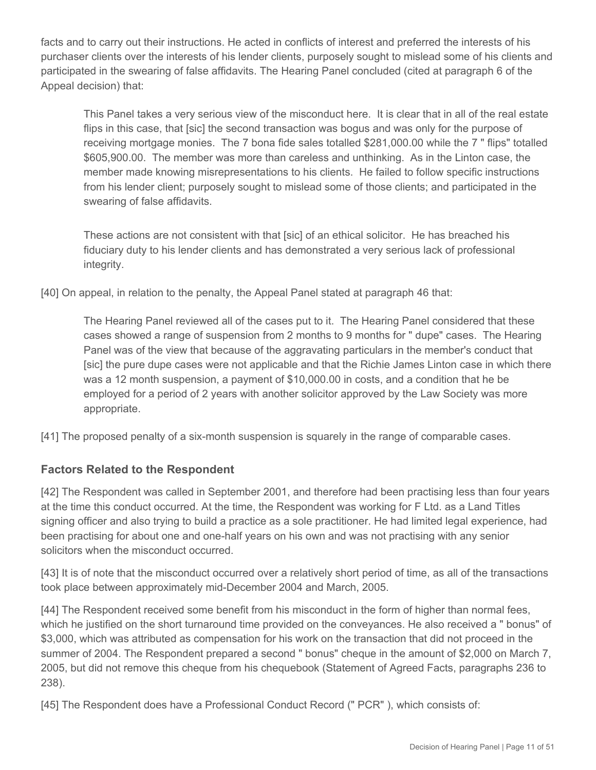facts and to carry out their instructions. He acted in conflicts of interest and preferred the interests of his purchaser clients over the interests of his lender clients, purposely sought to mislead some of his clients and participated in the swearing of false affidavits. The Hearing Panel concluded (cited at paragraph 6 of the Appeal decision) that:

> This Panel takes a very serious view of the misconduct here. It is clear that in all of the real estate flips in this case, that [sic] the second transaction was bogus and was only for the purpose of receiving mortgage monies. The 7 bona fide sales totalled $281,000.00 while the 7 " flips" totalled $605,900.00. The member was more than careless and unthinking. As in the Linton case, the member made knowing misrepresentations to his clients. He failed to follow specific instructions from his lender client; purposely sought to mislead some of those clients; and participated in the swearing of false affidavits.
>
> These actions are not consistent with that [sic] of an ethical solicitor. He has breached his fiduciary duty to his lender clients and has demonstrated a very serious lack of professional integrity.

[40] On appeal, in relation to the penalty, the Appeal Panel stated at paragraph 46 that:

> The Hearing Panel reviewed all of the cases put to it. The Hearing Panel considered that these cases showed a range of suspension from 2 months to 9 months for " dupe" cases. The Hearing Panel was of the view that because of the aggravating particulars in the member's conduct that [sic] the pure dupe cases were not applicable and that the Richie James Linton case in which there was a 12 month suspension, a payment of $10,000.00 in costs, and a condition that he be employed for a period of 2 years with another solicitor approved by the Law Society was more appropriate.

[41] The proposed penalty of a six-month suspension is squarely in the range of comparable cases.

## Factors Related to the Respondent

[42] The Respondent was called in September 2001, and therefore had been practising less than four years at the time this conduct occurred. At the time, the Respondent was working for F Ltd. as a Land Titles signing officer and also trying to build a practice as a sole practitioner. He had limited legal experience, had been practising for about one and one-half years on his own and was not practising with any senior solicitors when the misconduct occurred.

[43] It is of note that the misconduct occurred over a relatively short period of time, as all of the transactions took place between approximately mid-December 2004 and March, 2005.

[44] The Respondent received some benefit from his misconduct in the form of higher than normal fees, which he justified on the short turnaround time provided on the conveyances. He also received a " bonus" of $3,000, which was attributed as compensation for his work on the transaction that did not proceed in the summer of 2004. The Respondent prepared a second " bonus" cheque in the amount of $2,000 on March 7, 2005, but did not remove this cheque from his chequebook (Statement of Agreed Facts, paragraphs 236 to 238).

[45] The Respondent does have a Professional Conduct Record (" PCR" ), which consists of: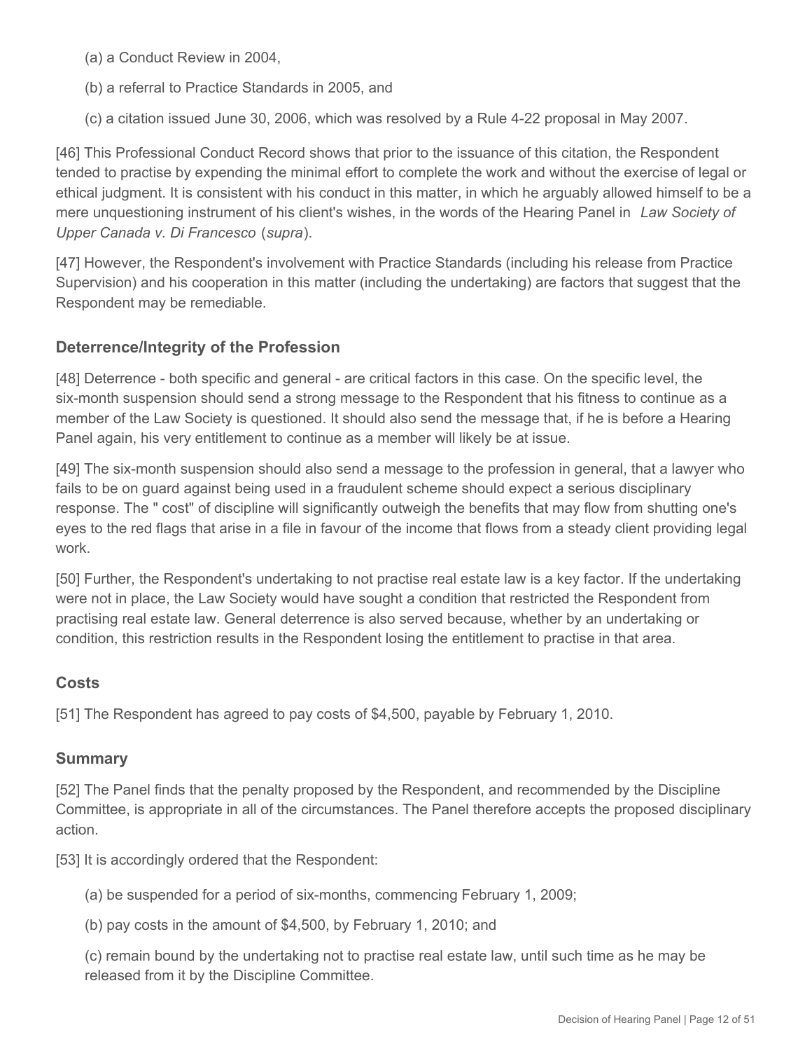(a) a Conduct Review in 2004,

(b) a referral to Practice Standards in 2005, and

(c) a citation issued June 30, 2006, which was resolved by a Rule 4-22 proposal in May 2007.

[46] This Professional Conduct Record shows that prior to the issuance of this citation, the Respondent tended to practise by expending the minimal effort to complete the work and without the exercise of legal or ethical judgment. It is consistent with his conduct in this matter, in which he arguably allowed himself to be a mere unquestioning instrument of his client's wishes, in the words of the Hearing Panel in *Law Society of Upper Canada v. Di Francesco* (*supra*).

[47] However, the Respondent's involvement with Practice Standards (including his release from Practice Supervision) and his cooperation in this matter (including the undertaking) are factors that suggest that the Respondent may be remediable.

### Deterrence/Integrity of the Profession

[48] Deterrence - both specific and general - are critical factors in this case. On the specific level, the six-month suspension should send a strong message to the Respondent that his fitness to continue as a member of the Law Society is questioned. It should also send the message that, if he is before a Hearing Panel again, his very entitlement to continue as a member will likely be at issue.

[49] The six-month suspension should also send a message to the profession in general, that a lawyer who fails to be on guard against being used in a fraudulent scheme should expect a serious disciplinary response. The " cost" of discipline will significantly outweigh the benefits that may flow from shutting one's eyes to the red flags that arise in a file in favour of the income that flows from a steady client providing legal work.

[50] Further, the Respondent's undertaking to not practise real estate law is a key factor. If the undertaking were not in place, the Law Society would have sought a condition that restricted the Respondent from practising real estate law. General deterrence is also served because, whether by an undertaking or condition, this restriction results in the Respondent losing the entitlement to practise in that area.

### Costs

[51] The Respondent has agreed to pay costs of $4,500, payable by February 1, 2010.

### Summary

[52] The Panel finds that the penalty proposed by the Respondent, and recommended by the Discipline Committee, is appropriate in all of the circumstances. The Panel therefore accepts the proposed disciplinary action.

[53] It is accordingly ordered that the Respondent:

(a) be suspended for a period of six-months, commencing February 1, 2009;

(b) pay costs in the amount of $4,500, by February 1, 2010; and

(c) remain bound by the undertaking not to practise real estate law, until such time as he may be released from it by the Discipline Committee.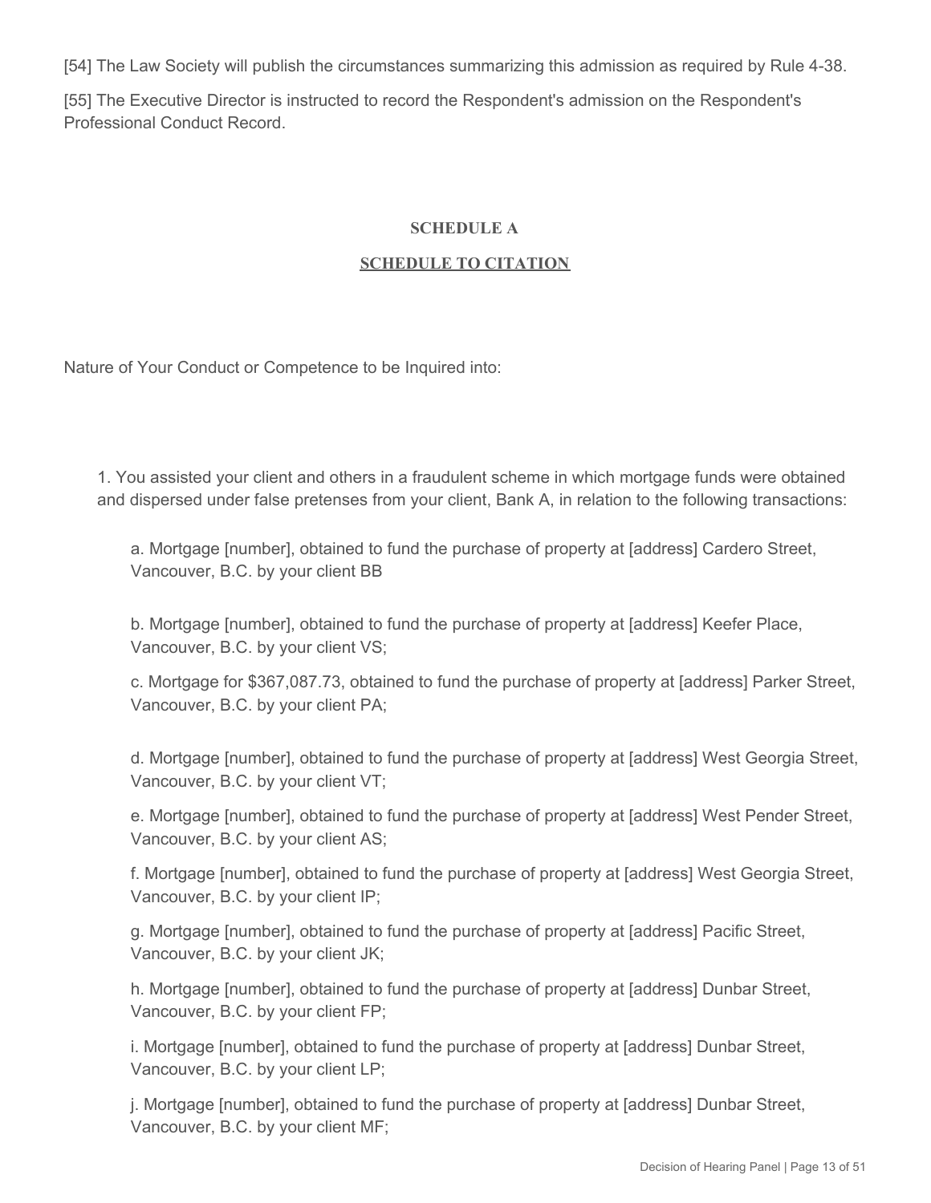[54] The Law Society will publish the circumstances summarizing this admission as required by Rule 4-38.

[55] The Executive Director is instructed to record the Respondent's admission on the Respondent's Professional Conduct Record.

## SCHEDULE A

## SCHEDULE TO CITATION

Nature of Your Conduct or Competence to be Inquired into:

1. You assisted your client and others in a fraudulent scheme in which mortgage funds were obtained and dispersed under false pretenses from your client, Bank A, in relation to the following transactions:

   a. Mortgage [number], obtained to fund the purchase of property at [address] Cardero Street, Vancouver, B.C. by your client BB

   b. Mortgage [number], obtained to fund the purchase of property at [address] Keefer Place, Vancouver, B.C. by your client VS;

   c. Mortgage for $367,087.73, obtained to fund the purchase of property at [address] Parker Street, Vancouver, B.C. by your client PA;

   d. Mortgage [number], obtained to fund the purchase of property at [address] West Georgia Street, Vancouver, B.C. by your client VT;

   e. Mortgage [number], obtained to fund the purchase of property at [address] West Pender Street, Vancouver, B.C. by your client AS;

   f. Mortgage [number], obtained to fund the purchase of property at [address] West Georgia Street, Vancouver, B.C. by your client IP;

   g. Mortgage [number], obtained to fund the purchase of property at [address] Pacific Street, Vancouver, B.C. by your client JK;

   h. Mortgage [number], obtained to fund the purchase of property at [address] Dunbar Street, Vancouver, B.C. by your client FP;

   i. Mortgage [number], obtained to fund the purchase of property at [address] Dunbar Street, Vancouver, B.C. by your client LP;

   j. Mortgage [number], obtained to fund the purchase of property at [address] Dunbar Street, Vancouver, B.C. by your client MF;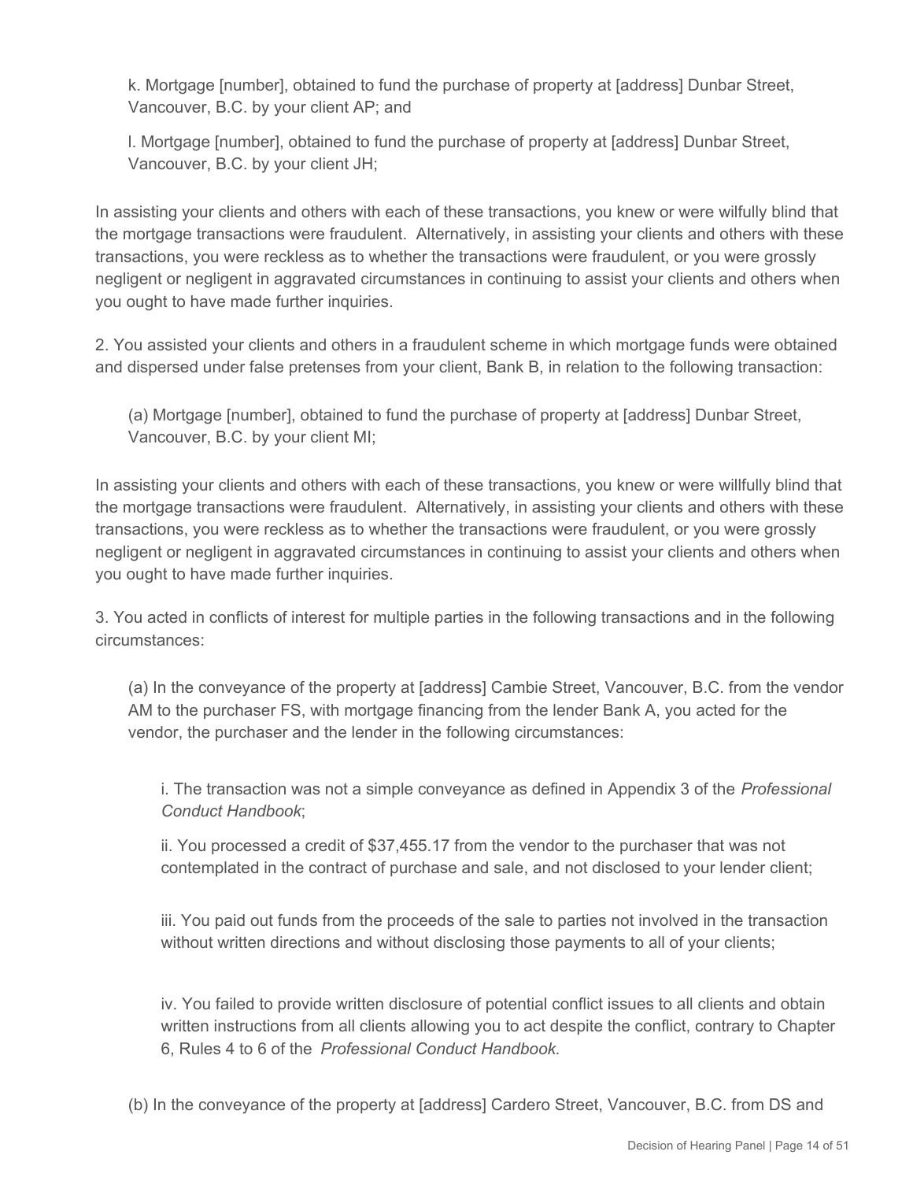k. Mortgage [number], obtained to fund the purchase of property at [address] Dunbar Street, Vancouver, B.C. by your client AP; and

l. Mortgage [number], obtained to fund the purchase of property at [address] Dunbar Street, Vancouver, B.C. by your client JH;

In assisting your clients and others with each of these transactions, you knew or were wilfully blind that the mortgage transactions were fraudulent. Alternatively, in assisting your clients and others with these transactions, you were reckless as to whether the transactions were fraudulent, or you were grossly negligent or negligent in aggravated circumstances in continuing to assist your clients and others when you ought to have made further inquiries.

2. You assisted your clients and others in a fraudulent scheme in which mortgage funds were obtained and dispersed under false pretenses from your client, Bank B, in relation to the following transaction:

(a) Mortgage [number], obtained to fund the purchase of property at [address] Dunbar Street, Vancouver, B.C. by your client MI;

In assisting your clients and others with each of these transactions, you knew or were willfully blind that the mortgage transactions were fraudulent. Alternatively, in assisting your clients and others with these transactions, you were reckless as to whether the transactions were fraudulent, or you were grossly negligent or negligent in aggravated circumstances in continuing to assist your clients and others when you ought to have made further inquiries.

3. You acted in conflicts of interest for multiple parties in the following transactions and in the following circumstances:

(a) In the conveyance of the property at [address] Cambie Street, Vancouver, B.C. from the vendor AM to the purchaser FS, with mortgage financing from the lender Bank A, you acted for the vendor, the purchaser and the lender in the following circumstances:

i. The transaction was not a simple conveyance as defined in Appendix 3 of the *Professional Conduct Handbook*;

ii. You processed a credit of $37,455.17 from the vendor to the purchaser that was not contemplated in the contract of purchase and sale, and not disclosed to your lender client;

iii. You paid out funds from the proceeds of the sale to parties not involved in the transaction without written directions and without disclosing those payments to all of your clients;

iv. You failed to provide written disclosure of potential conflict issues to all clients and obtain written instructions from all clients allowing you to act despite the conflict, contrary to Chapter 6, Rules 4 to 6 of the *Professional Conduct Handbook.*

(b) In the conveyance of the property at [address] Cardero Street, Vancouver, B.C. from DS and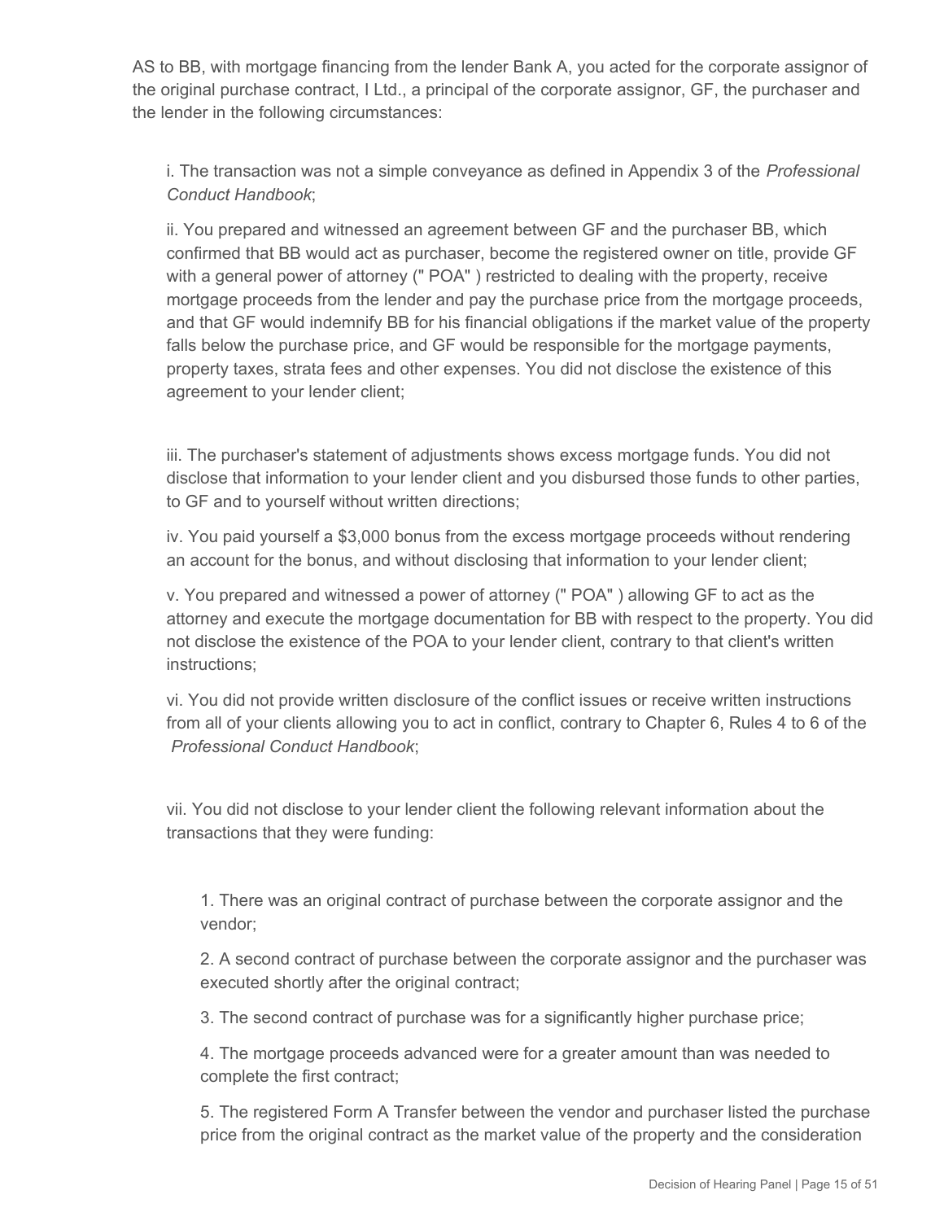AS to BB, with mortgage financing from the lender Bank A, you acted for the corporate assignor of the original purchase contract, I Ltd., a principal of the corporate assignor, GF, the purchaser and the lender in the following circumstances:

i. The transaction was not a simple conveyance as defined in Appendix 3 of the *Professional Conduct Handbook*;

ii. You prepared and witnessed an agreement between GF and the purchaser BB, which confirmed that BB would act as purchaser, become the registered owner on title, provide GF with a general power of attorney (" POA" ) restricted to dealing with the property, receive mortgage proceeds from the lender and pay the purchase price from the mortgage proceeds, and that GF would indemnify BB for his financial obligations if the market value of the property falls below the purchase price, and GF would be responsible for the mortgage payments, property taxes, strata fees and other expenses. You did not disclose the existence of this agreement to your lender client;

iii. The purchaser's statement of adjustments shows excess mortgage funds. You did not disclose that information to your lender client and you disbursed those funds to other parties, to GF and to yourself without written directions;

iv. You paid yourself a $3,000 bonus from the excess mortgage proceeds without rendering an account for the bonus, and without disclosing that information to your lender client;

v. You prepared and witnessed a power of attorney (" POA" ) allowing GF to act as the attorney and execute the mortgage documentation for BB with respect to the property. You did not disclose the existence of the POA to your lender client, contrary to that client's written instructions;

vi. You did not provide written disclosure of the conflict issues or receive written instructions from all of your clients allowing you to act in conflict, contrary to Chapter 6, Rules 4 to 6 of the *Professional Conduct Handbook*;

vii. You did not disclose to your lender client the following relevant information about the transactions that they were funding:

1. There was an original contract of purchase between the corporate assignor and the vendor;

2. A second contract of purchase between the corporate assignor and the purchaser was executed shortly after the original contract;

3. The second contract of purchase was for a significantly higher purchase price;

4. The mortgage proceeds advanced were for a greater amount than was needed to complete the first contract;

5. The registered Form A Transfer between the vendor and purchaser listed the purchase price from the original contract as the market value of the property and the consideration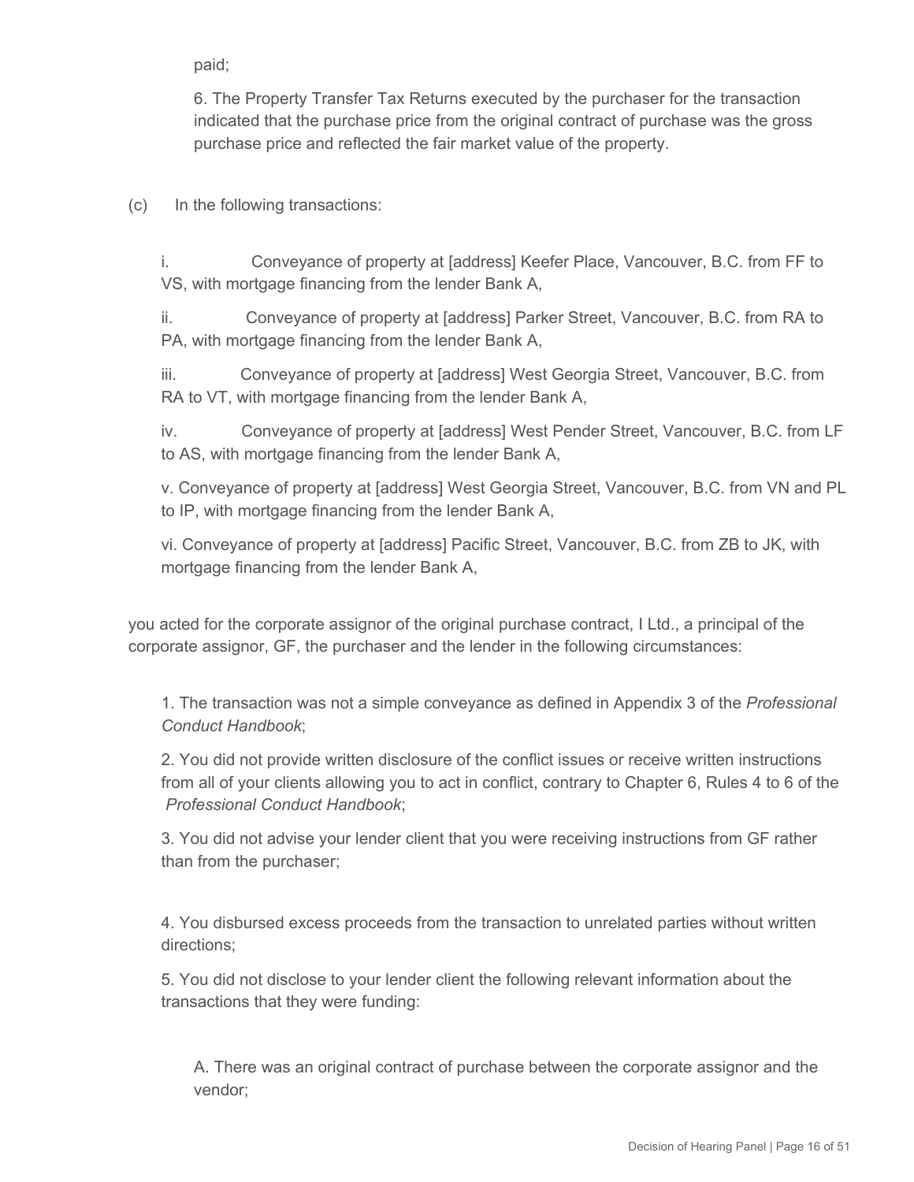paid;

6. The Property Transfer Tax Returns executed by the purchaser for the transaction indicated that the purchase price from the original contract of purchase was the gross purchase price and reflected the fair market value of the property.

(c) In the following transactions:

i. Conveyance of property at [address] Keefer Place, Vancouver, B.C. from FF to VS, with mortgage financing from the lender Bank A,

ii. Conveyance of property at [address] Parker Street, Vancouver, B.C. from RA to PA, with mortgage financing from the lender Bank A,

iii. Conveyance of property at [address] West Georgia Street, Vancouver, B.C. from RA to VT, with mortgage financing from the lender Bank A,

iv. Conveyance of property at [address] West Pender Street, Vancouver, B.C. from LF to AS, with mortgage financing from the lender Bank A,

v. Conveyance of property at [address] West Georgia Street, Vancouver, B.C. from VN and PL to IP, with mortgage financing from the lender Bank A,

vi. Conveyance of property at [address] Pacific Street, Vancouver, B.C. from ZB to JK, with mortgage financing from the lender Bank A,

you acted for the corporate assignor of the original purchase contract, I Ltd., a principal of the corporate assignor, GF, the purchaser and the lender in the following circumstances:

1. The transaction was not a simple conveyance as defined in Appendix 3 of the *Professional Conduct Handbook*;

2. You did not provide written disclosure of the conflict issues or receive written instructions from all of your clients allowing you to act in conflict, contrary to Chapter 6, Rules 4 to 6 of the *Professional Conduct Handbook*;

3. You did not advise your lender client that you were receiving instructions from GF rather than from the purchaser;

4. You disbursed excess proceeds from the transaction to unrelated parties without written directions;

5. You did not disclose to your lender client the following relevant information about the transactions that they were funding:

A. There was an original contract of purchase between the corporate assignor and the vendor;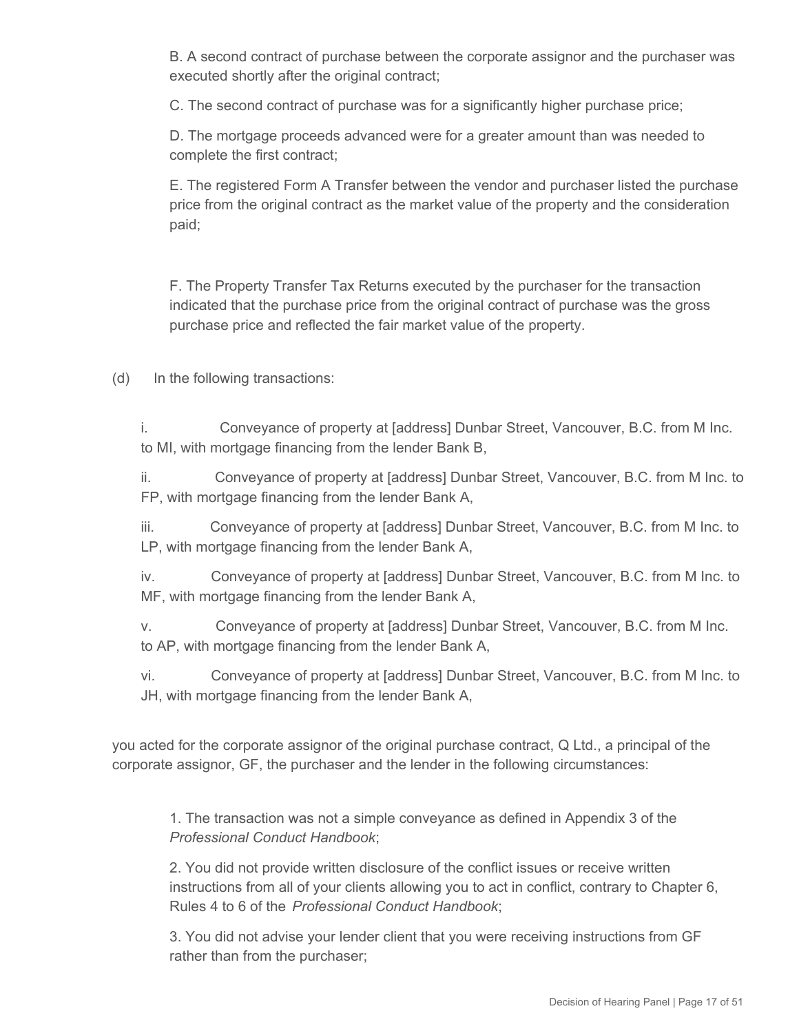B. A second contract of purchase between the corporate assignor and the purchaser was executed shortly after the original contract;

C. The second contract of purchase was for a significantly higher purchase price;

D. The mortgage proceeds advanced were for a greater amount than was needed to complete the first contract;

E. The registered Form A Transfer between the vendor and purchaser listed the purchase price from the original contract as the market value of the property and the consideration paid;

F. The Property Transfer Tax Returns executed by the purchaser for the transaction indicated that the purchase price from the original contract of purchase was the gross purchase price and reflected the fair market value of the property.

(d) In the following transactions:

i. Conveyance of property at [address] Dunbar Street, Vancouver, B.C. from M Inc. to MI, with mortgage financing from the lender Bank B,

ii. Conveyance of property at [address] Dunbar Street, Vancouver, B.C. from M Inc. to FP, with mortgage financing from the lender Bank A,

iii. Conveyance of property at [address] Dunbar Street, Vancouver, B.C. from M Inc. to LP, with mortgage financing from the lender Bank A,

iv. Conveyance of property at [address] Dunbar Street, Vancouver, B.C. from M Inc. to MF, with mortgage financing from the lender Bank A,

v. Conveyance of property at [address] Dunbar Street, Vancouver, B.C. from M Inc. to AP, with mortgage financing from the lender Bank A,

vi. Conveyance of property at [address] Dunbar Street, Vancouver, B.C. from M Inc. to JH, with mortgage financing from the lender Bank A,

you acted for the corporate assignor of the original purchase contract, Q Ltd., a principal of the corporate assignor, GF, the purchaser and the lender in the following circumstances:

1. The transaction was not a simple conveyance as defined in Appendix 3 of the *Professional Conduct Handbook*;

2. You did not provide written disclosure of the conflict issues or receive written instructions from all of your clients allowing you to act in conflict, contrary to Chapter 6, Rules 4 to 6 of the *Professional Conduct Handbook*;

3. You did not advise your lender client that you were receiving instructions from GF rather than from the purchaser;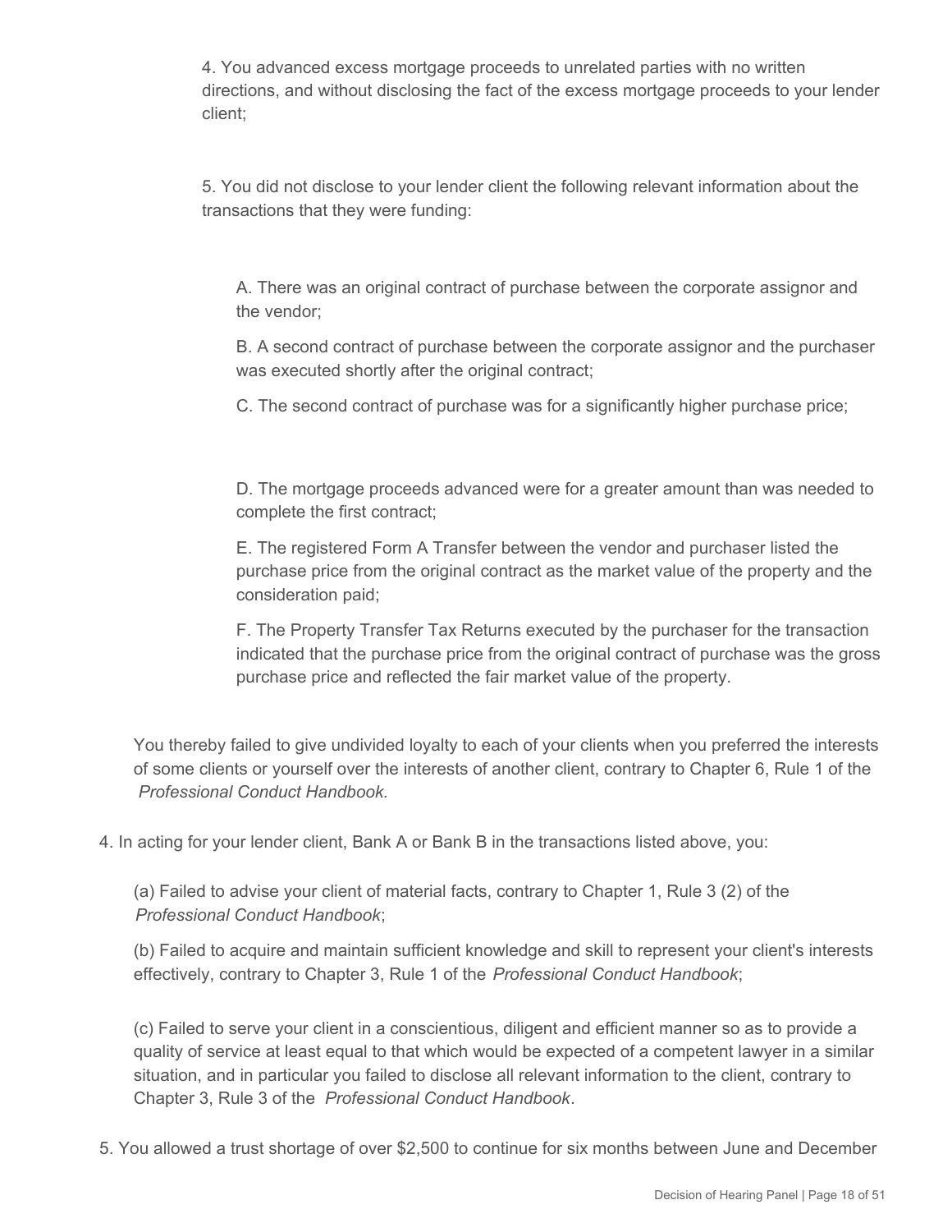4. You advanced excess mortgage proceeds to unrelated parties with no written directions, and without disclosing the fact of the excess mortgage proceeds to your lender client;

5. You did not disclose to your lender client the following relevant information about the transactions that they were funding:

A. There was an original contract of purchase between the corporate assignor and the vendor;

B. A second contract of purchase between the corporate assignor and the purchaser was executed shortly after the original contract;

C. The second contract of purchase was for a significantly higher purchase price;

D. The mortgage proceeds advanced were for a greater amount than was needed to complete the first contract;

E. The registered Form A Transfer between the vendor and purchaser listed the purchase price from the original contract as the market value of the property and the consideration paid;

F. The Property Transfer Tax Returns executed by the purchaser for the transaction indicated that the purchase price from the original contract of purchase was the gross purchase price and reflected the fair market value of the property.

You thereby failed to give undivided loyalty to each of your clients when you preferred the interests of some clients or yourself over the interests of another client, contrary to Chapter 6, Rule 1 of the *Professional Conduct Handbook.*

4. In acting for your lender client, Bank A or Bank B in the transactions listed above, you:

(a) Failed to advise your client of material facts, contrary to Chapter 1, Rule 3 (2) of the *Professional Conduct Handbook*;

(b) Failed to acquire and maintain sufficient knowledge and skill to represent your client's interests effectively, contrary to Chapter 3, Rule 1 of the *Professional Conduct Handbook*;

(c) Failed to serve your client in a conscientious, diligent and efficient manner so as to provide a quality of service at least equal to that which would be expected of a competent lawyer in a similar situation, and in particular you failed to disclose all relevant information to the client, contrary to Chapter 3, Rule 3 of the *Professional Conduct Handbook*.

5. You allowed a trust shortage of over $2,500 to continue for six months between June and December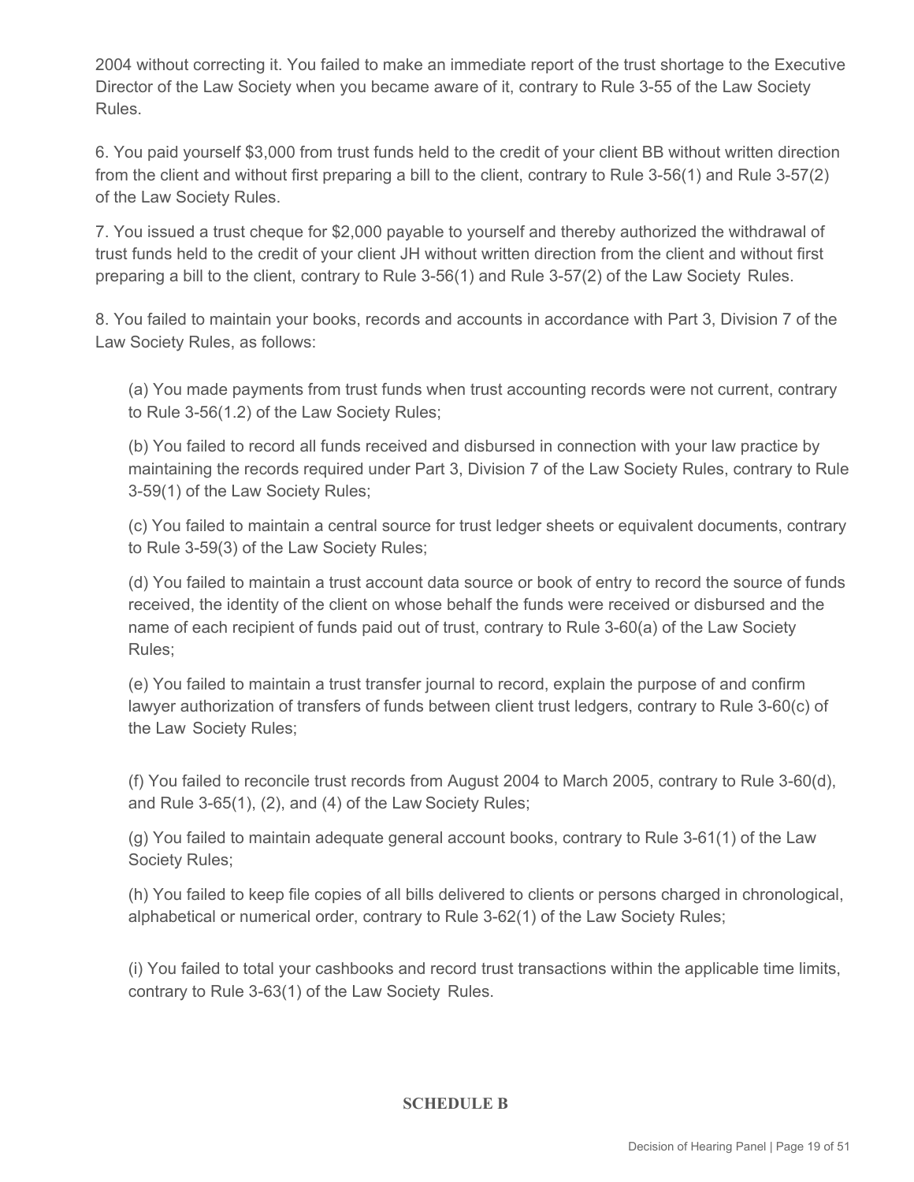2004 without correcting it. You failed to make an immediate report of the trust shortage to the Executive Director of the Law Society when you became aware of it, contrary to Rule 3-55 of the Law Society Rules.

6. You paid yourself $3,000 from trust funds held to the credit of your client BB without written direction from the client and without first preparing a bill to the client, contrary to Rule 3-56(1) and Rule 3-57(2) of the Law Society Rules.

7. You issued a trust cheque for $2,000 payable to yourself and thereby authorized the withdrawal of trust funds held to the credit of your client JH without written direction from the client and without first preparing a bill to the client, contrary to Rule 3-56(1) and Rule 3-57(2) of the Law Society Rules.

8. You failed to maintain your books, records and accounts in accordance with Part 3, Division 7 of the Law Society Rules, as follows:

(a) You made payments from trust funds when trust accounting records were not current, contrary to Rule 3-56(1.2) of the Law Society Rules;

(b) You failed to record all funds received and disbursed in connection with your law practice by maintaining the records required under Part 3, Division 7 of the Law Society Rules, contrary to Rule 3-59(1) of the Law Society Rules;

(c) You failed to maintain a central source for trust ledger sheets or equivalent documents, contrary to Rule 3-59(3) of the Law Society Rules;

(d) You failed to maintain a trust account data source or book of entry to record the source of funds received, the identity of the client on whose behalf the funds were received or disbursed and the name of each recipient of funds paid out of trust, contrary to Rule 3-60(a) of the Law Society Rules;

(e) You failed to maintain a trust transfer journal to record, explain the purpose of and confirm lawyer authorization of transfers of funds between client trust ledgers, contrary to Rule 3-60(c) of the Law Society Rules;

(f) You failed to reconcile trust records from August 2004 to March 2005, contrary to Rule 3-60(d), and Rule 3-65(1), (2), and (4) of the Law Society Rules;

(g) You failed to maintain adequate general account books, contrary to Rule 3-61(1) of the Law Society Rules;

(h) You failed to keep file copies of all bills delivered to clients or persons charged in chronological, alphabetical or numerical order, contrary to Rule 3-62(1) of the Law Society Rules;

(i) You failed to total your cashbooks and record trust transactions within the applicable time limits, contrary to Rule 3-63(1) of the Law Society Rules.

**SCHEDULE B**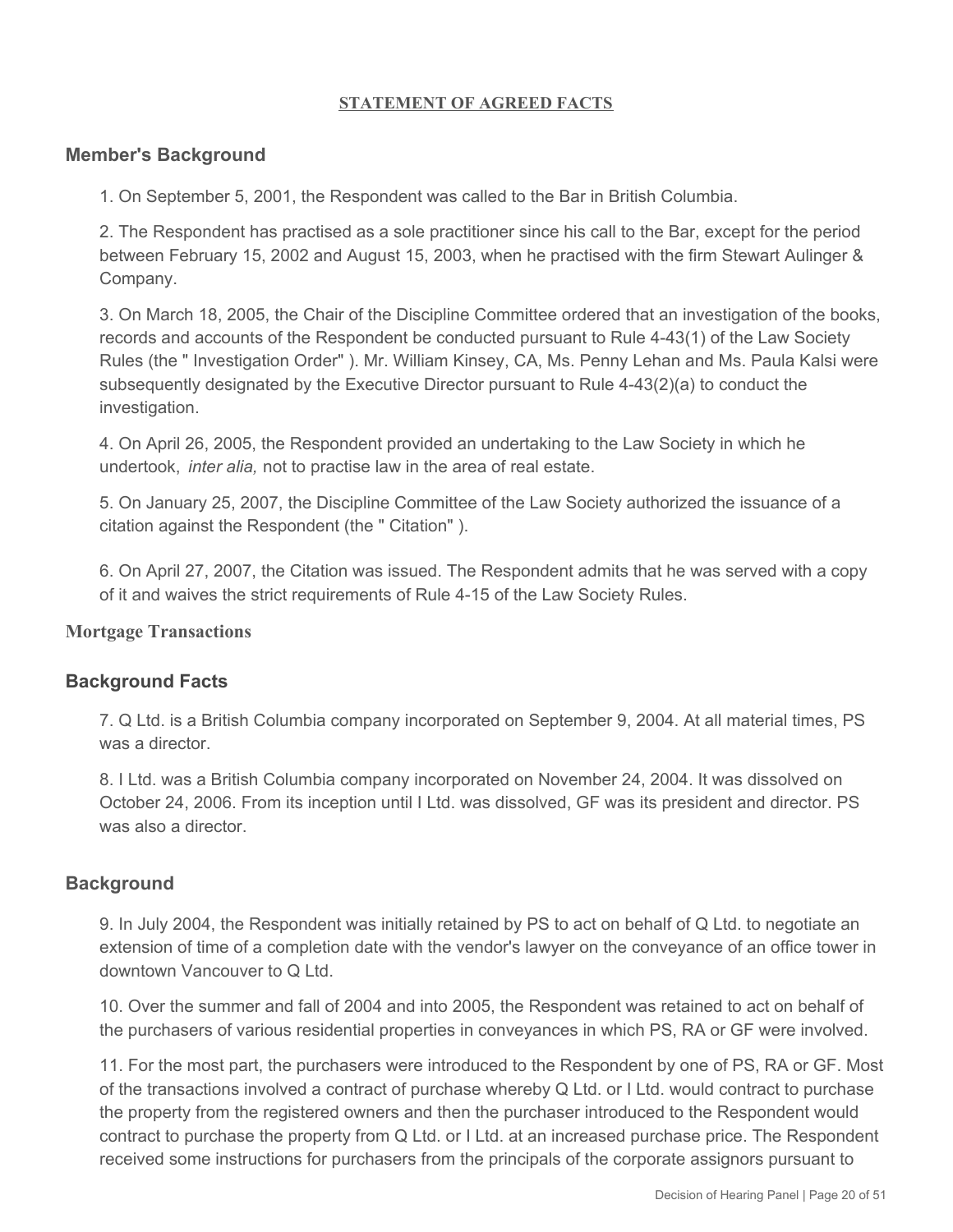**STATEMENT OF AGREED FACTS**

## Member's Background

1. On September 5, 2001, the Respondent was called to the Bar in British Columbia.

2. The Respondent has practised as a sole practitioner since his call to the Bar, except for the period between February 15, 2002 and August 15, 2003, when he practised with the firm Stewart Aulinger & Company.

3. On March 18, 2005, the Chair of the Discipline Committee ordered that an investigation of the books, records and accounts of the Respondent be conducted pursuant to Rule 4-43(1) of the Law Society Rules (the " Investigation Order" ). Mr. William Kinsey, CA, Ms. Penny Lehan and Ms. Paula Kalsi were subsequently designated by the Executive Director pursuant to Rule 4-43(2)(a) to conduct the investigation.

4. On April 26, 2005, the Respondent provided an undertaking to the Law Society in which he undertook, *inter alia,* not to practise law in the area of real estate.

5. On January 25, 2007, the Discipline Committee of the Law Society authorized the issuance of a citation against the Respondent (the " Citation" ).

6. On April 27, 2007, the Citation was issued. The Respondent admits that he was served with a copy of it and waives the strict requirements of Rule 4-15 of the Law Society Rules.

### Mortgage Transactions

## Background Facts

7. Q Ltd. is a British Columbia company incorporated on September 9, 2004. At all material times, PS was a director.

8. I Ltd. was a British Columbia company incorporated on November 24, 2004. It was dissolved on October 24, 2006. From its inception until I Ltd. was dissolved, GF was its president and director. PS was also a director.

## Background

9. In July 2004, the Respondent was initially retained by PS to act on behalf of Q Ltd. to negotiate an extension of time of a completion date with the vendor's lawyer on the conveyance of an office tower in downtown Vancouver to Q Ltd.

10. Over the summer and fall of 2004 and into 2005, the Respondent was retained to act on behalf of the purchasers of various residential properties in conveyances in which PS, RA or GF were involved.

11. For the most part, the purchasers were introduced to the Respondent by one of PS, RA or GF. Most of the transactions involved a contract of purchase whereby Q Ltd. or I Ltd. would contract to purchase the property from the registered owners and then the purchaser introduced to the Respondent would contract to purchase the property from Q Ltd. or I Ltd. at an increased purchase price. The Respondent received some instructions for purchasers from the principals of the corporate assignors pursuant to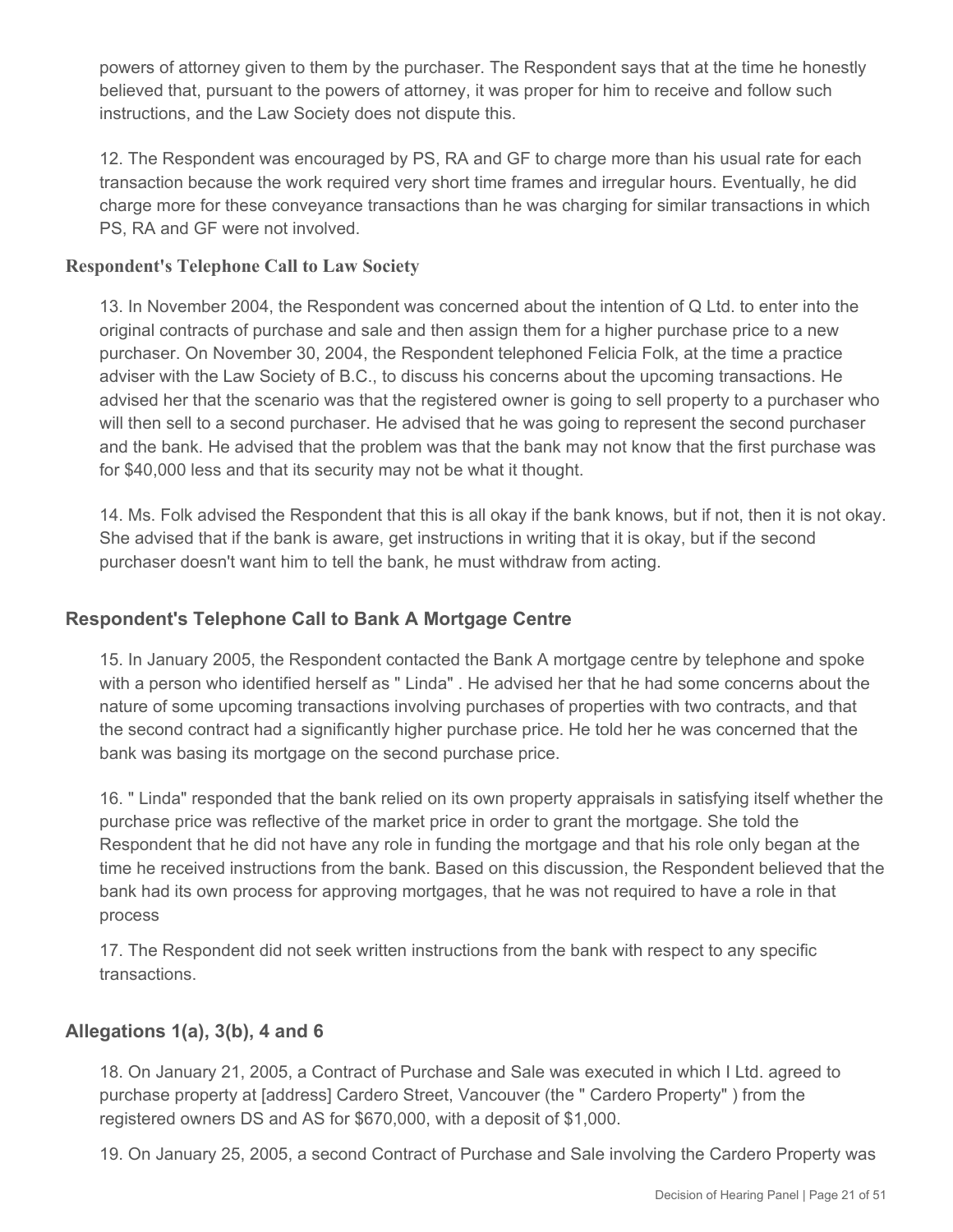powers of attorney given to them by the purchaser. The Respondent says that at the time he honestly believed that, pursuant to the powers of attorney, it was proper for him to receive and follow such instructions, and the Law Society does not dispute this.

12. The Respondent was encouraged by PS, RA and GF to charge more than his usual rate for each transaction because the work required very short time frames and irregular hours. Eventually, he did charge more for these conveyance transactions than he was charging for similar transactions in which PS, RA and GF were not involved.

### Respondent's Telephone Call to Law Society

13. In November 2004, the Respondent was concerned about the intention of Q Ltd. to enter into the original contracts of purchase and sale and then assign them for a higher purchase price to a new purchaser. On November 30, 2004, the Respondent telephoned Felicia Folk, at the time a practice adviser with the Law Society of B.C., to discuss his concerns about the upcoming transactions. He advised her that the scenario was that the registered owner is going to sell property to a purchaser who will then sell to a second purchaser. He advised that he was going to represent the second purchaser and the bank. He advised that the problem was that the bank may not know that the first purchase was for $40,000 less and that its security may not be what it thought.

14. Ms. Folk advised the Respondent that this is all okay if the bank knows, but if not, then it is not okay. She advised that if the bank is aware, get instructions in writing that it is okay, but if the second purchaser doesn't want him to tell the bank, he must withdraw from acting.

### Respondent's Telephone Call to Bank A Mortgage Centre

15. In January 2005, the Respondent contacted the Bank A mortgage centre by telephone and spoke with a person who identified herself as " Linda" . He advised her that he had some concerns about the nature of some upcoming transactions involving purchases of properties with two contracts, and that the second contract had a significantly higher purchase price. He told her he was concerned that the bank was basing its mortgage on the second purchase price.

16. " Linda" responded that the bank relied on its own property appraisals in satisfying itself whether the purchase price was reflective of the market price in order to grant the mortgage. She told the Respondent that he did not have any role in funding the mortgage and that his role only began at the time he received instructions from the bank. Based on this discussion, the Respondent believed that the bank had its own process for approving mortgages, that he was not required to have a role in that process

17. The Respondent did not seek written instructions from the bank with respect to any specific transactions.

### Allegations 1(a), 3(b), 4 and 6

18. On January 21, 2005, a Contract of Purchase and Sale was executed in which I Ltd. agreed to purchase property at [address] Cardero Street, Vancouver (the " Cardero Property" ) from the registered owners DS and AS for $670,000, with a deposit of $1,000.

19. On January 25, 2005, a second Contract of Purchase and Sale involving the Cardero Property was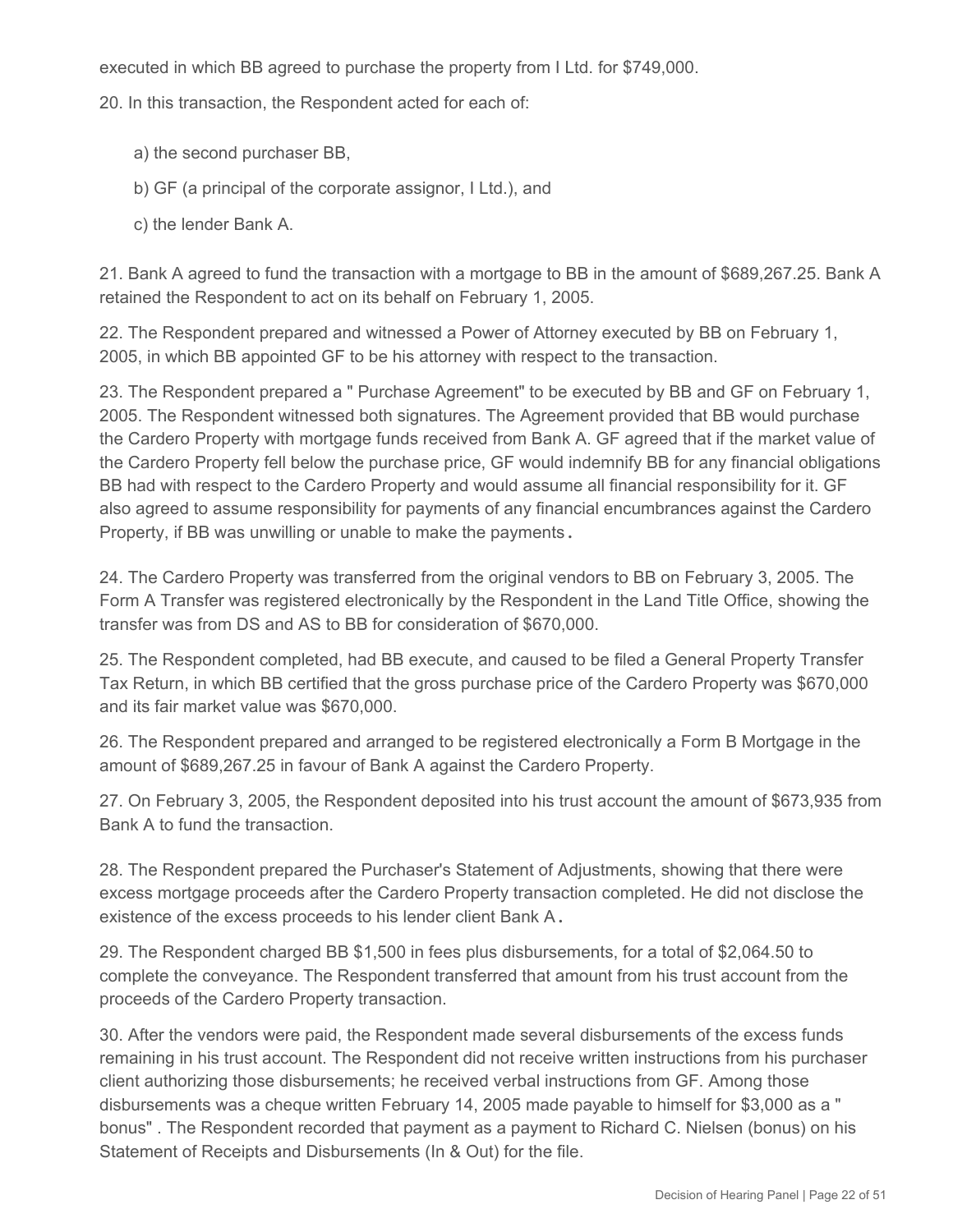executed in which BB agreed to purchase the property from I Ltd. for $749,000.

20. In this transaction, the Respondent acted for each of:

a) the second purchaser BB,

b) GF (a principal of the corporate assignor, I Ltd.), and

c) the lender Bank A.

21. Bank A agreed to fund the transaction with a mortgage to BB in the amount of $689,267.25. Bank A retained the Respondent to act on its behalf on February 1, 2005.

22. The Respondent prepared and witnessed a Power of Attorney executed by BB on February 1, 2005, in which BB appointed GF to be his attorney with respect to the transaction.

23. The Respondent prepared a " Purchase Agreement" to be executed by BB and GF on February 1, 2005. The Respondent witnessed both signatures. The Agreement provided that BB would purchase the Cardero Property with mortgage funds received from Bank A. GF agreed that if the market value of the Cardero Property fell below the purchase price, GF would indemnify BB for any financial obligations BB had with respect to the Cardero Property and would assume all financial responsibility for it. GF also agreed to assume responsibility for payments of any financial encumbrances against the Cardero Property, if BB was unwilling or unable to make the payments.

24. The Cardero Property was transferred from the original vendors to BB on February 3, 2005. The Form A Transfer was registered electronically by the Respondent in the Land Title Office, showing the transfer was from DS and AS to BB for consideration of $670,000.

25. The Respondent completed, had BB execute, and caused to be filed a General Property Transfer Tax Return, in which BB certified that the gross purchase price of the Cardero Property was $670,000 and its fair market value was $670,000.

26. The Respondent prepared and arranged to be registered electronically a Form B Mortgage in the amount of $689,267.25 in favour of Bank A against the Cardero Property.

27. On February 3, 2005, the Respondent deposited into his trust account the amount of $673,935 from Bank A to fund the transaction.

28. The Respondent prepared the Purchaser's Statement of Adjustments, showing that there were excess mortgage proceeds after the Cardero Property transaction completed. He did not disclose the existence of the excess proceeds to his lender client Bank A.

29. The Respondent charged BB $1,500 in fees plus disbursements, for a total of $2,064.50 to complete the conveyance. The Respondent transferred that amount from his trust account from the proceeds of the Cardero Property transaction.

30. After the vendors were paid, the Respondent made several disbursements of the excess funds remaining in his trust account. The Respondent did not receive written instructions from his purchaser client authorizing those disbursements; he received verbal instructions from GF. Among those disbursements was a cheque written February 14, 2005 made payable to himself for $3,000 as a " bonus" . The Respondent recorded that payment as a payment to Richard C. Nielsen (bonus) on his Statement of Receipts and Disbursements (In & Out) for the file.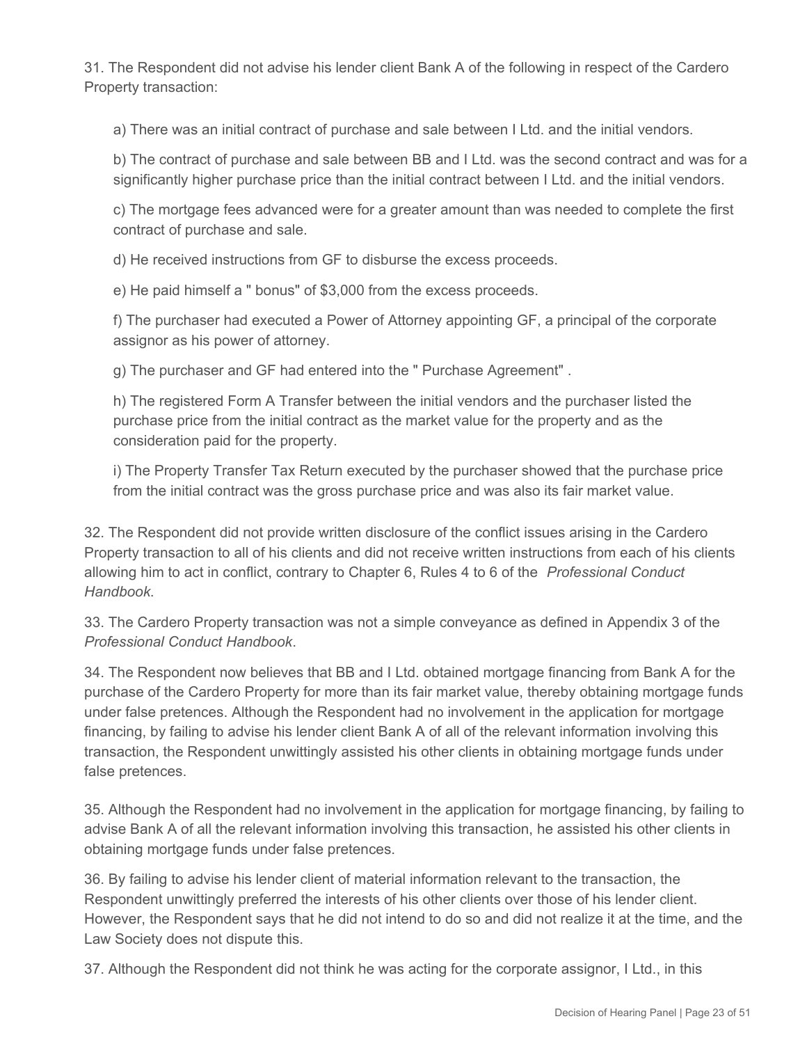31. The Respondent did not advise his lender client Bank A of the following in respect of the Cardero Property transaction:

a) There was an initial contract of purchase and sale between I Ltd. and the initial vendors.

b) The contract of purchase and sale between BB and I Ltd. was the second contract and was for a significantly higher purchase price than the initial contract between I Ltd. and the initial vendors.

c) The mortgage fees advanced were for a greater amount than was needed to complete the first contract of purchase and sale.

d) He received instructions from GF to disburse the excess proceeds.

e) He paid himself a " bonus" of $3,000 from the excess proceeds.

f) The purchaser had executed a Power of Attorney appointing GF, a principal of the corporate assignor as his power of attorney.

g) The purchaser and GF had entered into the " Purchase Agreement" .

h) The registered Form A Transfer between the initial vendors and the purchaser listed the purchase price from the initial contract as the market value for the property and as the consideration paid for the property.

i) The Property Transfer Tax Return executed by the purchaser showed that the purchase price from the initial contract was the gross purchase price and was also its fair market value.

32. The Respondent did not provide written disclosure of the conflict issues arising in the Cardero Property transaction to all of his clients and did not receive written instructions from each of his clients allowing him to act in conflict, contrary to Chapter 6, Rules 4 to 6 of the *Professional Conduct Handbook*.

33. The Cardero Property transaction was not a simple conveyance as defined in Appendix 3 of the *Professional Conduct Handbook*.

34. The Respondent now believes that BB and I Ltd. obtained mortgage financing from Bank A for the purchase of the Cardero Property for more than its fair market value, thereby obtaining mortgage funds under false pretences. Although the Respondent had no involvement in the application for mortgage financing, by failing to advise his lender client Bank A of all of the relevant information involving this transaction, the Respondent unwittingly assisted his other clients in obtaining mortgage funds under false pretences.

35. Although the Respondent had no involvement in the application for mortgage financing, by failing to advise Bank A of all the relevant information involving this transaction, he assisted his other clients in obtaining mortgage funds under false pretences.

36. By failing to advise his lender client of material information relevant to the transaction, the Respondent unwittingly preferred the interests of his other clients over those of his lender client. However, the Respondent says that he did not intend to do so and did not realize it at the time, and the Law Society does not dispute this.

37. Although the Respondent did not think he was acting for the corporate assignor, I Ltd., in this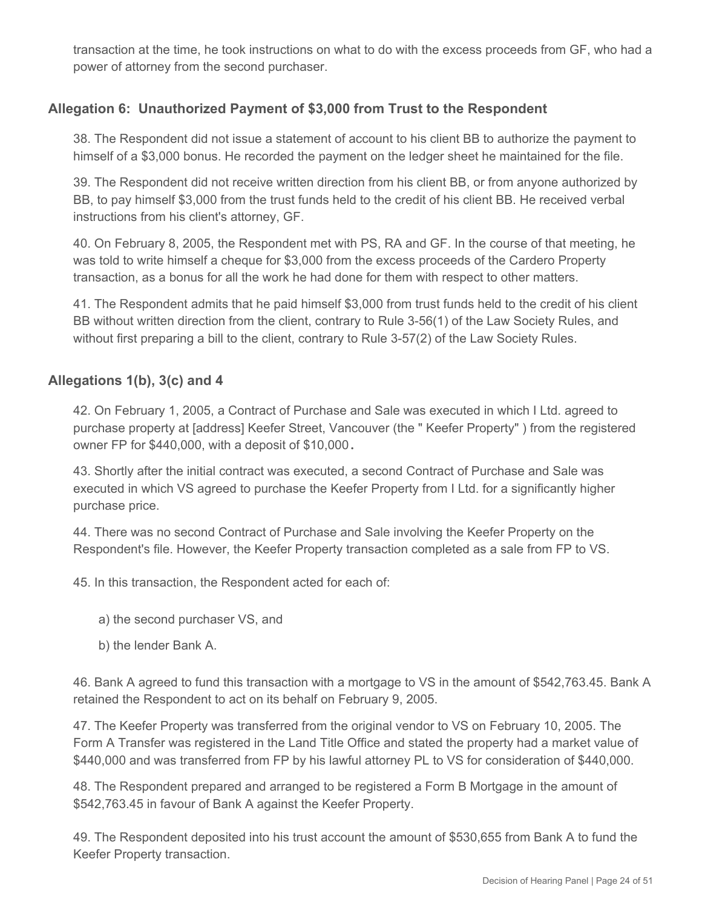transaction at the time, he took instructions on what to do with the excess proceeds from GF, who had a power of attorney from the second purchaser.

### Allegation 6: Unauthorized Payment of $3,000 from Trust to the Respondent

38. The Respondent did not issue a statement of account to his client BB to authorize the payment to himself of a $3,000 bonus. He recorded the payment on the ledger sheet he maintained for the file.

39. The Respondent did not receive written direction from his client BB, or from anyone authorized by BB, to pay himself $3,000 from the trust funds held to the credit of his client BB. He received verbal instructions from his client's attorney, GF.

40. On February 8, 2005, the Respondent met with PS, RA and GF. In the course of that meeting, he was told to write himself a cheque for $3,000 from the excess proceeds of the Cardero Property transaction, as a bonus for all the work he had done for them with respect to other matters.

41. The Respondent admits that he paid himself $3,000 from trust funds held to the credit of his client BB without written direction from the client, contrary to Rule 3-56(1) of the Law Society Rules, and without first preparing a bill to the client, contrary to Rule 3-57(2) of the Law Society Rules.

### Allegations 1(b), 3(c) and 4

42. On February 1, 2005, a Contract of Purchase and Sale was executed in which I Ltd. agreed to purchase property at [address] Keefer Street, Vancouver (the " Keefer Property" ) from the registered owner FP for $440,000, with a deposit of $10,000.

43. Shortly after the initial contract was executed, a second Contract of Purchase and Sale was executed in which VS agreed to purchase the Keefer Property from I Ltd. for a significantly higher purchase price.

44. There was no second Contract of Purchase and Sale involving the Keefer Property on the Respondent's file. However, the Keefer Property transaction completed as a sale from FP to VS.

45. In this transaction, the Respondent acted for each of:

a) the second purchaser VS, and

b) the lender Bank A.

46. Bank A agreed to fund this transaction with a mortgage to VS in the amount of $542,763.45. Bank A retained the Respondent to act on its behalf on February 9, 2005.

47. The Keefer Property was transferred from the original vendor to VS on February 10, 2005. The Form A Transfer was registered in the Land Title Office and stated the property had a market value of $440,000 and was transferred from FP by his lawful attorney PL to VS for consideration of $440,000.

48. The Respondent prepared and arranged to be registered a Form B Mortgage in the amount of $542,763.45 in favour of Bank A against the Keefer Property.

49. The Respondent deposited into his trust account the amount of $530,655 from Bank A to fund the Keefer Property transaction.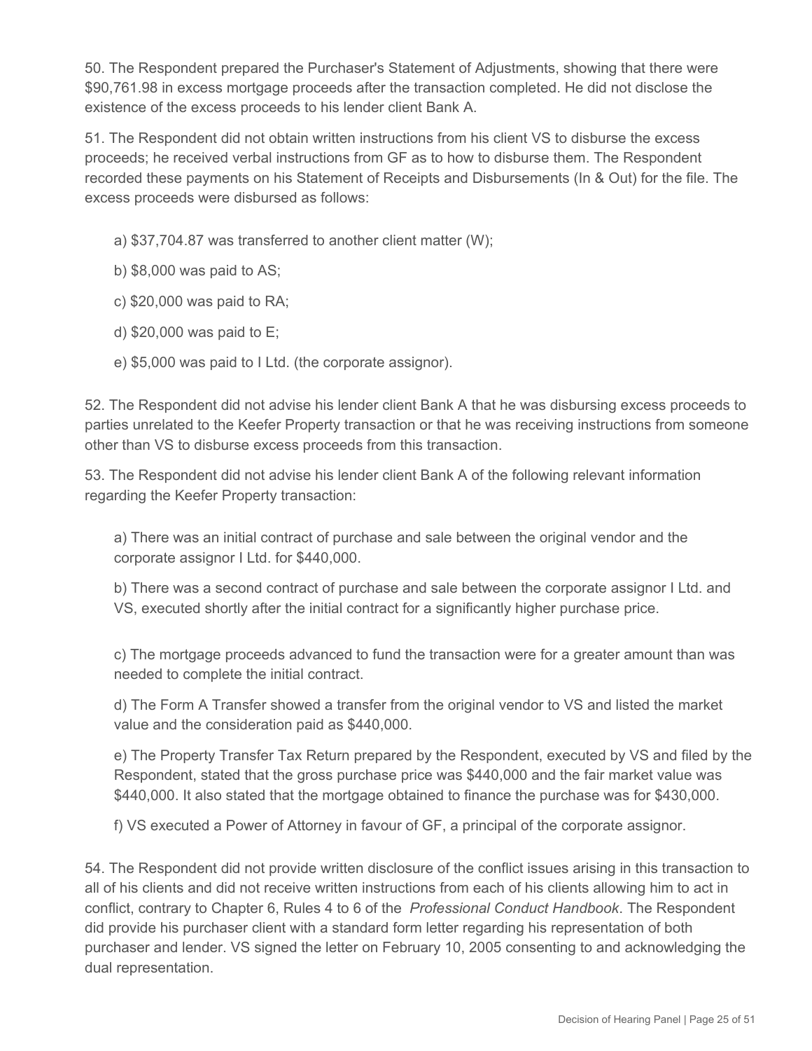50. The Respondent prepared the Purchaser's Statement of Adjustments, showing that there were $90,761.98 in excess mortgage proceeds after the transaction completed. He did not disclose the existence of the excess proceeds to his lender client Bank A.

51. The Respondent did not obtain written instructions from his client VS to disburse the excess proceeds; he received verbal instructions from GF as to how to disburse them. The Respondent recorded these payments on his Statement of Receipts and Disbursements (In & Out) for the file. The excess proceeds were disbursed as follows:

a) $37,704.87 was transferred to another client matter (W);

b) $8,000 was paid to AS;

c) $20,000 was paid to RA;

d) $20,000 was paid to E;

e) $5,000 was paid to I Ltd. (the corporate assignor).

52. The Respondent did not advise his lender client Bank A that he was disbursing excess proceeds to parties unrelated to the Keefer Property transaction or that he was receiving instructions from someone other than VS to disburse excess proceeds from this transaction.

53. The Respondent did not advise his lender client Bank A of the following relevant information regarding the Keefer Property transaction:

a) There was an initial contract of purchase and sale between the original vendor and the corporate assignor I Ltd. for $440,000.

b) There was a second contract of purchase and sale between the corporate assignor I Ltd. and VS, executed shortly after the initial contract for a significantly higher purchase price.

c) The mortgage proceeds advanced to fund the transaction were for a greater amount than was needed to complete the initial contract.

d) The Form A Transfer showed a transfer from the original vendor to VS and listed the market value and the consideration paid as $440,000.

e) The Property Transfer Tax Return prepared by the Respondent, executed by VS and filed by the Respondent, stated that the gross purchase price was $440,000 and the fair market value was $440,000. It also stated that the mortgage obtained to finance the purchase was for $430,000.

f) VS executed a Power of Attorney in favour of GF, a principal of the corporate assignor.

54. The Respondent did not provide written disclosure of the conflict issues arising in this transaction to all of his clients and did not receive written instructions from each of his clients allowing him to act in conflict, contrary to Chapter 6, Rules 4 to 6 of the *Professional Conduct Handbook*. The Respondent did provide his purchaser client with a standard form letter regarding his representation of both purchaser and lender. VS signed the letter on February 10, 2005 consenting to and acknowledging the dual representation.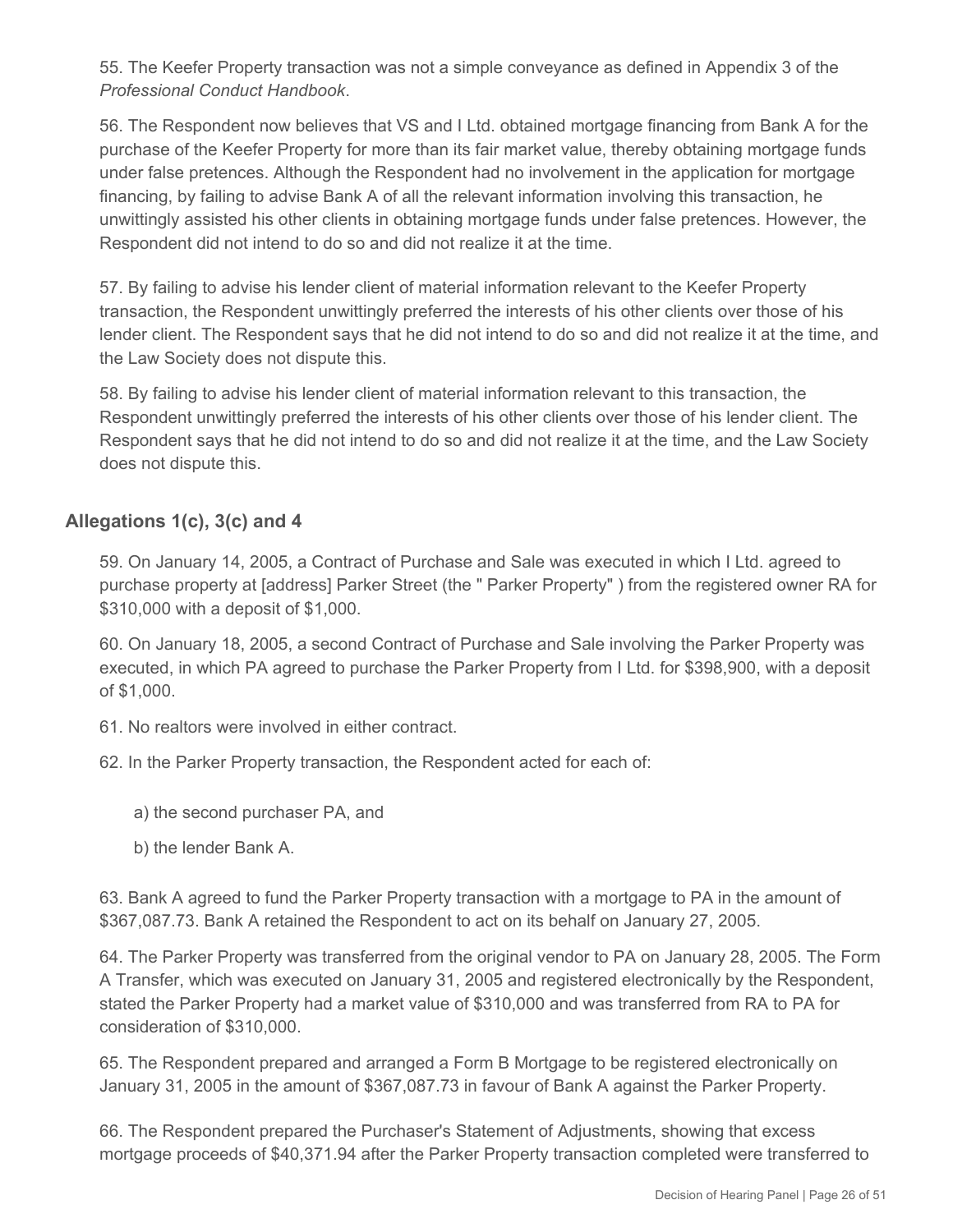55. The Keefer Property transaction was not a simple conveyance as defined in Appendix 3 of the *Professional Conduct Handbook*.

56. The Respondent now believes that VS and I Ltd. obtained mortgage financing from Bank A for the purchase of the Keefer Property for more than its fair market value, thereby obtaining mortgage funds under false pretences. Although the Respondent had no involvement in the application for mortgage financing, by failing to advise Bank A of all the relevant information involving this transaction, he unwittingly assisted his other clients in obtaining mortgage funds under false pretences. However, the Respondent did not intend to do so and did not realize it at the time.

57. By failing to advise his lender client of material information relevant to the Keefer Property transaction, the Respondent unwittingly preferred the interests of his other clients over those of his lender client. The Respondent says that he did not intend to do so and did not realize it at the time, and the Law Society does not dispute this.

58. By failing to advise his lender client of material information relevant to this transaction, the Respondent unwittingly preferred the interests of his other clients over those of his lender client. The Respondent says that he did not intend to do so and did not realize it at the time, and the Law Society does not dispute this.

### Allegations 1(c), 3(c) and 4

59. On January 14, 2005, a Contract of Purchase and Sale was executed in which I Ltd. agreed to purchase property at [address] Parker Street (the " Parker Property" ) from the registered owner RA for $310,000 with a deposit of $1,000.

60. On January 18, 2005, a second Contract of Purchase and Sale involving the Parker Property was executed, in which PA agreed to purchase the Parker Property from I Ltd. for $398,900, with a deposit of $1,000.

61. No realtors were involved in either contract.

62. In the Parker Property transaction, the Respondent acted for each of:

a) the second purchaser PA, and

b) the lender Bank A.

63. Bank A agreed to fund the Parker Property transaction with a mortgage to PA in the amount of $367,087.73. Bank A retained the Respondent to act on its behalf on January 27, 2005.

64. The Parker Property was transferred from the original vendor to PA on January 28, 2005. The Form A Transfer, which was executed on January 31, 2005 and registered electronically by the Respondent, stated the Parker Property had a market value of $310,000 and was transferred from RA to PA for consideration of $310,000.

65. The Respondent prepared and arranged a Form B Mortgage to be registered electronically on January 31, 2005 in the amount of $367,087.73 in favour of Bank A against the Parker Property.

66. The Respondent prepared the Purchaser's Statement of Adjustments, showing that excess mortgage proceeds of $40,371.94 after the Parker Property transaction completed were transferred to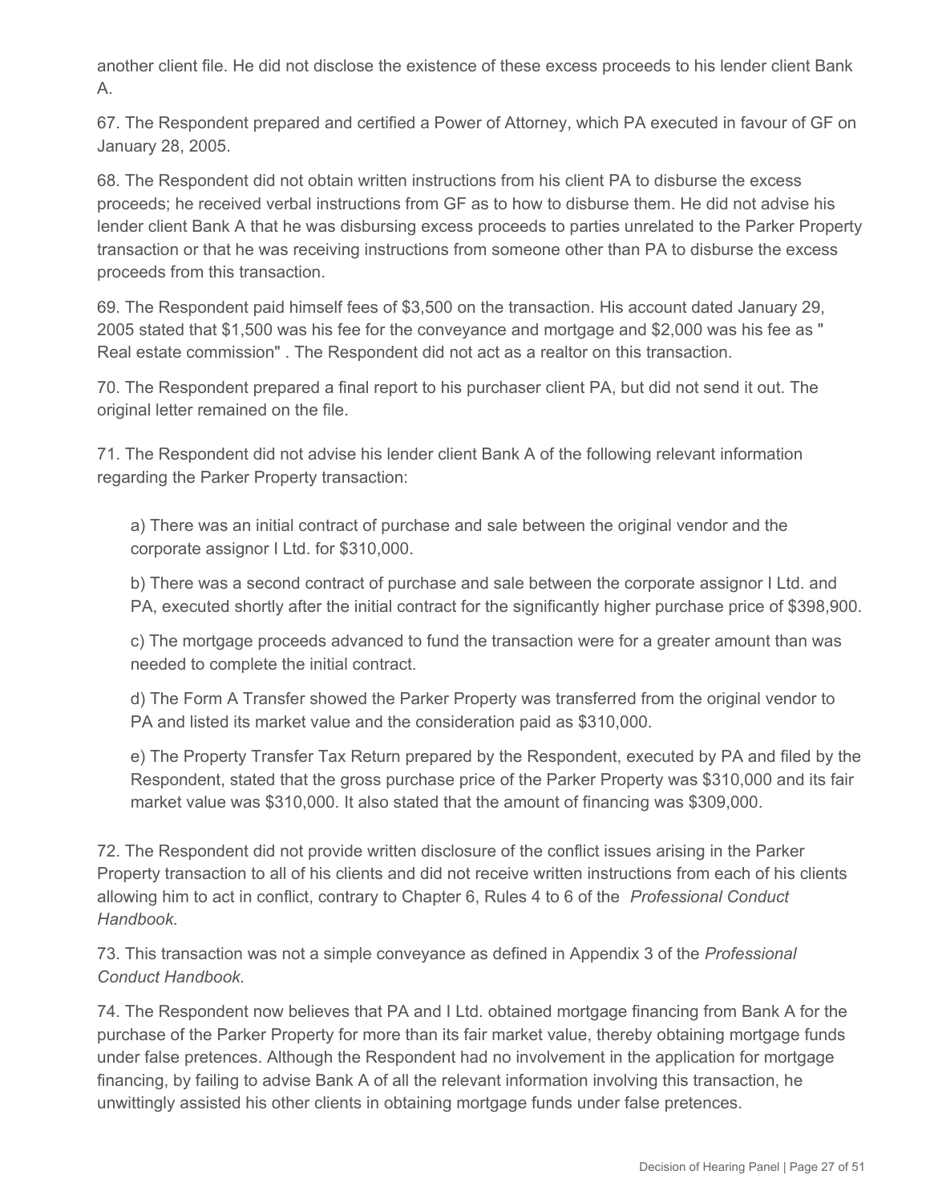another client file. He did not disclose the existence of these excess proceeds to his lender client Bank A.

67. The Respondent prepared and certified a Power of Attorney, which PA executed in favour of GF on January 28, 2005.

68. The Respondent did not obtain written instructions from his client PA to disburse the excess proceeds; he received verbal instructions from GF as to how to disburse them. He did not advise his lender client Bank A that he was disbursing excess proceeds to parties unrelated to the Parker Property transaction or that he was receiving instructions from someone other than PA to disburse the excess proceeds from this transaction.

69. The Respondent paid himself fees of $3,500 on the transaction. His account dated January 29, 2005 stated that $1,500 was his fee for the conveyance and mortgage and $2,000 was his fee as " Real estate commission" . The Respondent did not act as a realtor on this transaction.

70. The Respondent prepared a final report to his purchaser client PA, but did not send it out. The original letter remained on the file.

71. The Respondent did not advise his lender client Bank A of the following relevant information regarding the Parker Property transaction:

a) There was an initial contract of purchase and sale between the original vendor and the corporate assignor I Ltd. for $310,000.

b) There was a second contract of purchase and sale between the corporate assignor I Ltd. and PA, executed shortly after the initial contract for the significantly higher purchase price of $398,900.

c) The mortgage proceeds advanced to fund the transaction were for a greater amount than was needed to complete the initial contract.

d) The Form A Transfer showed the Parker Property was transferred from the original vendor to PA and listed its market value and the consideration paid as $310,000.

e) The Property Transfer Tax Return prepared by the Respondent, executed by PA and filed by the Respondent, stated that the gross purchase price of the Parker Property was $310,000 and its fair market value was $310,000. It also stated that the amount of financing was $309,000.

72. The Respondent did not provide written disclosure of the conflict issues arising in the Parker Property transaction to all of his clients and did not receive written instructions from each of his clients allowing him to act in conflict, contrary to Chapter 6, Rules 4 to 6 of the *Professional Conduct Handbook*.

73. This transaction was not a simple conveyance as defined in Appendix 3 of the *Professional Conduct Handbook*.

74. The Respondent now believes that PA and I Ltd. obtained mortgage financing from Bank A for the purchase of the Parker Property for more than its fair market value, thereby obtaining mortgage funds under false pretences. Although the Respondent had no involvement in the application for mortgage financing, by failing to advise Bank A of all the relevant information involving this transaction, he unwittingly assisted his other clients in obtaining mortgage funds under false pretences.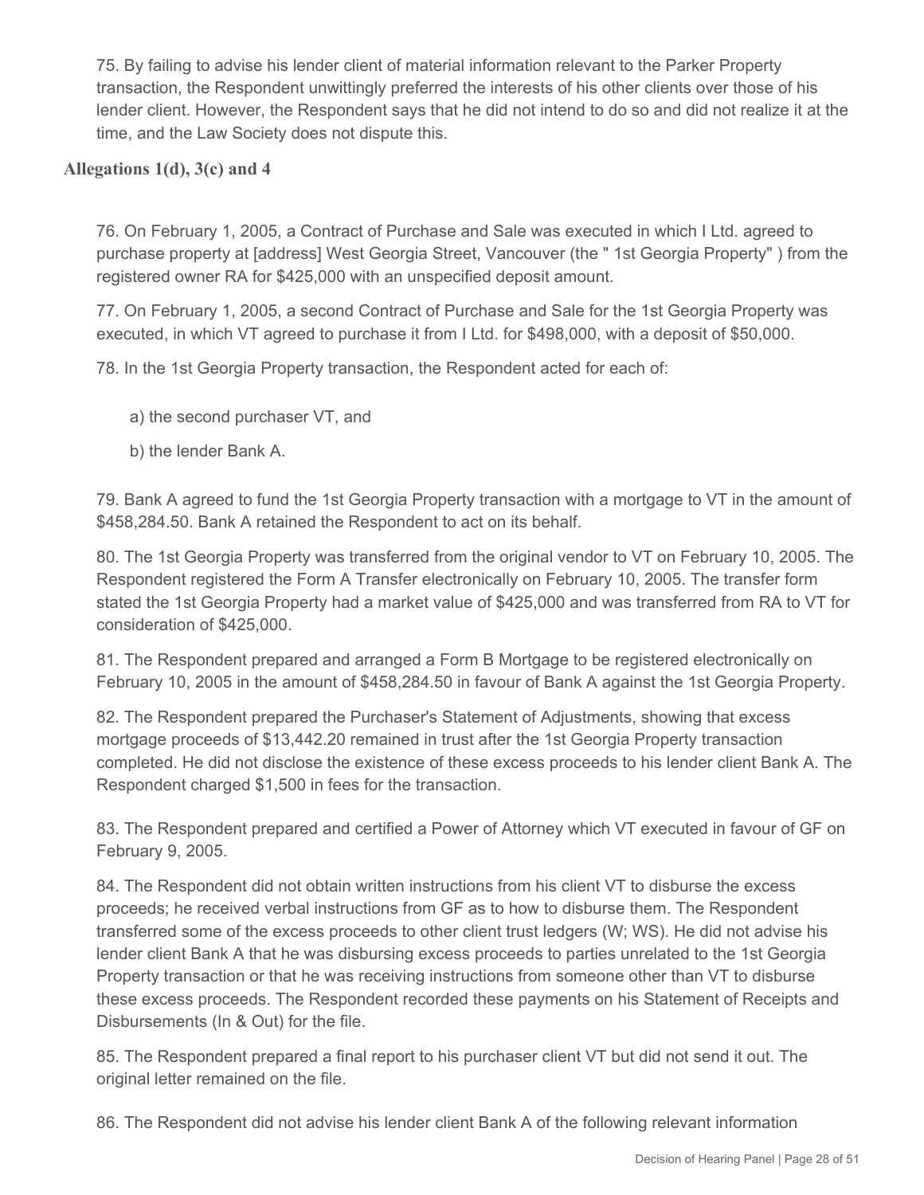75. By failing to advise his lender client of material information relevant to the Parker Property transaction, the Respondent unwittingly preferred the interests of his other clients over those of his lender client. However, the Respondent says that he did not intend to do so and did not realize it at the time, and the Law Society does not dispute this.

### Allegations 1(d), 3(c) and 4

76. On February 1, 2005, a Contract of Purchase and Sale was executed in which I Ltd. agreed to purchase property at [address] West Georgia Street, Vancouver (the " 1st Georgia Property" ) from the registered owner RA for $425,000 with an unspecified deposit amount.

77. On February 1, 2005, a second Contract of Purchase and Sale for the 1st Georgia Property was executed, in which VT agreed to purchase it from I Ltd. for $498,000, with a deposit of $50,000.

78. In the 1st Georgia Property transaction, the Respondent acted for each of:

a) the second purchaser VT, and

b) the lender Bank A.

79. Bank A agreed to fund the 1st Georgia Property transaction with a mortgage to VT in the amount of $458,284.50. Bank A retained the Respondent to act on its behalf.

80. The 1st Georgia Property was transferred from the original vendor to VT on February 10, 2005. The Respondent registered the Form A Transfer electronically on February 10, 2005. The transfer form stated the 1st Georgia Property had a market value of $425,000 and was transferred from RA to VT for consideration of $425,000.

81. The Respondent prepared and arranged a Form B Mortgage to be registered electronically on February 10, 2005 in the amount of $458,284.50 in favour of Bank A against the 1st Georgia Property.

82. The Respondent prepared the Purchaser's Statement of Adjustments, showing that excess mortgage proceeds of $13,442.20 remained in trust after the 1st Georgia Property transaction completed. He did not disclose the existence of these excess proceeds to his lender client Bank A. The Respondent charged $1,500 in fees for the transaction.

83. The Respondent prepared and certified a Power of Attorney which VT executed in favour of GF on February 9, 2005.

84. The Respondent did not obtain written instructions from his client VT to disburse the excess proceeds; he received verbal instructions from GF as to how to disburse them. The Respondent transferred some of the excess proceeds to other client trust ledgers (W; WS). He did not advise his lender client Bank A that he was disbursing excess proceeds to parties unrelated to the 1st Georgia Property transaction or that he was receiving instructions from someone other than VT to disburse these excess proceeds. The Respondent recorded these payments on his Statement of Receipts and Disbursements (In & Out) for the file.

85. The Respondent prepared a final report to his purchaser client VT but did not send it out. The original letter remained on the file.

86. The Respondent did not advise his lender client Bank A of the following relevant information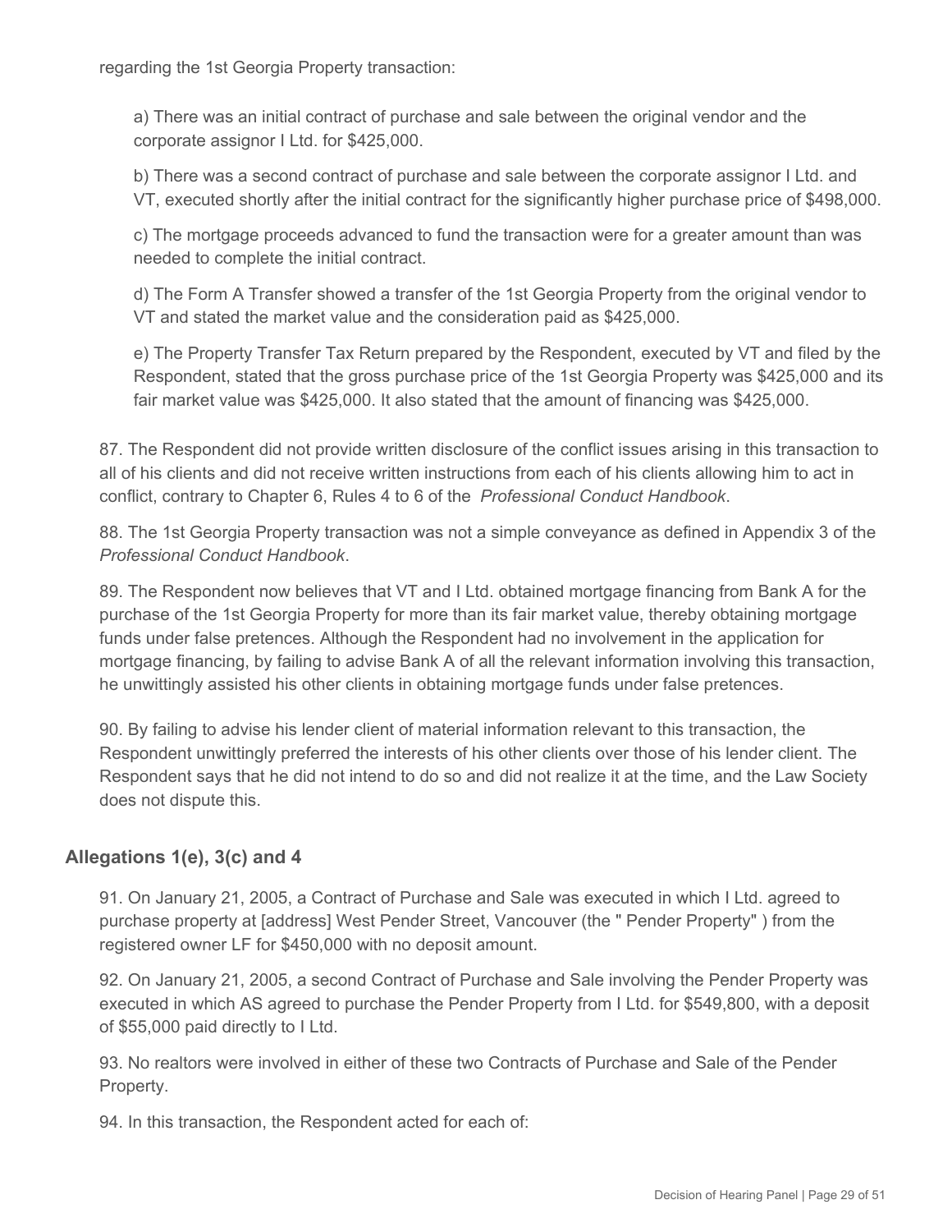regarding the 1st Georgia Property transaction:

a) There was an initial contract of purchase and sale between the original vendor and the corporate assignor I Ltd. for $425,000.

b) There was a second contract of purchase and sale between the corporate assignor I Ltd. and VT, executed shortly after the initial contract for the significantly higher purchase price of $498,000.

c) The mortgage proceeds advanced to fund the transaction were for a greater amount than was needed to complete the initial contract.

d) The Form A Transfer showed a transfer of the 1st Georgia Property from the original vendor to VT and stated the market value and the consideration paid as $425,000.

e) The Property Transfer Tax Return prepared by the Respondent, executed by VT and filed by the Respondent, stated that the gross purchase price of the 1st Georgia Property was $425,000 and its fair market value was $425,000. It also stated that the amount of financing was $425,000.

87. The Respondent did not provide written disclosure of the conflict issues arising in this transaction to all of his clients and did not receive written instructions from each of his clients allowing him to act in conflict, contrary to Chapter 6, Rules 4 to 6 of the *Professional Conduct Handbook*.

88. The 1st Georgia Property transaction was not a simple conveyance as defined in Appendix 3 of the *Professional Conduct Handbook*.

89. The Respondent now believes that VT and I Ltd. obtained mortgage financing from Bank A for the purchase of the 1st Georgia Property for more than its fair market value, thereby obtaining mortgage funds under false pretences. Although the Respondent had no involvement in the application for mortgage financing, by failing to advise Bank A of all the relevant information involving this transaction, he unwittingly assisted his other clients in obtaining mortgage funds under false pretences.

90. By failing to advise his lender client of material information relevant to this transaction, the Respondent unwittingly preferred the interests of his other clients over those of his lender client. The Respondent says that he did not intend to do so and did not realize it at the time, and the Law Society does not dispute this.

## Allegations 1(e), 3(c) and 4

91. On January 21, 2005, a Contract of Purchase and Sale was executed in which I Ltd. agreed to purchase property at [address] West Pender Street, Vancouver (the " Pender Property" ) from the registered owner LF for $450,000 with no deposit amount.

92. On January 21, 2005, a second Contract of Purchase and Sale involving the Pender Property was executed in which AS agreed to purchase the Pender Property from I Ltd. for $549,800, with a deposit of $55,000 paid directly to I Ltd.

93. No realtors were involved in either of these two Contracts of Purchase and Sale of the Pender Property.

94. In this transaction, the Respondent acted for each of: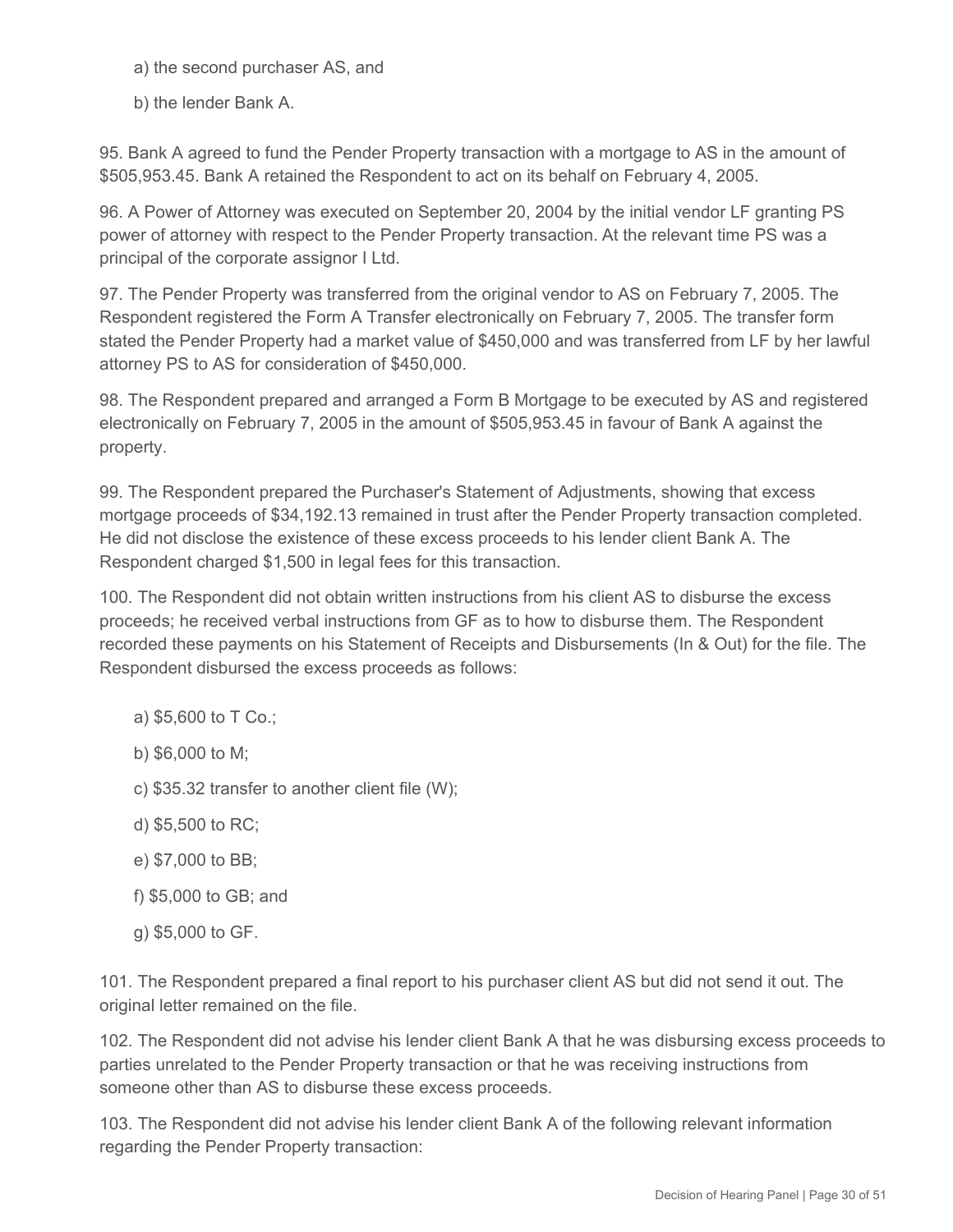a) the second purchaser AS, and

b) the lender Bank A.

95. Bank A agreed to fund the Pender Property transaction with a mortgage to AS in the amount of $505,953.45. Bank A retained the Respondent to act on its behalf on February 4, 2005.

96. A Power of Attorney was executed on September 20, 2004 by the initial vendor LF granting PS power of attorney with respect to the Pender Property transaction. At the relevant time PS was a principal of the corporate assignor I Ltd.

97. The Pender Property was transferred from the original vendor to AS on February 7, 2005. The Respondent registered the Form A Transfer electronically on February 7, 2005. The transfer form stated the Pender Property had a market value of $450,000 and was transferred from LF by her lawful attorney PS to AS for consideration of $450,000.

98. The Respondent prepared and arranged a Form B Mortgage to be executed by AS and registered electronically on February 7, 2005 in the amount of $505,953.45 in favour of Bank A against the property.

99. The Respondent prepared the Purchaser's Statement of Adjustments, showing that excess mortgage proceeds of $34,192.13 remained in trust after the Pender Property transaction completed. He did not disclose the existence of these excess proceeds to his lender client Bank A. The Respondent charged $1,500 in legal fees for this transaction.

100. The Respondent did not obtain written instructions from his client AS to disburse the excess proceeds; he received verbal instructions from GF as to how to disburse them. The Respondent recorded these payments on his Statement of Receipts and Disbursements (In & Out) for the file. The Respondent disbursed the excess proceeds as follows:

a) $5,600 to T Co.;

b) $6,000 to M;

c) $35.32 transfer to another client file (W);

d) $5,500 to RC;

e) $7,000 to BB;

f) $5,000 to GB; and

g) $5,000 to GF.

101. The Respondent prepared a final report to his purchaser client AS but did not send it out. The original letter remained on the file.

102. The Respondent did not advise his lender client Bank A that he was disbursing excess proceeds to parties unrelated to the Pender Property transaction or that he was receiving instructions from someone other than AS to disburse these excess proceeds.

103. The Respondent did not advise his lender client Bank A of the following relevant information regarding the Pender Property transaction: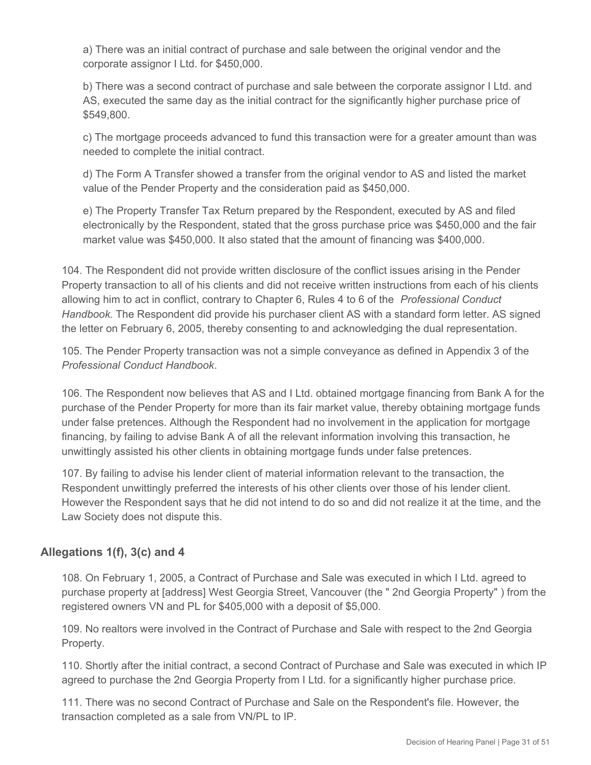a) There was an initial contract of purchase and sale between the original vendor and the corporate assignor I Ltd. for $450,000.

b) There was a second contract of purchase and sale between the corporate assignor I Ltd. and AS, executed the same day as the initial contract for the significantly higher purchase price of $549,800.

c) The mortgage proceeds advanced to fund this transaction were for a greater amount than was needed to complete the initial contract.

d) The Form A Transfer showed a transfer from the original vendor to AS and listed the market value of the Pender Property and the consideration paid as $450,000.

e) The Property Transfer Tax Return prepared by the Respondent, executed by AS and filed electronically by the Respondent, stated that the gross purchase price was $450,000 and the fair market value was $450,000. It also stated that the amount of financing was $400,000.

104. The Respondent did not provide written disclosure of the conflict issues arising in the Pender Property transaction to all of his clients and did not receive written instructions from each of his clients allowing him to act in conflict, contrary to Chapter 6, Rules 4 to 6 of the *Professional Conduct Handbook*. The Respondent did provide his purchaser client AS with a standard form letter. AS signed the letter on February 6, 2005, thereby consenting to and acknowledging the dual representation.

105. The Pender Property transaction was not a simple conveyance as defined in Appendix 3 of the *Professional Conduct Handbook*.

106. The Respondent now believes that AS and I Ltd. obtained mortgage financing from Bank A for the purchase of the Pender Property for more than its fair market value, thereby obtaining mortgage funds under false pretences. Although the Respondent had no involvement in the application for mortgage financing, by failing to advise Bank A of all the relevant information involving this transaction, he unwittingly assisted his other clients in obtaining mortgage funds under false pretences.

107. By failing to advise his lender client of material information relevant to the transaction, the Respondent unwittingly preferred the interests of his other clients over those of his lender client. However the Respondent says that he did not intend to do so and did not realize it at the time, and the Law Society does not dispute this.

## Allegations 1(f), 3(c) and 4

108. On February 1, 2005, a Contract of Purchase and Sale was executed in which I Ltd. agreed to purchase property at [address] West Georgia Street, Vancouver (the " 2nd Georgia Property" ) from the registered owners VN and PL for $405,000 with a deposit of $5,000.

109. No realtors were involved in the Contract of Purchase and Sale with respect to the 2nd Georgia Property.

110. Shortly after the initial contract, a second Contract of Purchase and Sale was executed in which IP agreed to purchase the 2nd Georgia Property from I Ltd. for a significantly higher purchase price.

111. There was no second Contract of Purchase and Sale on the Respondent's file. However, the transaction completed as a sale from VN/PL to IP.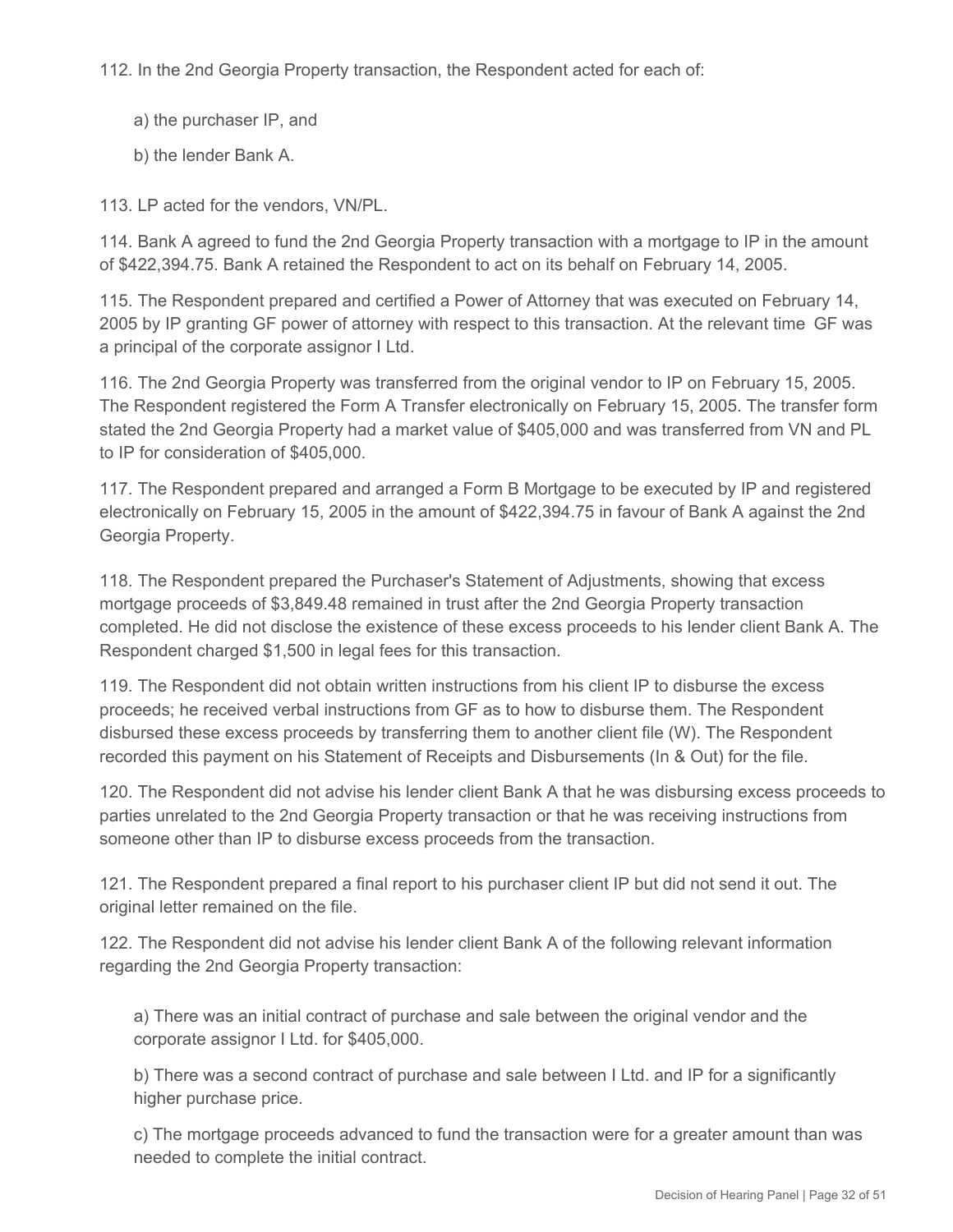112. In the 2nd Georgia Property transaction, the Respondent acted for each of:

a) the purchaser IP, and

b) the lender Bank A.

113. LP acted for the vendors, VN/PL.

114. Bank A agreed to fund the 2nd Georgia Property transaction with a mortgage to IP in the amount of $422,394.75. Bank A retained the Respondent to act on its behalf on February 14, 2005.

115. The Respondent prepared and certified a Power of Attorney that was executed on February 14, 2005 by IP granting GF power of attorney with respect to this transaction. At the relevant time GF was a principal of the corporate assignor I Ltd.

116. The 2nd Georgia Property was transferred from the original vendor to IP on February 15, 2005. The Respondent registered the Form A Transfer electronically on February 15, 2005. The transfer form stated the 2nd Georgia Property had a market value of $405,000 and was transferred from VN and PL to IP for consideration of $405,000.

117. The Respondent prepared and arranged a Form B Mortgage to be executed by IP and registered electronically on February 15, 2005 in the amount of $422,394.75 in favour of Bank A against the 2nd Georgia Property.

118. The Respondent prepared the Purchaser's Statement of Adjustments, showing that excess mortgage proceeds of $3,849.48 remained in trust after the 2nd Georgia Property transaction completed. He did not disclose the existence of these excess proceeds to his lender client Bank A. The Respondent charged $1,500 in legal fees for this transaction.

119. The Respondent did not obtain written instructions from his client IP to disburse the excess proceeds; he received verbal instructions from GF as to how to disburse them. The Respondent disbursed these excess proceeds by transferring them to another client file (W). The Respondent recorded this payment on his Statement of Receipts and Disbursements (In & Out) for the file.

120. The Respondent did not advise his lender client Bank A that he was disbursing excess proceeds to parties unrelated to the 2nd Georgia Property transaction or that he was receiving instructions from someone other than IP to disburse excess proceeds from the transaction.

121. The Respondent prepared a final report to his purchaser client IP but did not send it out. The original letter remained on the file.

122. The Respondent did not advise his lender client Bank A of the following relevant information regarding the 2nd Georgia Property transaction:

a) There was an initial contract of purchase and sale between the original vendor and the corporate assignor I Ltd. for $405,000.

b) There was a second contract of purchase and sale between I Ltd. and IP for a significantly higher purchase price.

c) The mortgage proceeds advanced to fund the transaction were for a greater amount than was needed to complete the initial contract.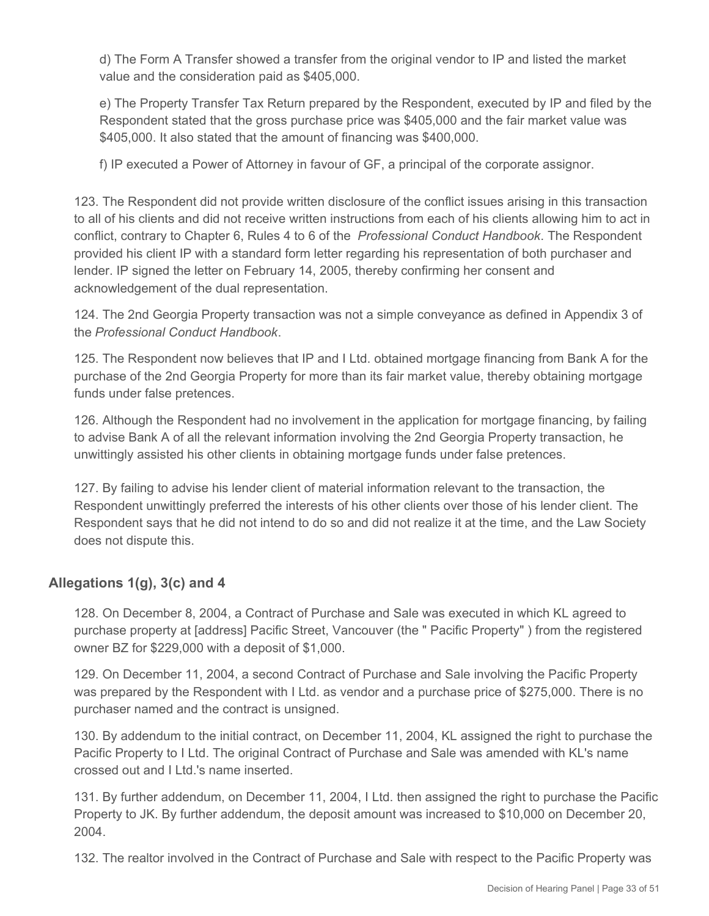d) The Form A Transfer showed a transfer from the original vendor to IP and listed the market value and the consideration paid as $405,000.

e) The Property Transfer Tax Return prepared by the Respondent, executed by IP and filed by the Respondent stated that the gross purchase price was $405,000 and the fair market value was $405,000. It also stated that the amount of financing was $400,000.

f) IP executed a Power of Attorney in favour of GF, a principal of the corporate assignor.

123. The Respondent did not provide written disclosure of the conflict issues arising in this transaction to all of his clients and did not receive written instructions from each of his clients allowing him to act in conflict, contrary to Chapter 6, Rules 4 to 6 of the *Professional Conduct Handbook*. The Respondent provided his client IP with a standard form letter regarding his representation of both purchaser and lender. IP signed the letter on February 14, 2005, thereby confirming her consent and acknowledgement of the dual representation.

124. The 2nd Georgia Property transaction was not a simple conveyance as defined in Appendix 3 of the *Professional Conduct Handbook*.

125. The Respondent now believes that IP and I Ltd. obtained mortgage financing from Bank A for the purchase of the 2nd Georgia Property for more than its fair market value, thereby obtaining mortgage funds under false pretences.

126. Although the Respondent had no involvement in the application for mortgage financing, by failing to advise Bank A of all the relevant information involving the 2nd Georgia Property transaction, he unwittingly assisted his other clients in obtaining mortgage funds under false pretences.

127. By failing to advise his lender client of material information relevant to the transaction, the Respondent unwittingly preferred the interests of his other clients over those of his lender client. The Respondent says that he did not intend to do so and did not realize it at the time, and the Law Society does not dispute this.

## Allegations 1(g), 3(c) and 4

128. On December 8, 2004, a Contract of Purchase and Sale was executed in which KL agreed to purchase property at [address] Pacific Street, Vancouver (the " Pacific Property" ) from the registered owner BZ for $229,000 with a deposit of $1,000.

129. On December 11, 2004, a second Contract of Purchase and Sale involving the Pacific Property was prepared by the Respondent with I Ltd. as vendor and a purchase price of $275,000. There is no purchaser named and the contract is unsigned.

130. By addendum to the initial contract, on December 11, 2004, KL assigned the right to purchase the Pacific Property to I Ltd. The original Contract of Purchase and Sale was amended with KL's name crossed out and I Ltd.'s name inserted.

131. By further addendum, on December 11, 2004, I Ltd. then assigned the right to purchase the Pacific Property to JK. By further addendum, the deposit amount was increased to $10,000 on December 20, 2004.

132. The realtor involved in the Contract of Purchase and Sale with respect to the Pacific Property was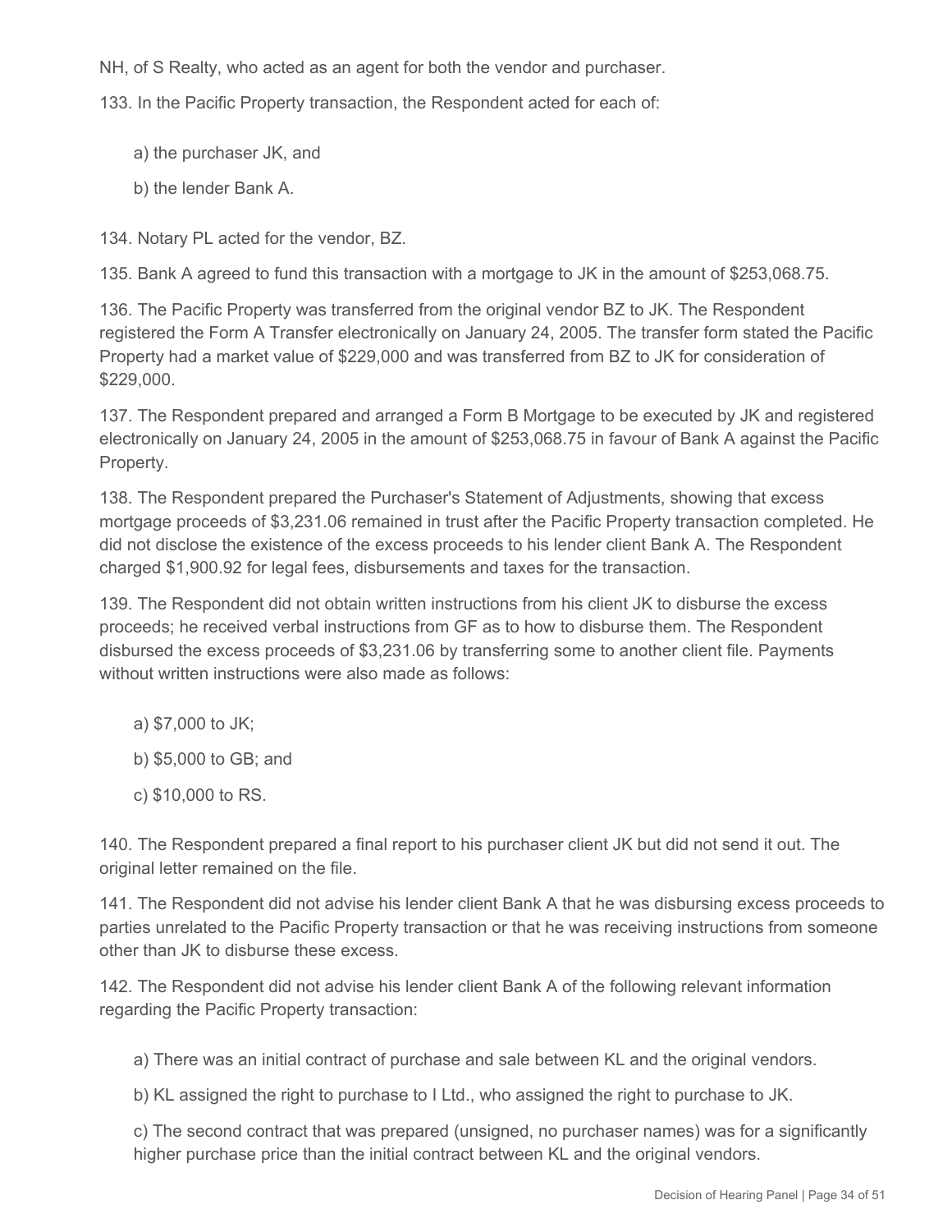NH, of S Realty, who acted as an agent for both the vendor and purchaser.

133. In the Pacific Property transaction, the Respondent acted for each of:

a) the purchaser JK, and

b) the lender Bank A.

134. Notary PL acted for the vendor, BZ.

135. Bank A agreed to fund this transaction with a mortgage to JK in the amount of $253,068.75.

136. The Pacific Property was transferred from the original vendor BZ to JK. The Respondent registered the Form A Transfer electronically on January 24, 2005. The transfer form stated the Pacific Property had a market value of $229,000 and was transferred from BZ to JK for consideration of $229,000.

137. The Respondent prepared and arranged a Form B Mortgage to be executed by JK and registered electronically on January 24, 2005 in the amount of $253,068.75 in favour of Bank A against the Pacific Property.

138. The Respondent prepared the Purchaser's Statement of Adjustments, showing that excess mortgage proceeds of $3,231.06 remained in trust after the Pacific Property transaction completed. He did not disclose the existence of the excess proceeds to his lender client Bank A. The Respondent charged $1,900.92 for legal fees, disbursements and taxes for the transaction.

139. The Respondent did not obtain written instructions from his client JK to disburse the excess proceeds; he received verbal instructions from GF as to how to disburse them. The Respondent disbursed the excess proceeds of $3,231.06 by transferring some to another client file. Payments without written instructions were also made as follows:

a) $7,000 to JK;

b) $5,000 to GB; and

c) $10,000 to RS.

140. The Respondent prepared a final report to his purchaser client JK but did not send it out. The original letter remained on the file.

141. The Respondent did not advise his lender client Bank A that he was disbursing excess proceeds to parties unrelated to the Pacific Property transaction or that he was receiving instructions from someone other than JK to disburse these excess.

142. The Respondent did not advise his lender client Bank A of the following relevant information regarding the Pacific Property transaction:

a) There was an initial contract of purchase and sale between KL and the original vendors.

b) KL assigned the right to purchase to I Ltd., who assigned the right to purchase to JK.

c) The second contract that was prepared (unsigned, no purchaser names) was for a significantly higher purchase price than the initial contract between KL and the original vendors.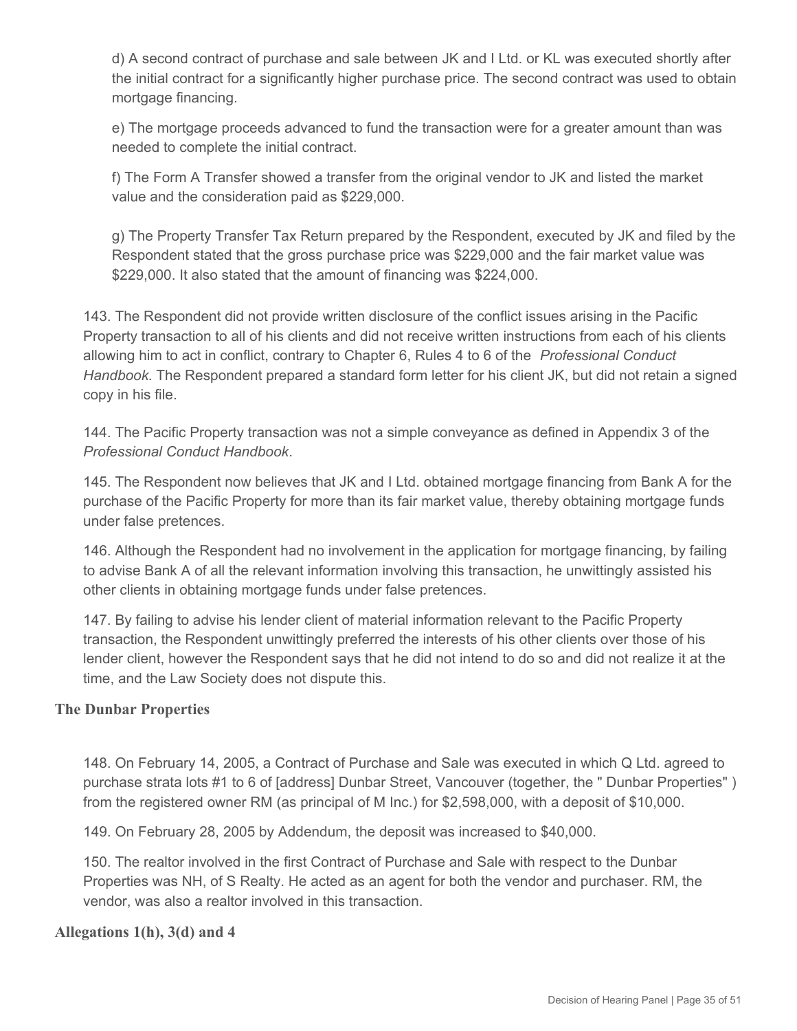d) A second contract of purchase and sale between JK and I Ltd. or KL was executed shortly after the initial contract for a significantly higher purchase price. The second contract was used to obtain mortgage financing.

e) The mortgage proceeds advanced to fund the transaction were for a greater amount than was needed to complete the initial contract.

f) The Form A Transfer showed a transfer from the original vendor to JK and listed the market value and the consideration paid as $229,000.

g) The Property Transfer Tax Return prepared by the Respondent, executed by JK and filed by the Respondent stated that the gross purchase price was $229,000 and the fair market value was $229,000. It also stated that the amount of financing was $224,000.

143. The Respondent did not provide written disclosure of the conflict issues arising in the Pacific Property transaction to all of his clients and did not receive written instructions from each of his clients allowing him to act in conflict, contrary to Chapter 6, Rules 4 to 6 of the *Professional Conduct Handbook*. The Respondent prepared a standard form letter for his client JK, but did not retain a signed copy in his file.

144. The Pacific Property transaction was not a simple conveyance as defined in Appendix 3 of the *Professional Conduct Handbook*.

145. The Respondent now believes that JK and I Ltd. obtained mortgage financing from Bank A for the purchase of the Pacific Property for more than its fair market value, thereby obtaining mortgage funds under false pretences.

146. Although the Respondent had no involvement in the application for mortgage financing, by failing to advise Bank A of all the relevant information involving this transaction, he unwittingly assisted his other clients in obtaining mortgage funds under false pretences.

147. By failing to advise his lender client of material information relevant to the Pacific Property transaction, the Respondent unwittingly preferred the interests of his other clients over those of his lender client, however the Respondent says that he did not intend to do so and did not realize it at the time, and the Law Society does not dispute this.

### The Dunbar Properties

148. On February 14, 2005, a Contract of Purchase and Sale was executed in which Q Ltd. agreed to purchase strata lots #1 to 6 of [address] Dunbar Street, Vancouver (together, the " Dunbar Properties" ) from the registered owner RM (as principal of M Inc.) for $2,598,000, with a deposit of $10,000.

149. On February 28, 2005 by Addendum, the deposit was increased to $40,000.

150. The realtor involved in the first Contract of Purchase and Sale with respect to the Dunbar Properties was NH, of S Realty. He acted as an agent for both the vendor and purchaser. RM, the vendor, was also a realtor involved in this transaction.

### Allegations 1(h), 3(d) and 4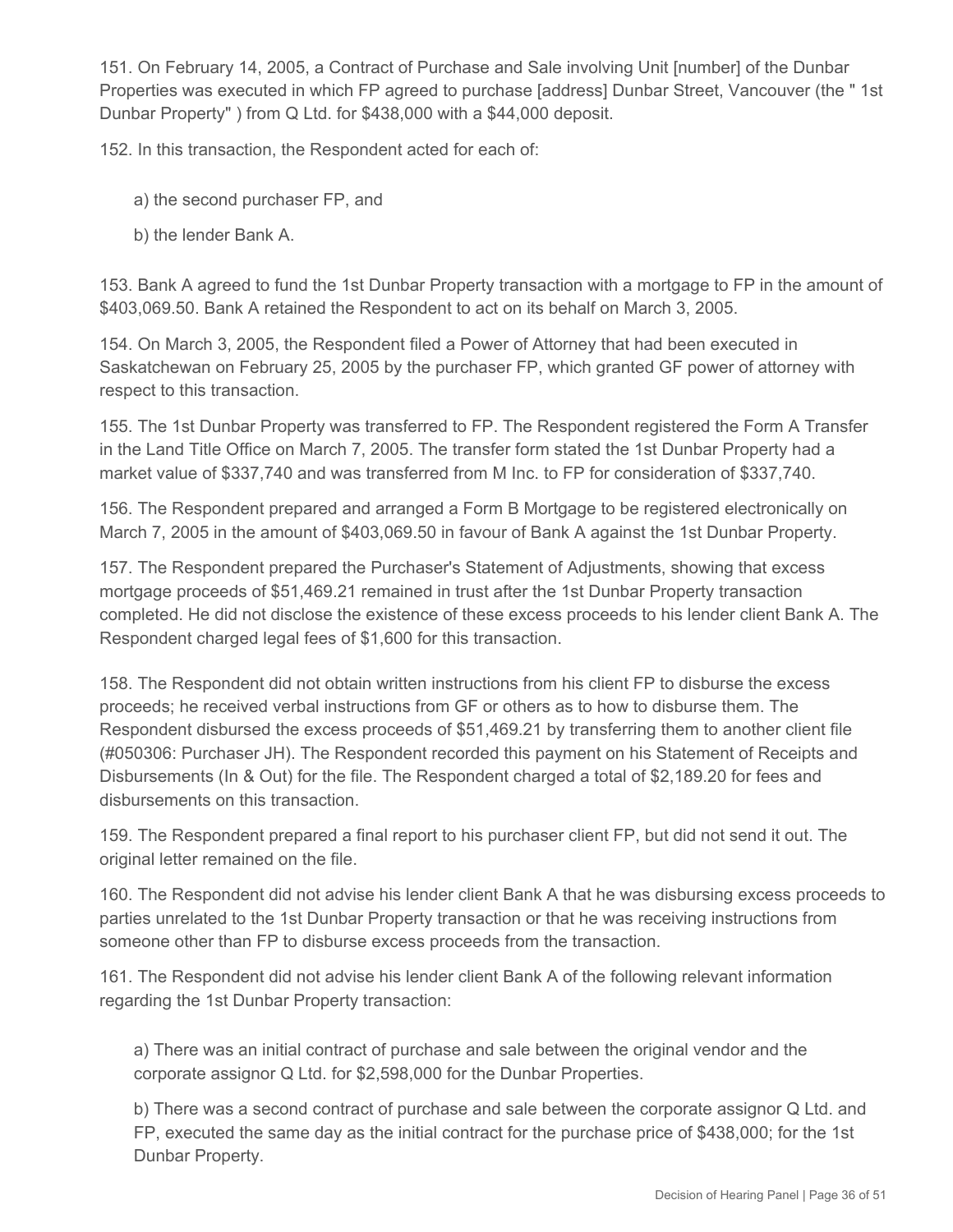151. On February 14, 2005, a Contract of Purchase and Sale involving Unit [number] of the Dunbar Properties was executed in which FP agreed to purchase [address] Dunbar Street, Vancouver (the " 1st Dunbar Property" ) from Q Ltd. for $438,000 with a $44,000 deposit.

152. In this transaction, the Respondent acted for each of:

a) the second purchaser FP, and

b) the lender Bank A.

153. Bank A agreed to fund the 1st Dunbar Property transaction with a mortgage to FP in the amount of $403,069.50. Bank A retained the Respondent to act on its behalf on March 3, 2005.

154. On March 3, 2005, the Respondent filed a Power of Attorney that had been executed in Saskatchewan on February 25, 2005 by the purchaser FP, which granted GF power of attorney with respect to this transaction.

155. The 1st Dunbar Property was transferred to FP. The Respondent registered the Form A Transfer in the Land Title Office on March 7, 2005. The transfer form stated the 1st Dunbar Property had a market value of $337,740 and was transferred from M Inc. to FP for consideration of $337,740.

156. The Respondent prepared and arranged a Form B Mortgage to be registered electronically on March 7, 2005 in the amount of $403,069.50 in favour of Bank A against the 1st Dunbar Property.

157. The Respondent prepared the Purchaser's Statement of Adjustments, showing that excess mortgage proceeds of $51,469.21 remained in trust after the 1st Dunbar Property transaction completed. He did not disclose the existence of these excess proceeds to his lender client Bank A. The Respondent charged legal fees of $1,600 for this transaction.

158. The Respondent did not obtain written instructions from his client FP to disburse the excess proceeds; he received verbal instructions from GF or others as to how to disburse them. The Respondent disbursed the excess proceeds of $51,469.21 by transferring them to another client file (#050306: Purchaser JH). The Respondent recorded this payment on his Statement of Receipts and Disbursements (In & Out) for the file. The Respondent charged a total of $2,189.20 for fees and disbursements on this transaction.

159. The Respondent prepared a final report to his purchaser client FP, but did not send it out. The original letter remained on the file.

160. The Respondent did not advise his lender client Bank A that he was disbursing excess proceeds to parties unrelated to the 1st Dunbar Property transaction or that he was receiving instructions from someone other than FP to disburse excess proceeds from the transaction.

161. The Respondent did not advise his lender client Bank A of the following relevant information regarding the 1st Dunbar Property transaction:

a) There was an initial contract of purchase and sale between the original vendor and the corporate assignor Q Ltd. for $2,598,000 for the Dunbar Properties.

b) There was a second contract of purchase and sale between the corporate assignor Q Ltd. and FP, executed the same day as the initial contract for the purchase price of $438,000; for the 1st Dunbar Property.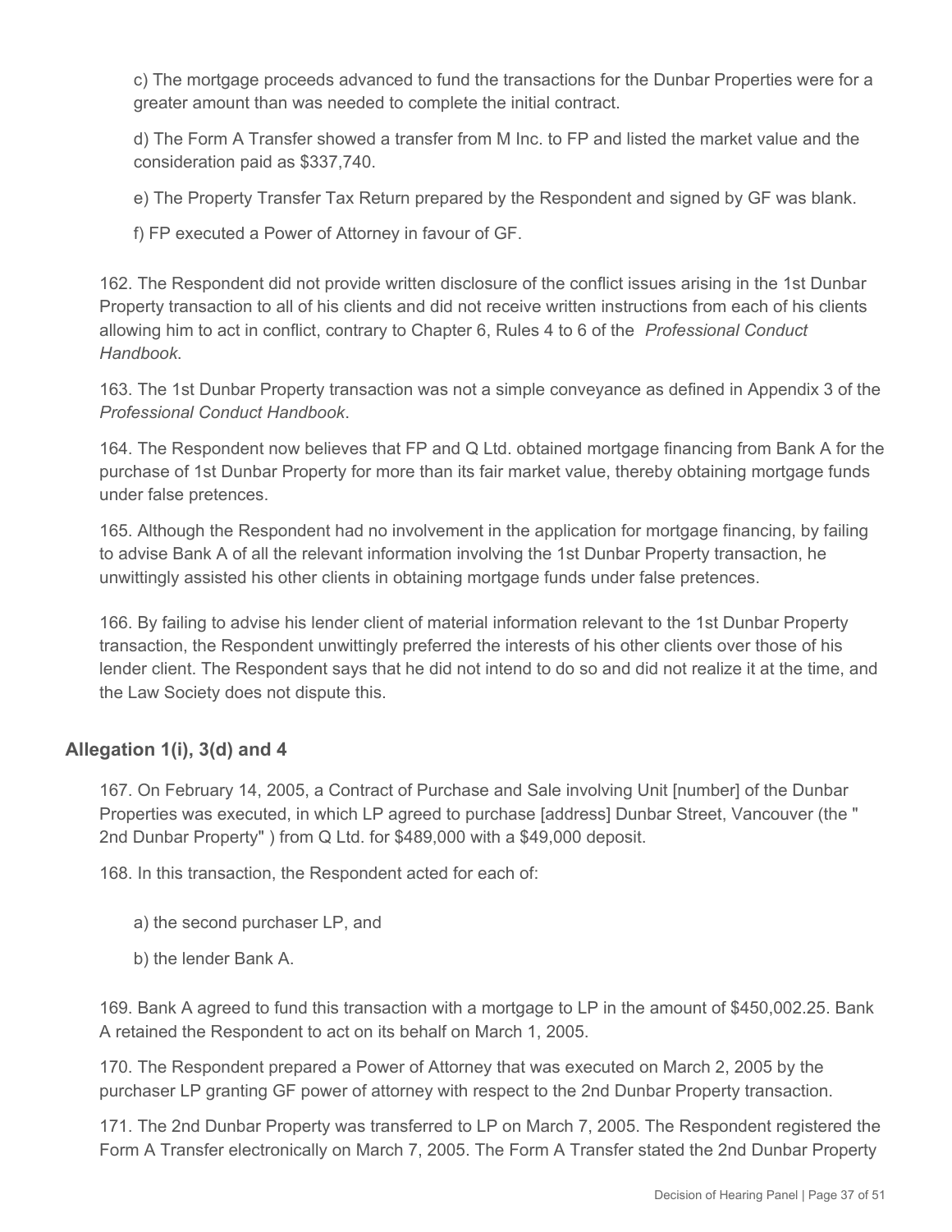c) The mortgage proceeds advanced to fund the transactions for the Dunbar Properties were for a greater amount than was needed to complete the initial contract.

d) The Form A Transfer showed a transfer from M Inc. to FP and listed the market value and the consideration paid as $337,740.

e) The Property Transfer Tax Return prepared by the Respondent and signed by GF was blank.

f) FP executed a Power of Attorney in favour of GF.

162. The Respondent did not provide written disclosure of the conflict issues arising in the 1st Dunbar Property transaction to all of his clients and did not receive written instructions from each of his clients allowing him to act in conflict, contrary to Chapter 6, Rules 4 to 6 of the *Professional Conduct Handbook*.

163. The 1st Dunbar Property transaction was not a simple conveyance as defined in Appendix 3 of the *Professional Conduct Handbook*.

164. The Respondent now believes that FP and Q Ltd. obtained mortgage financing from Bank A for the purchase of 1st Dunbar Property for more than its fair market value, thereby obtaining mortgage funds under false pretences.

165. Although the Respondent had no involvement in the application for mortgage financing, by failing to advise Bank A of all the relevant information involving the 1st Dunbar Property transaction, he unwittingly assisted his other clients in obtaining mortgage funds under false pretences.

166. By failing to advise his lender client of material information relevant to the 1st Dunbar Property transaction, the Respondent unwittingly preferred the interests of his other clients over those of his lender client. The Respondent says that he did not intend to do so and did not realize it at the time, and the Law Society does not dispute this.

## Allegation 1(i), 3(d) and 4

167. On February 14, 2005, a Contract of Purchase and Sale involving Unit [number] of the Dunbar Properties was executed, in which LP agreed to purchase [address] Dunbar Street, Vancouver (the " 2nd Dunbar Property" ) from Q Ltd. for $489,000 with a $49,000 deposit.

168. In this transaction, the Respondent acted for each of:

a) the second purchaser LP, and

b) the lender Bank A.

169. Bank A agreed to fund this transaction with a mortgage to LP in the amount of $450,002.25. Bank A retained the Respondent to act on its behalf on March 1, 2005.

170. The Respondent prepared a Power of Attorney that was executed on March 2, 2005 by the purchaser LP granting GF power of attorney with respect to the 2nd Dunbar Property transaction.

171. The 2nd Dunbar Property was transferred to LP on March 7, 2005. The Respondent registered the Form A Transfer electronically on March 7, 2005. The Form A Transfer stated the 2nd Dunbar Property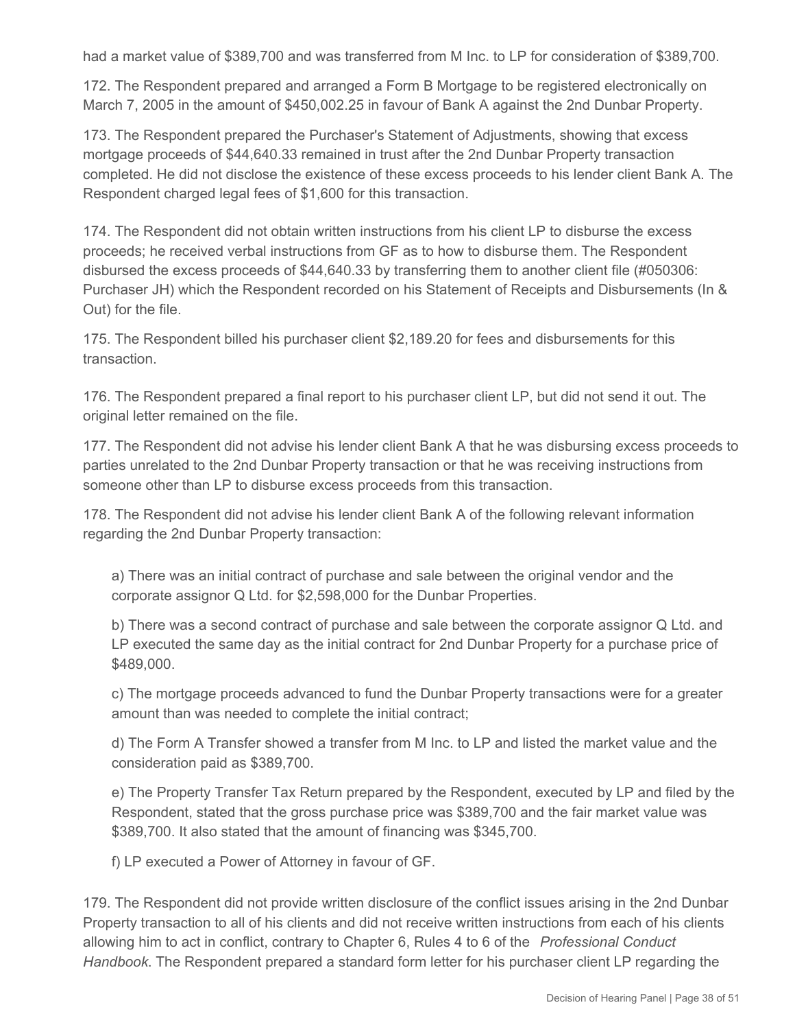had a market value of $389,700 and was transferred from M Inc. to LP for consideration of $389,700.

172. The Respondent prepared and arranged a Form B Mortgage to be registered electronically on March 7, 2005 in the amount of $450,002.25 in favour of Bank A against the 2nd Dunbar Property.

173. The Respondent prepared the Purchaser's Statement of Adjustments, showing that excess mortgage proceeds of $44,640.33 remained in trust after the 2nd Dunbar Property transaction completed. He did not disclose the existence of these excess proceeds to his lender client Bank A. The Respondent charged legal fees of $1,600 for this transaction.

174. The Respondent did not obtain written instructions from his client LP to disburse the excess proceeds; he received verbal instructions from GF as to how to disburse them. The Respondent disbursed the excess proceeds of $44,640.33 by transferring them to another client file (#050306: Purchaser JH) which the Respondent recorded on his Statement of Receipts and Disbursements (In & Out) for the file.

175. The Respondent billed his purchaser client $2,189.20 for fees and disbursements for this transaction.

176. The Respondent prepared a final report to his purchaser client LP, but did not send it out. The original letter remained on the file.

177. The Respondent did not advise his lender client Bank A that he was disbursing excess proceeds to parties unrelated to the 2nd Dunbar Property transaction or that he was receiving instructions from someone other than LP to disburse excess proceeds from this transaction.

178. The Respondent did not advise his lender client Bank A of the following relevant information regarding the 2nd Dunbar Property transaction:

a) There was an initial contract of purchase and sale between the original vendor and the corporate assignor Q Ltd. for $2,598,000 for the Dunbar Properties.

b) There was a second contract of purchase and sale between the corporate assignor Q Ltd. and LP executed the same day as the initial contract for 2nd Dunbar Property for a purchase price of $489,000.

c) The mortgage proceeds advanced to fund the Dunbar Property transactions were for a greater amount than was needed to complete the initial contract;

d) The Form A Transfer showed a transfer from M Inc. to LP and listed the market value and the consideration paid as $389,700.

e) The Property Transfer Tax Return prepared by the Respondent, executed by LP and filed by the Respondent, stated that the gross purchase price was $389,700 and the fair market value was $389,700. It also stated that the amount of financing was $345,700.

f) LP executed a Power of Attorney in favour of GF.

179. The Respondent did not provide written disclosure of the conflict issues arising in the 2nd Dunbar Property transaction to all of his clients and did not receive written instructions from each of his clients allowing him to act in conflict, contrary to Chapter 6, Rules 4 to 6 of the *Professional Conduct Handbook*. The Respondent prepared a standard form letter for his purchaser client LP regarding the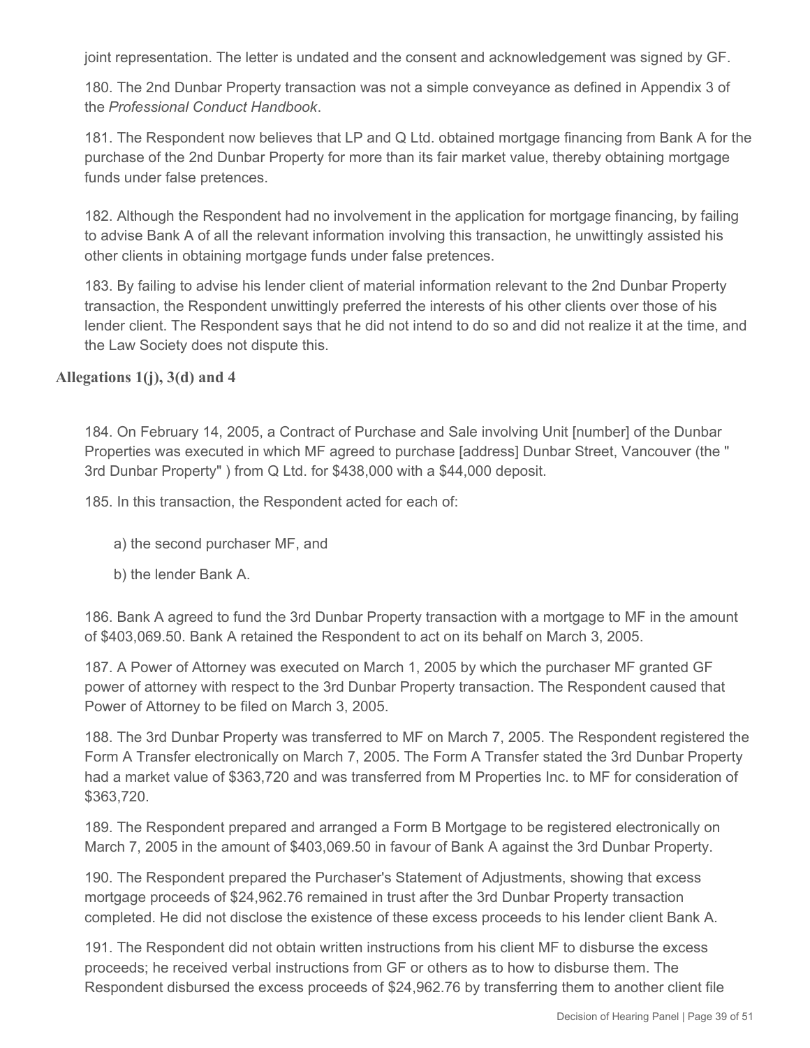joint representation. The letter is undated and the consent and acknowledgement was signed by GF.

180. The 2nd Dunbar Property transaction was not a simple conveyance as defined in Appendix 3 of the *Professional Conduct Handbook*.

181. The Respondent now believes that LP and Q Ltd. obtained mortgage financing from Bank A for the purchase of the 2nd Dunbar Property for more than its fair market value, thereby obtaining mortgage funds under false pretences.

182. Although the Respondent had no involvement in the application for mortgage financing, by failing to advise Bank A of all the relevant information involving this transaction, he unwittingly assisted his other clients in obtaining mortgage funds under false pretences.

183. By failing to advise his lender client of material information relevant to the 2nd Dunbar Property transaction, the Respondent unwittingly preferred the interests of his other clients over those of his lender client. The Respondent says that he did not intend to do so and did not realize it at the time, and the Law Society does not dispute this.

**Allegations 1(j), 3(d) and 4**

184. On February 14, 2005, a Contract of Purchase and Sale involving Unit [number] of the Dunbar Properties was executed in which MF agreed to purchase [address] Dunbar Street, Vancouver (the " 3rd Dunbar Property" ) from Q Ltd. for $438,000 with a $44,000 deposit.

185. In this transaction, the Respondent acted for each of:

a) the second purchaser MF, and

b) the lender Bank A.

186. Bank A agreed to fund the 3rd Dunbar Property transaction with a mortgage to MF in the amount of $403,069.50. Bank A retained the Respondent to act on its behalf on March 3, 2005.

187. A Power of Attorney was executed on March 1, 2005 by which the purchaser MF granted GF power of attorney with respect to the 3rd Dunbar Property transaction. The Respondent caused that Power of Attorney to be filed on March 3, 2005.

188. The 3rd Dunbar Property was transferred to MF on March 7, 2005. The Respondent registered the Form A Transfer electronically on March 7, 2005. The Form A Transfer stated the 3rd Dunbar Property had a market value of $363,720 and was transferred from M Properties Inc. to MF for consideration of $363,720.

189. The Respondent prepared and arranged a Form B Mortgage to be registered electronically on March 7, 2005 in the amount of $403,069.50 in favour of Bank A against the 3rd Dunbar Property.

190. The Respondent prepared the Purchaser's Statement of Adjustments, showing that excess mortgage proceeds of $24,962.76 remained in trust after the 3rd Dunbar Property transaction completed. He did not disclose the existence of these excess proceeds to his lender client Bank A.

191. The Respondent did not obtain written instructions from his client MF to disburse the excess proceeds; he received verbal instructions from GF or others as to how to disburse them. The Respondent disbursed the excess proceeds of $24,962.76 by transferring them to another client file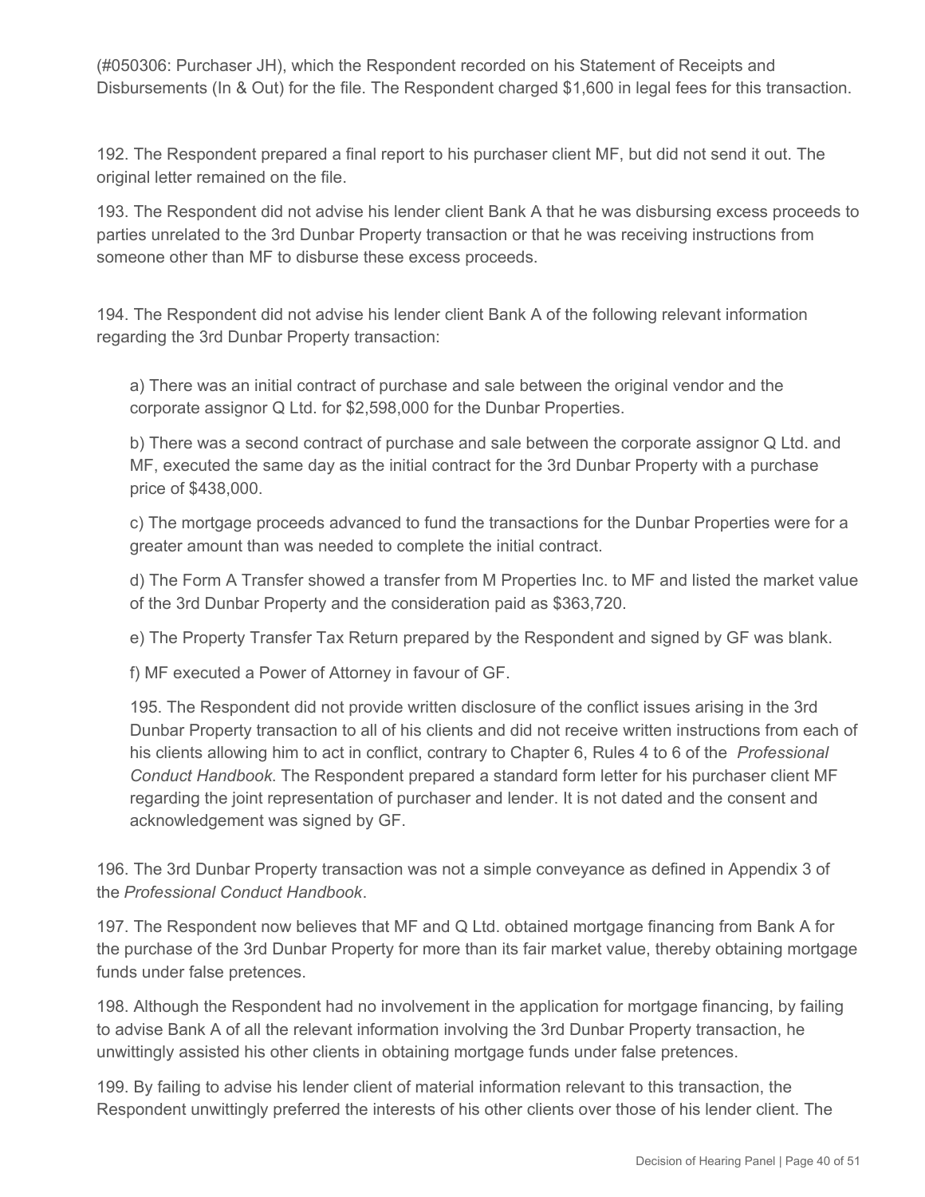(#050306: Purchaser JH), which the Respondent recorded on his Statement of Receipts and Disbursements (In & Out) for the file. The Respondent charged $1,600 in legal fees for this transaction.

192. The Respondent prepared a final report to his purchaser client MF, but did not send it out. The original letter remained on the file.

193. The Respondent did not advise his lender client Bank A that he was disbursing excess proceeds to parties unrelated to the 3rd Dunbar Property transaction or that he was receiving instructions from someone other than MF to disburse these excess proceeds.

194. The Respondent did not advise his lender client Bank A of the following relevant information regarding the 3rd Dunbar Property transaction:

a) There was an initial contract of purchase and sale between the original vendor and the corporate assignor Q Ltd. for $2,598,000 for the Dunbar Properties.

b) There was a second contract of purchase and sale between the corporate assignor Q Ltd. and MF, executed the same day as the initial contract for the 3rd Dunbar Property with a purchase price of $438,000.

c) The mortgage proceeds advanced to fund the transactions for the Dunbar Properties were for a greater amount than was needed to complete the initial contract.

d) The Form A Transfer showed a transfer from M Properties Inc. to MF and listed the market value of the 3rd Dunbar Property and the consideration paid as $363,720.

e) The Property Transfer Tax Return prepared by the Respondent and signed by GF was blank.

f) MF executed a Power of Attorney in favour of GF.

195. The Respondent did not provide written disclosure of the conflict issues arising in the 3rd Dunbar Property transaction to all of his clients and did not receive written instructions from each of his clients allowing him to act in conflict, contrary to Chapter 6, Rules 4 to 6 of the *Professional Conduct Handbook*. The Respondent prepared a standard form letter for his purchaser client MF regarding the joint representation of purchaser and lender. It is not dated and the consent and acknowledgement was signed by GF.

196. The 3rd Dunbar Property transaction was not a simple conveyance as defined in Appendix 3 of the *Professional Conduct Handbook*.

197. The Respondent now believes that MF and Q Ltd. obtained mortgage financing from Bank A for the purchase of the 3rd Dunbar Property for more than its fair market value, thereby obtaining mortgage funds under false pretences.

198. Although the Respondent had no involvement in the application for mortgage financing, by failing to advise Bank A of all the relevant information involving the 3rd Dunbar Property transaction, he unwittingly assisted his other clients in obtaining mortgage funds under false pretences.

199. By failing to advise his lender client of material information relevant to this transaction, the Respondent unwittingly preferred the interests of his other clients over those of his lender client. The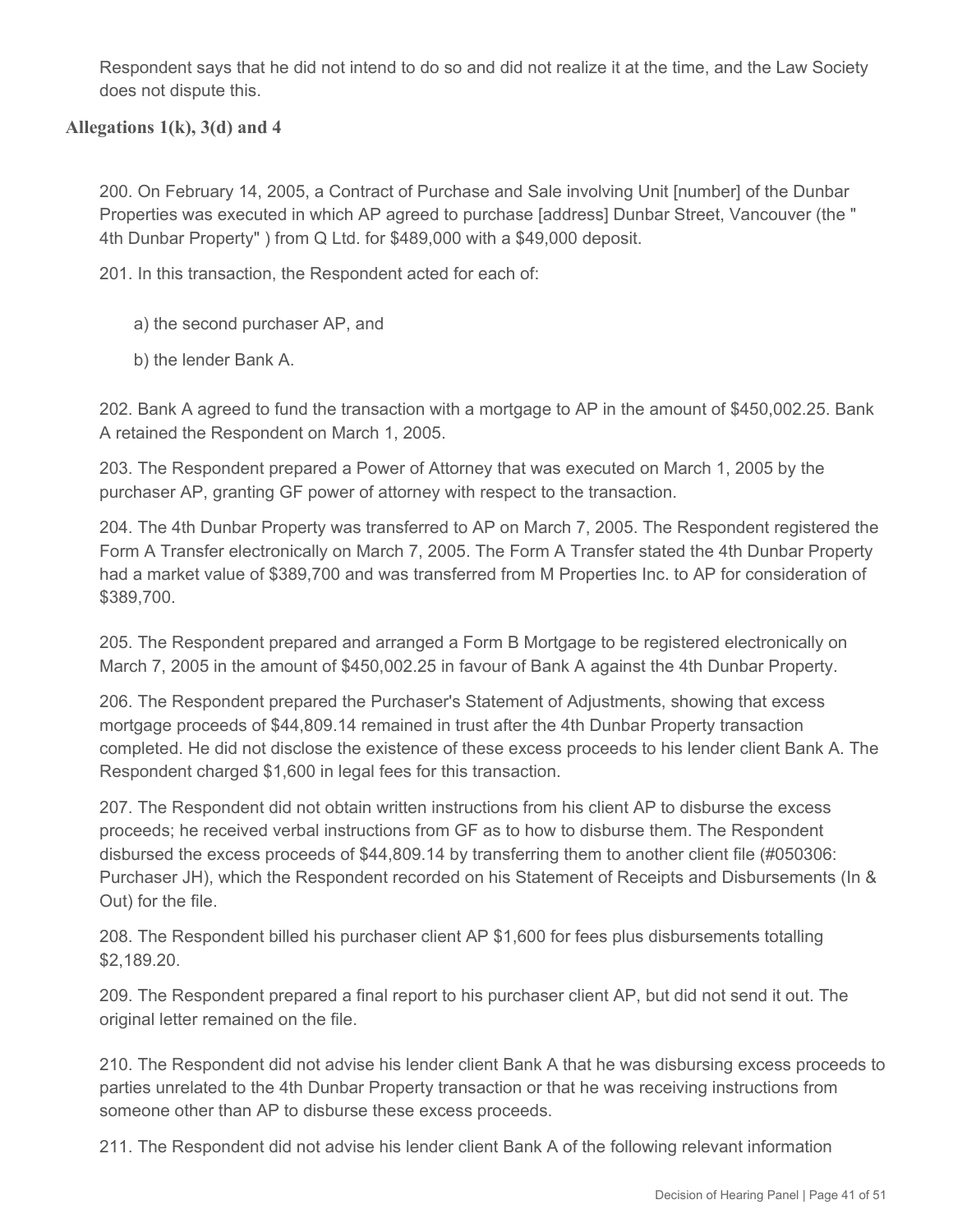Respondent says that he did not intend to do so and did not realize it at the time, and the Law Society does not dispute this.

### Allegations 1(k), 3(d) and 4

200. On February 14, 2005, a Contract of Purchase and Sale involving Unit [number] of the Dunbar Properties was executed in which AP agreed to purchase [address] Dunbar Street, Vancouver (the " 4th Dunbar Property" ) from Q Ltd. for $489,000 with a $49,000 deposit.

201. In this transaction, the Respondent acted for each of:

a) the second purchaser AP, and

b) the lender Bank A.

202. Bank A agreed to fund the transaction with a mortgage to AP in the amount of $450,002.25. Bank A retained the Respondent on March 1, 2005.

203. The Respondent prepared a Power of Attorney that was executed on March 1, 2005 by the purchaser AP, granting GF power of attorney with respect to the transaction.

204. The 4th Dunbar Property was transferred to AP on March 7, 2005. The Respondent registered the Form A Transfer electronically on March 7, 2005. The Form A Transfer stated the 4th Dunbar Property had a market value of $389,700 and was transferred from M Properties Inc. to AP for consideration of $389,700.

205. The Respondent prepared and arranged a Form B Mortgage to be registered electronically on March 7, 2005 in the amount of $450,002.25 in favour of Bank A against the 4th Dunbar Property.

206. The Respondent prepared the Purchaser's Statement of Adjustments, showing that excess mortgage proceeds of $44,809.14 remained in trust after the 4th Dunbar Property transaction completed. He did not disclose the existence of these excess proceeds to his lender client Bank A. The Respondent charged $1,600 in legal fees for this transaction.

207. The Respondent did not obtain written instructions from his client AP to disburse the excess proceeds; he received verbal instructions from GF as to how to disburse them. The Respondent disbursed the excess proceeds of $44,809.14 by transferring them to another client file (#050306: Purchaser JH), which the Respondent recorded on his Statement of Receipts and Disbursements (In & Out) for the file.

208. The Respondent billed his purchaser client AP $1,600 for fees plus disbursements totalling $2,189.20.

209. The Respondent prepared a final report to his purchaser client AP, but did not send it out. The original letter remained on the file.

210. The Respondent did not advise his lender client Bank A that he was disbursing excess proceeds to parties unrelated to the 4th Dunbar Property transaction or that he was receiving instructions from someone other than AP to disburse these excess proceeds.

211. The Respondent did not advise his lender client Bank A of the following relevant information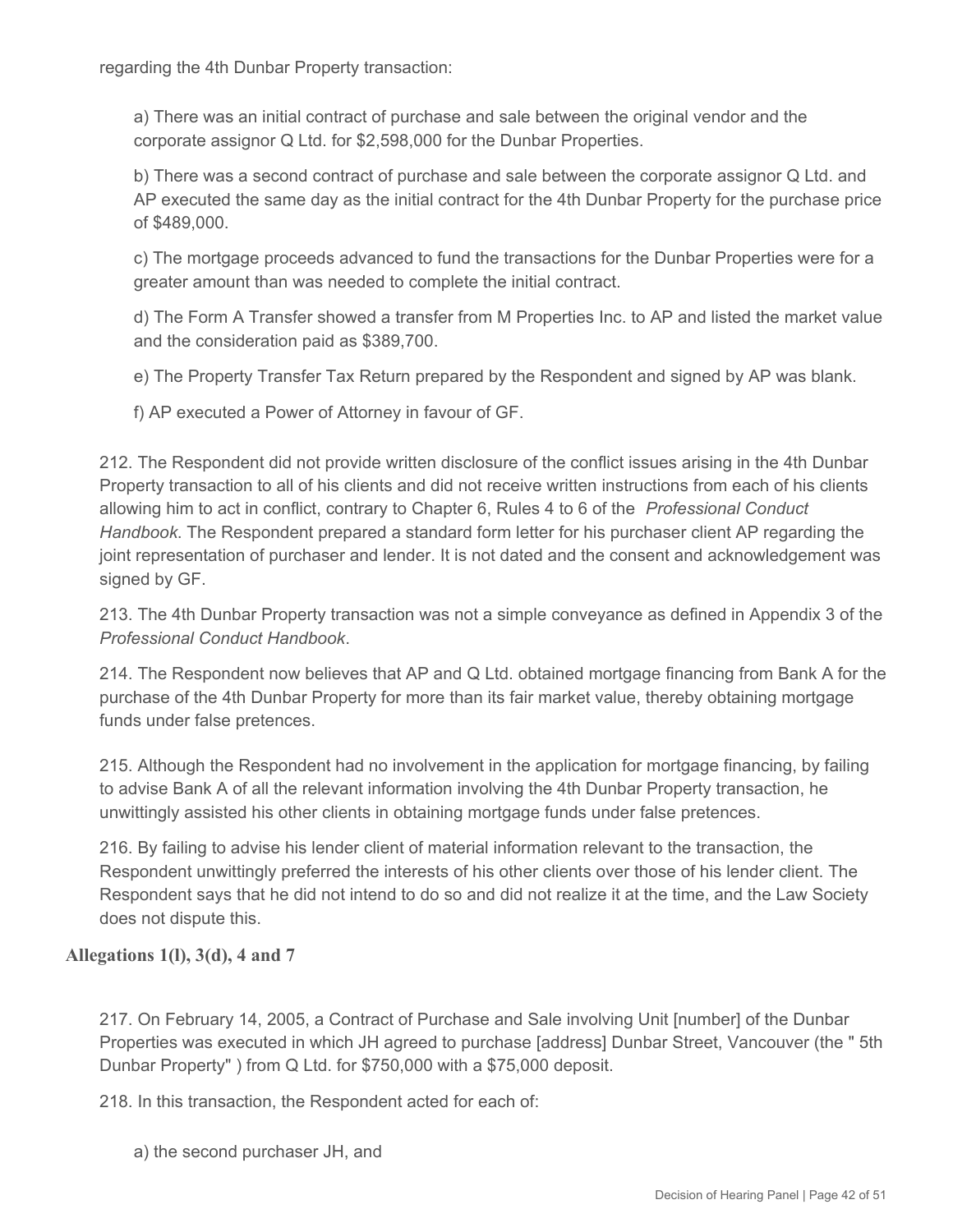regarding the 4th Dunbar Property transaction:

a) There was an initial contract of purchase and sale between the original vendor and the corporate assignor Q Ltd. for $2,598,000 for the Dunbar Properties.

b) There was a second contract of purchase and sale between the corporate assignor Q Ltd. and AP executed the same day as the initial contract for the 4th Dunbar Property for the purchase price of $489,000.

c) The mortgage proceeds advanced to fund the transactions for the Dunbar Properties were for a greater amount than was needed to complete the initial contract.

d) The Form A Transfer showed a transfer from M Properties Inc. to AP and listed the market value and the consideration paid as $389,700.

e) The Property Transfer Tax Return prepared by the Respondent and signed by AP was blank.

f) AP executed a Power of Attorney in favour of GF.

212. The Respondent did not provide written disclosure of the conflict issues arising in the 4th Dunbar Property transaction to all of his clients and did not receive written instructions from each of his clients allowing him to act in conflict, contrary to Chapter 6, Rules 4 to 6 of the *Professional Conduct Handbook*. The Respondent prepared a standard form letter for his purchaser client AP regarding the joint representation of purchaser and lender. It is not dated and the consent and acknowledgement was signed by GF.

213. The 4th Dunbar Property transaction was not a simple conveyance as defined in Appendix 3 of the *Professional Conduct Handbook*.

214. The Respondent now believes that AP and Q Ltd. obtained mortgage financing from Bank A for the purchase of the 4th Dunbar Property for more than its fair market value, thereby obtaining mortgage funds under false pretences.

215. Although the Respondent had no involvement in the application for mortgage financing, by failing to advise Bank A of all the relevant information involving the 4th Dunbar Property transaction, he unwittingly assisted his other clients in obtaining mortgage funds under false pretences.

216. By failing to advise his lender client of material information relevant to the transaction, the Respondent unwittingly preferred the interests of his other clients over those of his lender client. The Respondent says that he did not intend to do so and did not realize it at the time, and the Law Society does not dispute this.

**Allegations 1(l), 3(d), 4 and 7**

217. On February 14, 2005, a Contract of Purchase and Sale involving Unit [number] of the Dunbar Properties was executed in which JH agreed to purchase [address] Dunbar Street, Vancouver (the " 5th Dunbar Property" ) from Q Ltd. for $750,000 with a $75,000 deposit.

218. In this transaction, the Respondent acted for each of:

a) the second purchaser JH, and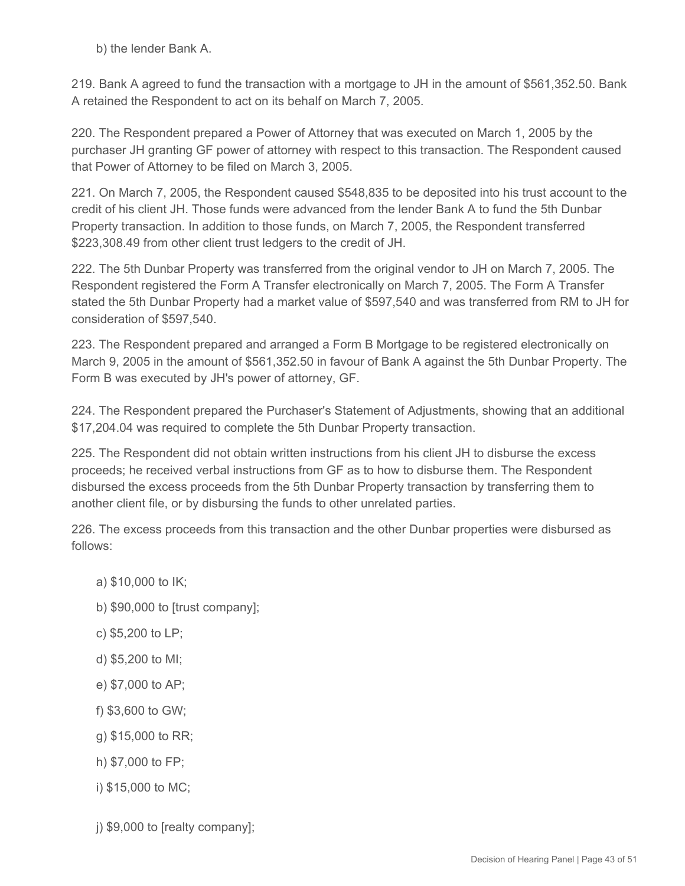b) the lender Bank A.

219. Bank A agreed to fund the transaction with a mortgage to JH in the amount of $561,352.50. Bank A retained the Respondent to act on its behalf on March 7, 2005.

220. The Respondent prepared a Power of Attorney that was executed on March 1, 2005 by the purchaser JH granting GF power of attorney with respect to this transaction. The Respondent caused that Power of Attorney to be filed on March 3, 2005.

221. On March 7, 2005, the Respondent caused $548,835 to be deposited into his trust account to the credit of his client JH. Those funds were advanced from the lender Bank A to fund the 5th Dunbar Property transaction. In addition to those funds, on March 7, 2005, the Respondent transferred $223,308.49 from other client trust ledgers to the credit of JH.

222. The 5th Dunbar Property was transferred from the original vendor to JH on March 7, 2005. The Respondent registered the Form A Transfer electronically on March 7, 2005. The Form A Transfer stated the 5th Dunbar Property had a market value of $597,540 and was transferred from RM to JH for consideration of $597,540.

223. The Respondent prepared and arranged a Form B Mortgage to be registered electronically on March 9, 2005 in the amount of $561,352.50 in favour of Bank A against the 5th Dunbar Property. The Form B was executed by JH's power of attorney, GF.

224. The Respondent prepared the Purchaser's Statement of Adjustments, showing that an additional $17,204.04 was required to complete the 5th Dunbar Property transaction.

225. The Respondent did not obtain written instructions from his client JH to disburse the excess proceeds; he received verbal instructions from GF as to how to disburse them. The Respondent disbursed the excess proceeds from the 5th Dunbar Property transaction by transferring them to another client file, or by disbursing the funds to other unrelated parties.

226. The excess proceeds from this transaction and the other Dunbar properties were disbursed as follows:

a) $10,000 to IK;

b) $90,000 to [trust company];

c) $5,200 to LP;

d) $5,200 to MI;

e) $7,000 to AP;

f) $3,600 to GW;

g) $15,000 to RR;

h) $7,000 to FP;

i) $15,000 to MC;

j) $9,000 to [realty company];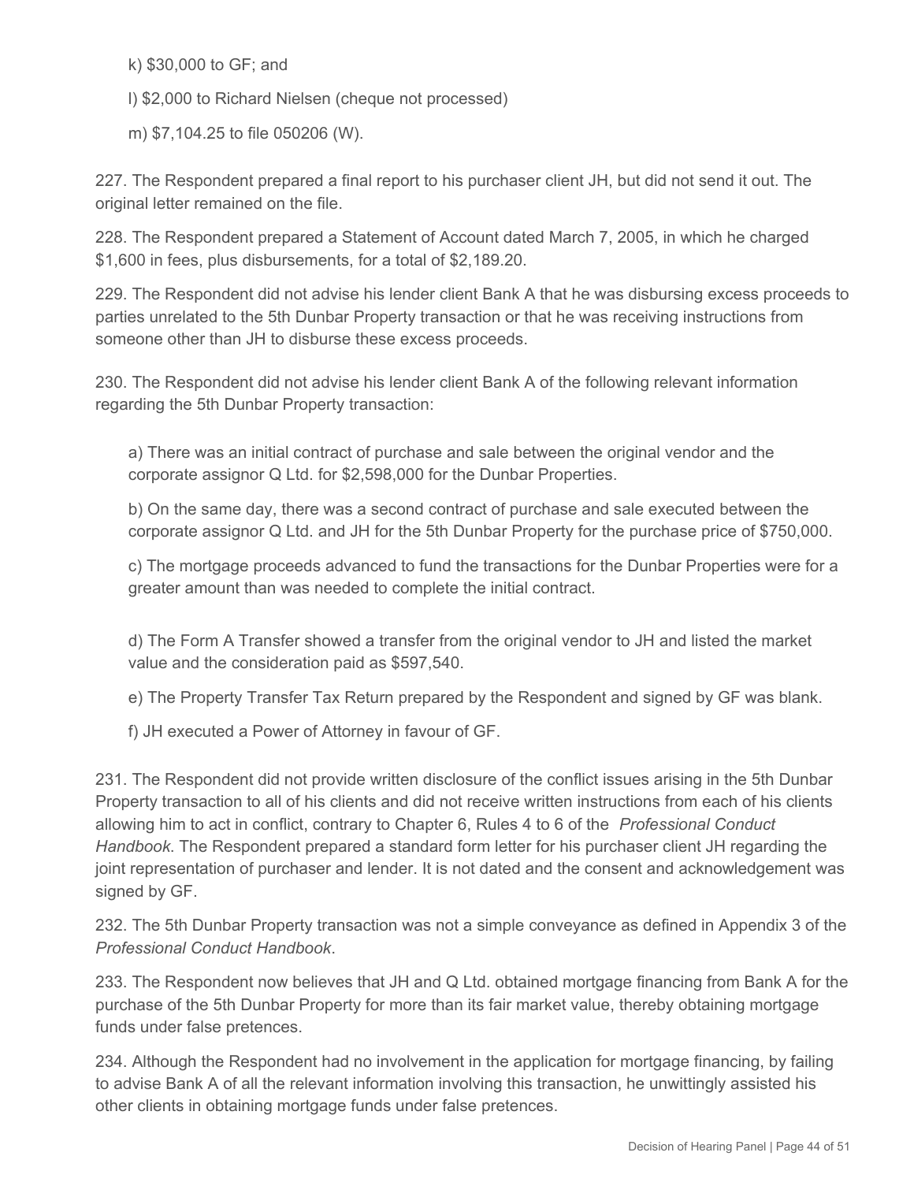k) $30,000 to GF; and

l) $2,000 to Richard Nielsen (cheque not processed)

m) $7,104.25 to file 050206 (W).

227. The Respondent prepared a final report to his purchaser client JH, but did not send it out. The original letter remained on the file.

228. The Respondent prepared a Statement of Account dated March 7, 2005, in which he charged $1,600 in fees, plus disbursements, for a total of $2,189.20.

229. The Respondent did not advise his lender client Bank A that he was disbursing excess proceeds to parties unrelated to the 5th Dunbar Property transaction or that he was receiving instructions from someone other than JH to disburse these excess proceeds.

230. The Respondent did not advise his lender client Bank A of the following relevant information regarding the 5th Dunbar Property transaction:

a) There was an initial contract of purchase and sale between the original vendor and the corporate assignor Q Ltd. for $2,598,000 for the Dunbar Properties.

b) On the same day, there was a second contract of purchase and sale executed between the corporate assignor Q Ltd. and JH for the 5th Dunbar Property for the purchase price of $750,000.

c) The mortgage proceeds advanced to fund the transactions for the Dunbar Properties were for a greater amount than was needed to complete the initial contract.

d) The Form A Transfer showed a transfer from the original vendor to JH and listed the market value and the consideration paid as $597,540.

e) The Property Transfer Tax Return prepared by the Respondent and signed by GF was blank.

f) JH executed a Power of Attorney in favour of GF.

231. The Respondent did not provide written disclosure of the conflict issues arising in the 5th Dunbar Property transaction to all of his clients and did not receive written instructions from each of his clients allowing him to act in conflict, contrary to Chapter 6, Rules 4 to 6 of the *Professional Conduct Handbook*. The Respondent prepared a standard form letter for his purchaser client JH regarding the joint representation of purchaser and lender. It is not dated and the consent and acknowledgement was signed by GF.

232. The 5th Dunbar Property transaction was not a simple conveyance as defined in Appendix 3 of the *Professional Conduct Handbook*.

233. The Respondent now believes that JH and Q Ltd. obtained mortgage financing from Bank A for the purchase of the 5th Dunbar Property for more than its fair market value, thereby obtaining mortgage funds under false pretences.

234. Although the Respondent had no involvement in the application for mortgage financing, by failing to advise Bank A of all the relevant information involving this transaction, he unwittingly assisted his other clients in obtaining mortgage funds under false pretences.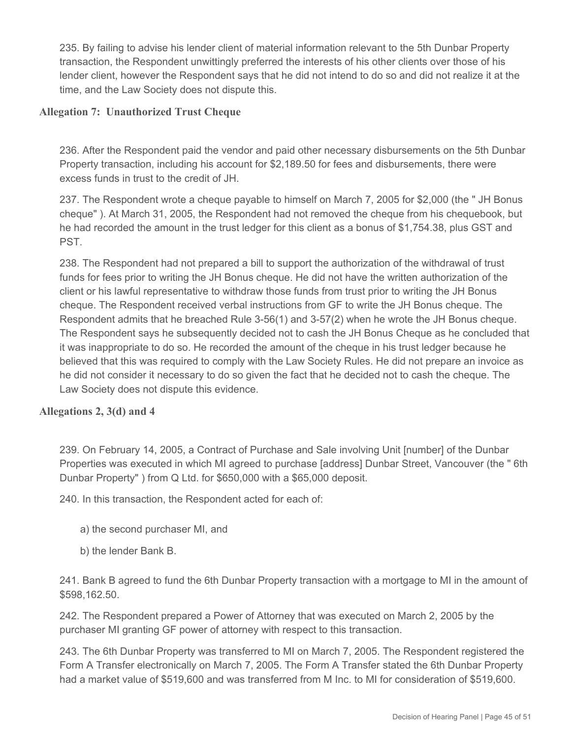235. By failing to advise his lender client of material information relevant to the 5th Dunbar Property transaction, the Respondent unwittingly preferred the interests of his other clients over those of his lender client, however the Respondent says that he did not intend to do so and did not realize it at the time, and the Law Society does not dispute this.

### Allegation 7: Unauthorized Trust Cheque

236. After the Respondent paid the vendor and paid other necessary disbursements on the 5th Dunbar Property transaction, including his account for $2,189.50 for fees and disbursements, there were excess funds in trust to the credit of JH.

237. The Respondent wrote a cheque payable to himself on March 7, 2005 for $2,000 (the " JH Bonus cheque" ). At March 31, 2005, the Respondent had not removed the cheque from his chequebook, but he had recorded the amount in the trust ledger for this client as a bonus of $1,754.38, plus GST and PST.

238. The Respondent had not prepared a bill to support the authorization of the withdrawal of trust funds for fees prior to writing the JH Bonus cheque. He did not have the written authorization of the client or his lawful representative to withdraw those funds from trust prior to writing the JH Bonus cheque. The Respondent received verbal instructions from GF to write the JH Bonus cheque. The Respondent admits that he breached Rule 3-56(1) and 3-57(2) when he wrote the JH Bonus cheque. The Respondent says he subsequently decided not to cash the JH Bonus Cheque as he concluded that it was inappropriate to do so. He recorded the amount of the cheque in his trust ledger because he believed that this was required to comply with the Law Society Rules. He did not prepare an invoice as he did not consider it necessary to do so given the fact that he decided not to cash the cheque. The Law Society does not dispute this evidence.

### Allegations 2, 3(d) and 4

239. On February 14, 2005, a Contract of Purchase and Sale involving Unit [number] of the Dunbar Properties was executed in which MI agreed to purchase [address] Dunbar Street, Vancouver (the " 6th Dunbar Property" ) from Q Ltd. for $650,000 with a $65,000 deposit.

240. In this transaction, the Respondent acted for each of:

a) the second purchaser MI, and

b) the lender Bank B.

241. Bank B agreed to fund the 6th Dunbar Property transaction with a mortgage to MI in the amount of $598,162.50.

242. The Respondent prepared a Power of Attorney that was executed on March 2, 2005 by the purchaser MI granting GF power of attorney with respect to this transaction.

243. The 6th Dunbar Property was transferred to MI on March 7, 2005. The Respondent registered the Form A Transfer electronically on March 7, 2005. The Form A Transfer stated the 6th Dunbar Property had a market value of $519,600 and was transferred from M Inc. to MI for consideration of $519,600.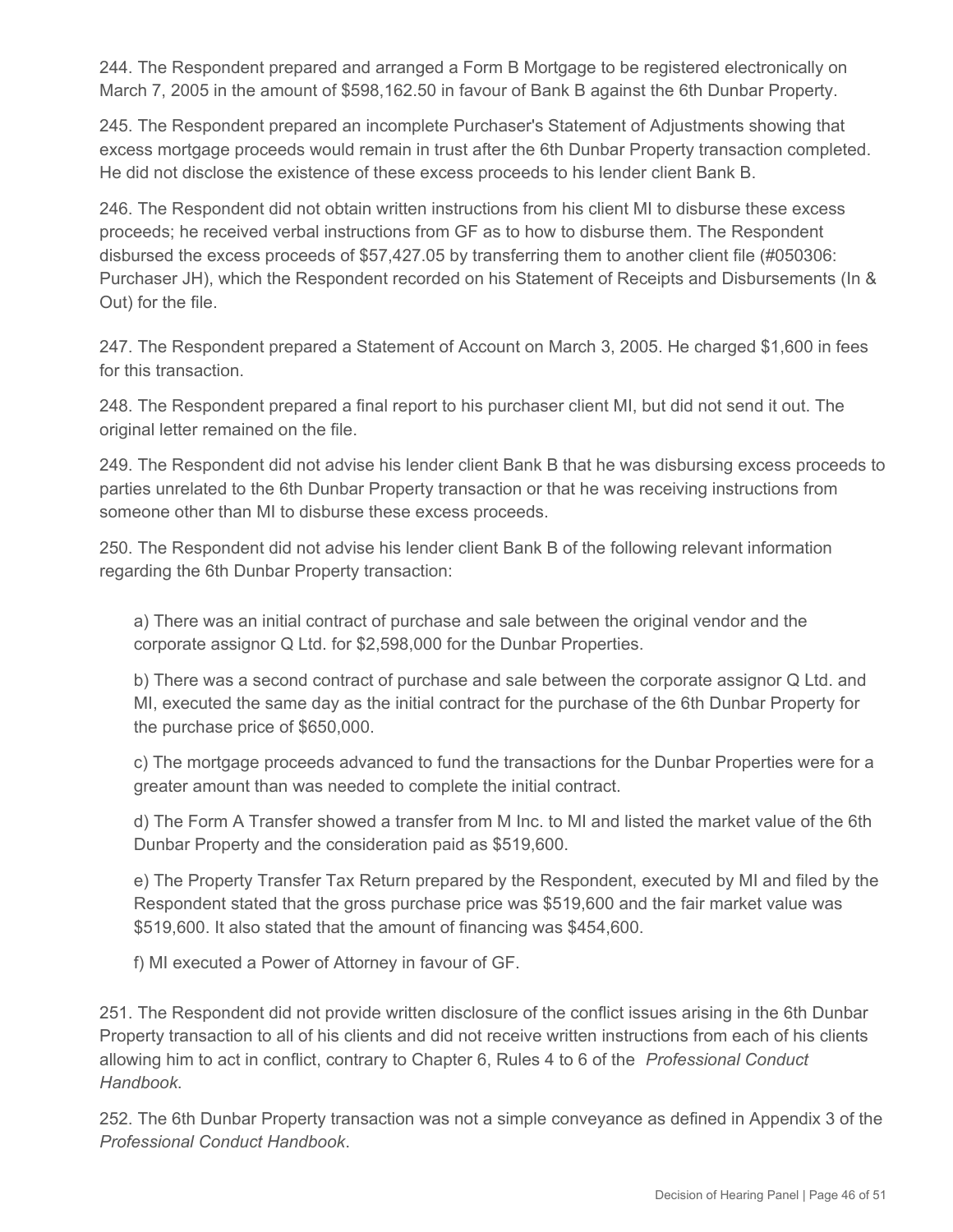244. The Respondent prepared and arranged a Form B Mortgage to be registered electronically on March 7, 2005 in the amount of $598,162.50 in favour of Bank B against the 6th Dunbar Property.

245. The Respondent prepared an incomplete Purchaser's Statement of Adjustments showing that excess mortgage proceeds would remain in trust after the 6th Dunbar Property transaction completed. He did not disclose the existence of these excess proceeds to his lender client Bank B.

246. The Respondent did not obtain written instructions from his client MI to disburse these excess proceeds; he received verbal instructions from GF as to how to disburse them. The Respondent disbursed the excess proceeds of $57,427.05 by transferring them to another client file (#050306: Purchaser JH), which the Respondent recorded on his Statement of Receipts and Disbursements (In & Out) for the file.

247. The Respondent prepared a Statement of Account on March 3, 2005. He charged $1,600 in fees for this transaction.

248. The Respondent prepared a final report to his purchaser client MI, but did not send it out. The original letter remained on the file.

249. The Respondent did not advise his lender client Bank B that he was disbursing excess proceeds to parties unrelated to the 6th Dunbar Property transaction or that he was receiving instructions from someone other than MI to disburse these excess proceeds.

250. The Respondent did not advise his lender client Bank B of the following relevant information regarding the 6th Dunbar Property transaction:

a) There was an initial contract of purchase and sale between the original vendor and the corporate assignor Q Ltd. for $2,598,000 for the Dunbar Properties.

b) There was a second contract of purchase and sale between the corporate assignor Q Ltd. and MI, executed the same day as the initial contract for the purchase of the 6th Dunbar Property for the purchase price of $650,000.

c) The mortgage proceeds advanced to fund the transactions for the Dunbar Properties were for a greater amount than was needed to complete the initial contract.

d) The Form A Transfer showed a transfer from M Inc. to MI and listed the market value of the 6th Dunbar Property and the consideration paid as $519,600.

e) The Property Transfer Tax Return prepared by the Respondent, executed by MI and filed by the Respondent stated that the gross purchase price was $519,600 and the fair market value was $519,600. It also stated that the amount of financing was $454,600.

f) MI executed a Power of Attorney in favour of GF.

251. The Respondent did not provide written disclosure of the conflict issues arising in the 6th Dunbar Property transaction to all of his clients and did not receive written instructions from each of his clients allowing him to act in conflict, contrary to Chapter 6, Rules 4 to 6 of the *Professional Conduct Handbook*.

252. The 6th Dunbar Property transaction was not a simple conveyance as defined in Appendix 3 of the *Professional Conduct Handbook*.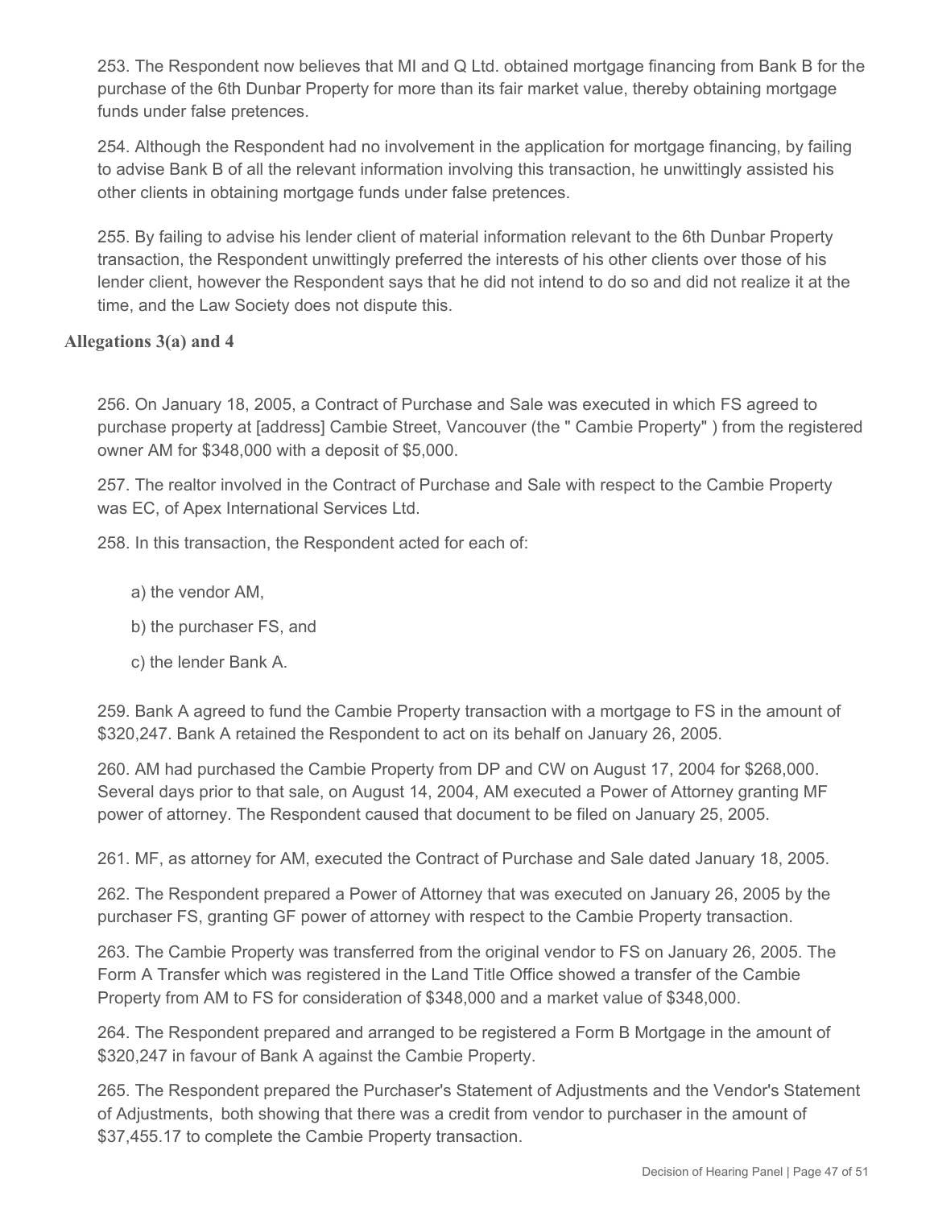253. The Respondent now believes that MI and Q Ltd. obtained mortgage financing from Bank B for the purchase of the 6th Dunbar Property for more than its fair market value, thereby obtaining mortgage funds under false pretences.

254. Although the Respondent had no involvement in the application for mortgage financing, by failing to advise Bank B of all the relevant information involving this transaction, he unwittingly assisted his other clients in obtaining mortgage funds under false pretences.

255. By failing to advise his lender client of material information relevant to the 6th Dunbar Property transaction, the Respondent unwittingly preferred the interests of his other clients over those of his lender client, however the Respondent says that he did not intend to do so and did not realize it at the time, and the Law Society does not dispute this.

**Allegations 3(a) and 4**

256. On January 18, 2005, a Contract of Purchase and Sale was executed in which FS agreed to purchase property at [address] Cambie Street, Vancouver (the " Cambie Property" ) from the registered owner AM for $348,000 with a deposit of $5,000.

257. The realtor involved in the Contract of Purchase and Sale with respect to the Cambie Property was EC, of Apex International Services Ltd.

258. In this transaction, the Respondent acted for each of:

a) the vendor AM,

b) the purchaser FS, and

c) the lender Bank A.

259. Bank A agreed to fund the Cambie Property transaction with a mortgage to FS in the amount of $320,247. Bank A retained the Respondent to act on its behalf on January 26, 2005.

260. AM had purchased the Cambie Property from DP and CW on August 17, 2004 for $268,000. Several days prior to that sale, on August 14, 2004, AM executed a Power of Attorney granting MF power of attorney. The Respondent caused that document to be filed on January 25, 2005.

261. MF, as attorney for AM, executed the Contract of Purchase and Sale dated January 18, 2005.

262. The Respondent prepared a Power of Attorney that was executed on January 26, 2005 by the purchaser FS, granting GF power of attorney with respect to the Cambie Property transaction.

263. The Cambie Property was transferred from the original vendor to FS on January 26, 2005. The Form A Transfer which was registered in the Land Title Office showed a transfer of the Cambie Property from AM to FS for consideration of $348,000 and a market value of $348,000.

264. The Respondent prepared and arranged to be registered a Form B Mortgage in the amount of $320,247 in favour of Bank A against the Cambie Property.

265. The Respondent prepared the Purchaser's Statement of Adjustments and the Vendor's Statement of Adjustments, both showing that there was a credit from vendor to purchaser in the amount of $37,455.17 to complete the Cambie Property transaction.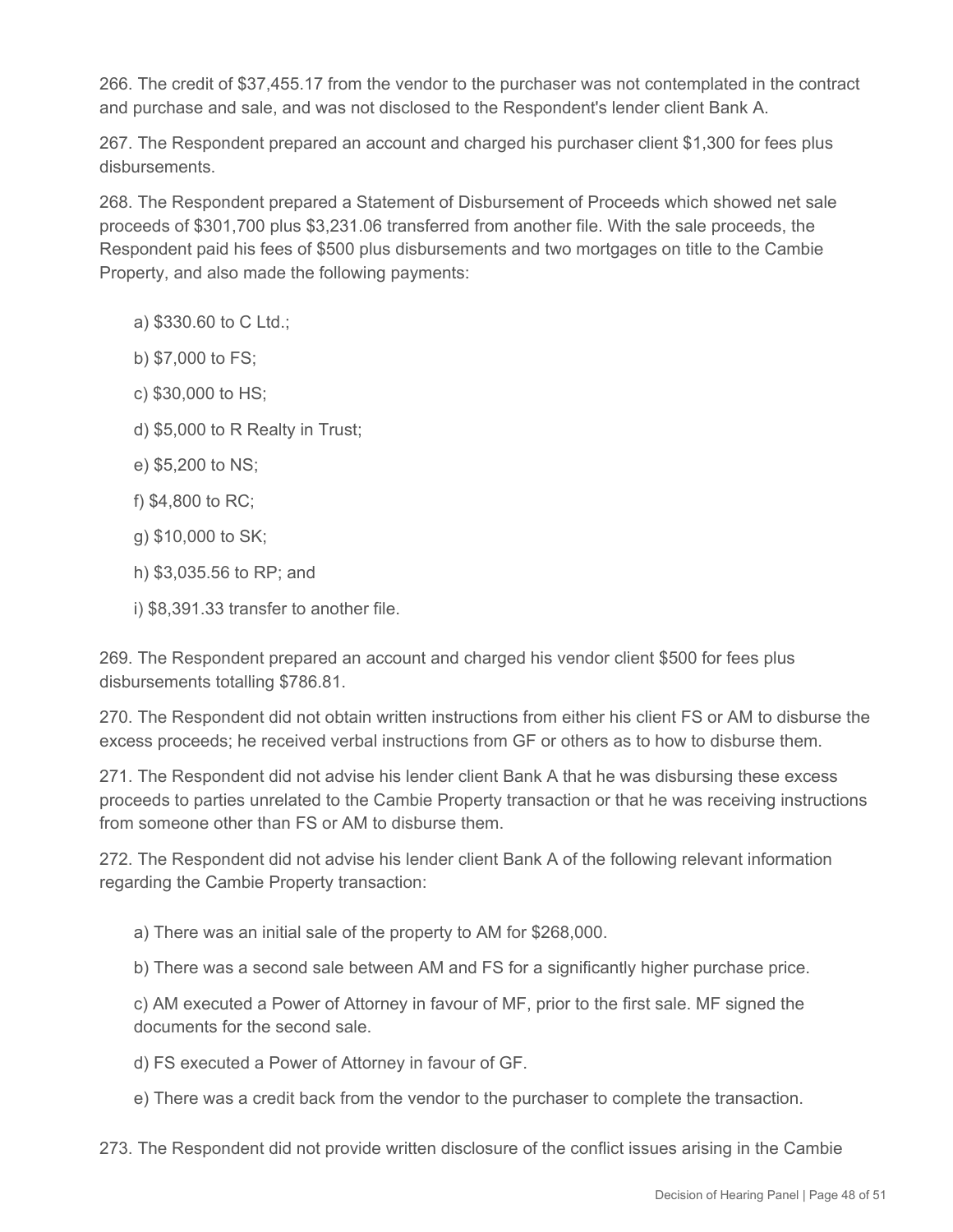266. The credit of $37,455.17 from the vendor to the purchaser was not contemplated in the contract and purchase and sale, and was not disclosed to the Respondent's lender client Bank A.

267. The Respondent prepared an account and charged his purchaser client $1,300 for fees plus disbursements.

268. The Respondent prepared a Statement of Disbursement of Proceeds which showed net sale proceeds of $301,700 plus $3,231.06 transferred from another file. With the sale proceeds, the Respondent paid his fees of $500 plus disbursements and two mortgages on title to the Cambie Property, and also made the following payments:

a) $330.60 to C Ltd.;

b) $7,000 to FS;

c) $30,000 to HS;

d) $5,000 to R Realty in Trust;

e) $5,200 to NS;

f) $4,800 to RC;

g) $10,000 to SK;

h) $3,035.56 to RP; and

i) $8,391.33 transfer to another file.

269. The Respondent prepared an account and charged his vendor client $500 for fees plus disbursements totalling $786.81.

270. The Respondent did not obtain written instructions from either his client FS or AM to disburse the excess proceeds; he received verbal instructions from GF or others as to how to disburse them.

271. The Respondent did not advise his lender client Bank A that he was disbursing these excess proceeds to parties unrelated to the Cambie Property transaction or that he was receiving instructions from someone other than FS or AM to disburse them.

272. The Respondent did not advise his lender client Bank A of the following relevant information regarding the Cambie Property transaction:

a) There was an initial sale of the property to AM for $268,000.

b) There was a second sale between AM and FS for a significantly higher purchase price.

c) AM executed a Power of Attorney in favour of MF, prior to the first sale. MF signed the documents for the second sale.

d) FS executed a Power of Attorney in favour of GF.

e) There was a credit back from the vendor to the purchaser to complete the transaction.

273. The Respondent did not provide written disclosure of the conflict issues arising in the Cambie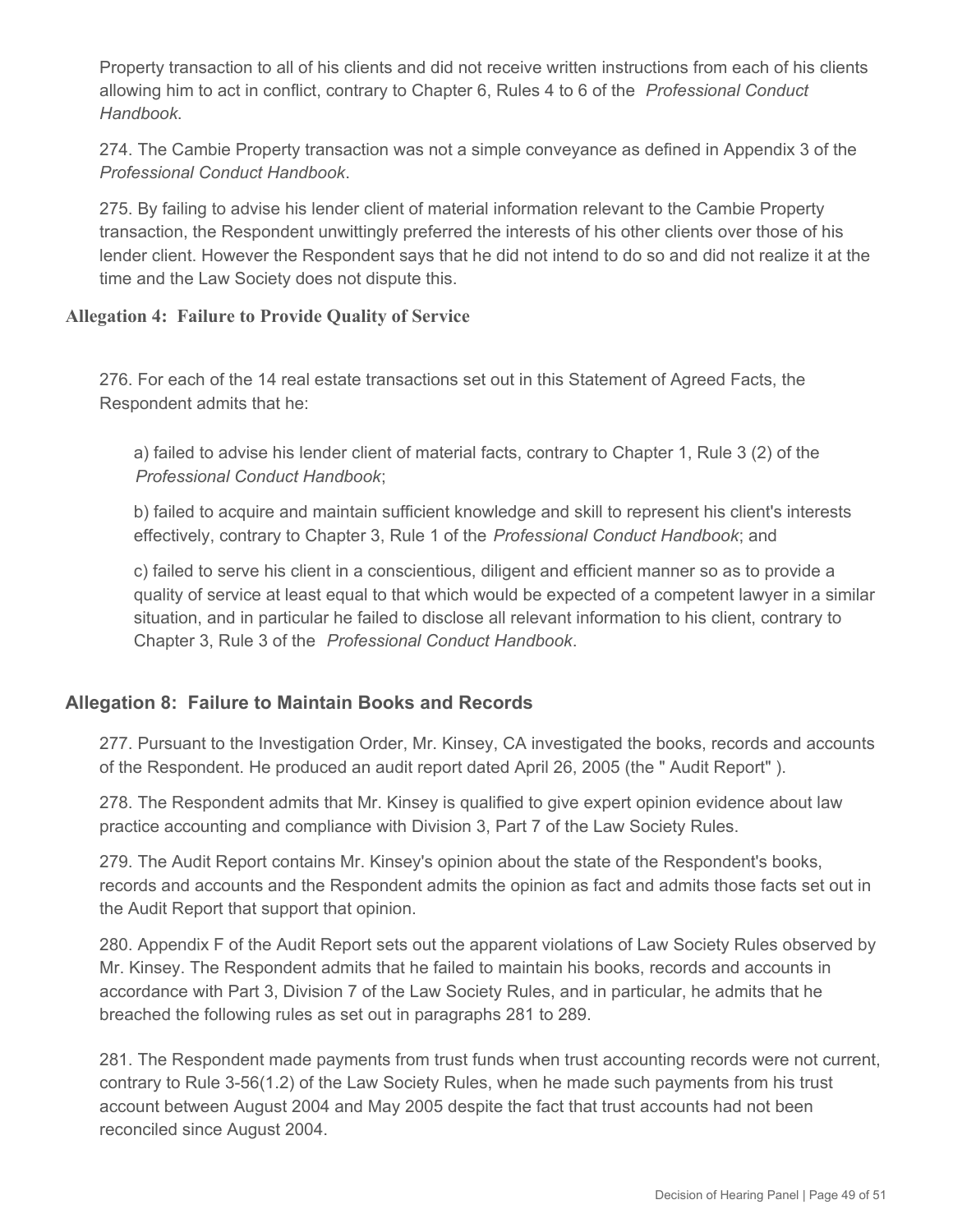Property transaction to all of his clients and did not receive written instructions from each of his clients allowing him to act in conflict, contrary to Chapter 6, Rules 4 to 6 of the *Professional Conduct Handbook*.

274. The Cambie Property transaction was not a simple conveyance as defined in Appendix 3 of the *Professional Conduct Handbook*.

275. By failing to advise his lender client of material information relevant to the Cambie Property transaction, the Respondent unwittingly preferred the interests of his other clients over those of his lender client. However the Respondent says that he did not intend to do so and did not realize it at the time and the Law Society does not dispute this.

### Allegation 4: Failure to Provide Quality of Service

276. For each of the 14 real estate transactions set out in this Statement of Agreed Facts, the Respondent admits that he:

a) failed to advise his lender client of material facts, contrary to Chapter 1, Rule 3 (2) of the *Professional Conduct Handbook*;

b) failed to acquire and maintain sufficient knowledge and skill to represent his client's interests effectively, contrary to Chapter 3, Rule 1 of the *Professional Conduct Handbook*; and

c) failed to serve his client in a conscientious, diligent and efficient manner so as to provide a quality of service at least equal to that which would be expected of a competent lawyer in a similar situation, and in particular he failed to disclose all relevant information to his client, contrary to Chapter 3, Rule 3 of the *Professional Conduct Handbook*.

### Allegation 8: Failure to Maintain Books and Records

277. Pursuant to the Investigation Order, Mr. Kinsey, CA investigated the books, records and accounts of the Respondent. He produced an audit report dated April 26, 2005 (the " Audit Report" ).

278. The Respondent admits that Mr. Kinsey is qualified to give expert opinion evidence about law practice accounting and compliance with Division 3, Part 7 of the Law Society Rules.

279. The Audit Report contains Mr. Kinsey's opinion about the state of the Respondent's books, records and accounts and the Respondent admits the opinion as fact and admits those facts set out in the Audit Report that support that opinion.

280. Appendix F of the Audit Report sets out the apparent violations of Law Society Rules observed by Mr. Kinsey. The Respondent admits that he failed to maintain his books, records and accounts in accordance with Part 3, Division 7 of the Law Society Rules, and in particular, he admits that he breached the following rules as set out in paragraphs 281 to 289.

281. The Respondent made payments from trust funds when trust accounting records were not current, contrary to Rule 3-56(1.2) of the Law Society Rules, when he made such payments from his trust account between August 2004 and May 2005 despite the fact that trust accounts had not been reconciled since August 2004.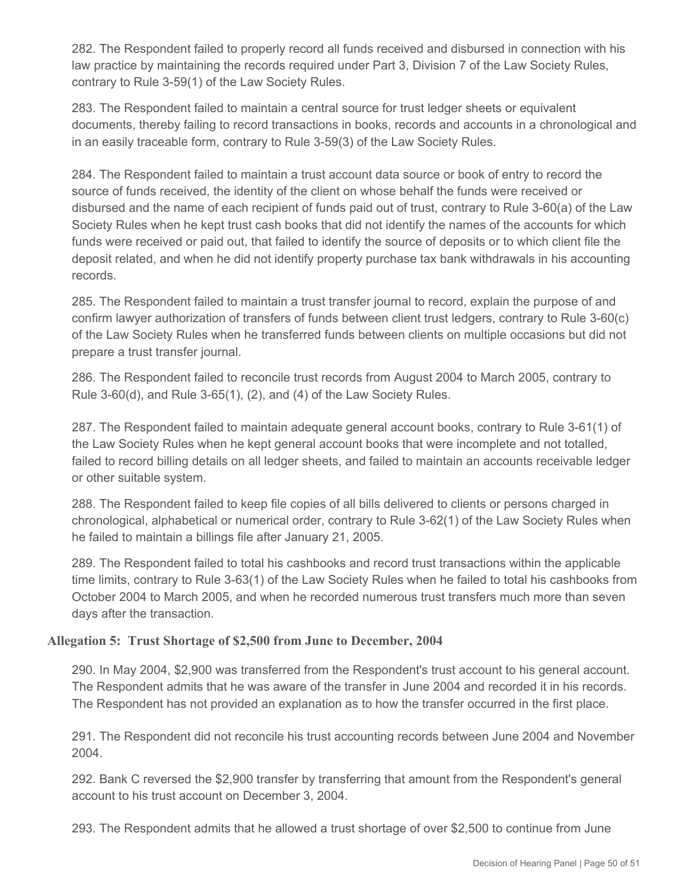282. The Respondent failed to properly record all funds received and disbursed in connection with his law practice by maintaining the records required under Part 3, Division 7 of the Law Society Rules, contrary to Rule 3-59(1) of the Law Society Rules.

283. The Respondent failed to maintain a central source for trust ledger sheets or equivalent documents, thereby failing to record transactions in books, records and accounts in a chronological and in an easily traceable form, contrary to Rule 3-59(3) of the Law Society Rules.

284. The Respondent failed to maintain a trust account data source or book of entry to record the source of funds received, the identity of the client on whose behalf the funds were received or disbursed and the name of each recipient of funds paid out of trust, contrary to Rule 3-60(a) of the Law Society Rules when he kept trust cash books that did not identify the names of the accounts for which funds were received or paid out, that failed to identify the source of deposits or to which client file the deposit related, and when he did not identify property purchase tax bank withdrawals in his accounting records.

285. The Respondent failed to maintain a trust transfer journal to record, explain the purpose of and confirm lawyer authorization of transfers of funds between client trust ledgers, contrary to Rule 3-60(c) of the Law Society Rules when he transferred funds between clients on multiple occasions but did not prepare a trust transfer journal.

286. The Respondent failed to reconcile trust records from August 2004 to March 2005, contrary to Rule 3-60(d), and Rule 3-65(1), (2), and (4) of the Law Society Rules.

287. The Respondent failed to maintain adequate general account books, contrary to Rule 3-61(1) of the Law Society Rules when he kept general account books that were incomplete and not totalled, failed to record billing details on all ledger sheets, and failed to maintain an accounts receivable ledger or other suitable system.

288. The Respondent failed to keep file copies of all bills delivered to clients or persons charged in chronological, alphabetical or numerical order, contrary to Rule 3-62(1) of the Law Society Rules when he failed to maintain a billings file after January 21, 2005.

289. The Respondent failed to total his cashbooks and record trust transactions within the applicable time limits, contrary to Rule 3-63(1) of the Law Society Rules when he failed to total his cashbooks from October 2004 to March 2005, and when he recorded numerous trust transfers much more than seven days after the transaction.

### Allegation 5: Trust Shortage of $2,500 from June to December, 2004

290. In May 2004, $2,900 was transferred from the Respondent's trust account to his general account. The Respondent admits that he was aware of the transfer in June 2004 and recorded it in his records. The Respondent has not provided an explanation as to how the transfer occurred in the first place.

291. The Respondent did not reconcile his trust accounting records between June 2004 and November 2004.

292. Bank C reversed the $2,900 transfer by transferring that amount from the Respondent's general account to his trust account on December 3, 2004.

293. The Respondent admits that he allowed a trust shortage of over $2,500 to continue from June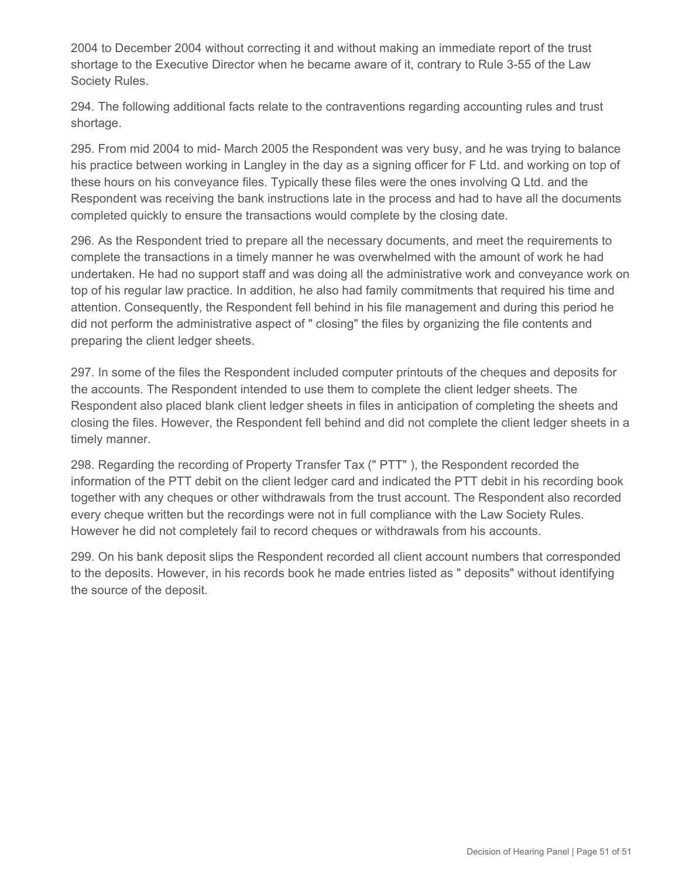2004 to December 2004 without correcting it and without making an immediate report of the trust shortage to the Executive Director when he became aware of it, contrary to Rule 3-55 of the Law Society Rules.

294. The following additional facts relate to the contraventions regarding accounting rules and trust shortage.

295. From mid 2004 to mid- March 2005 the Respondent was very busy, and he was trying to balance his practice between working in Langley in the day as a signing officer for F Ltd. and working on top of these hours on his conveyance files. Typically these files were the ones involving Q Ltd. and the Respondent was receiving the bank instructions late in the process and had to have all the documents completed quickly to ensure the transactions would complete by the closing date.

296. As the Respondent tried to prepare all the necessary documents, and meet the requirements to complete the transactions in a timely manner he was overwhelmed with the amount of work he had undertaken. He had no support staff and was doing all the administrative work and conveyance work on top of his regular law practice. In addition, he also had family commitments that required his time and attention. Consequently, the Respondent fell behind in his file management and during this period he did not perform the administrative aspect of " closing" the files by organizing the file contents and preparing the client ledger sheets.

297. In some of the files the Respondent included computer printouts of the cheques and deposits for the accounts. The Respondent intended to use them to complete the client ledger sheets. The Respondent also placed blank client ledger sheets in files in anticipation of completing the sheets and closing the files. However, the Respondent fell behind and did not complete the client ledger sheets in a timely manner.

298. Regarding the recording of Property Transfer Tax (" PTT" ), the Respondent recorded the information of the PTT debit on the client ledger card and indicated the PTT debit in his recording book together with any cheques or other withdrawals from the trust account. The Respondent also recorded every cheque written but the recordings were not in full compliance with the Law Society Rules. However he did not completely fail to record cheques or withdrawals from his accounts.

299. On his bank deposit slips the Respondent recorded all client account numbers that corresponded to the deposits. However, in his records book he made entries listed as " deposits" without identifying the source of the deposit.